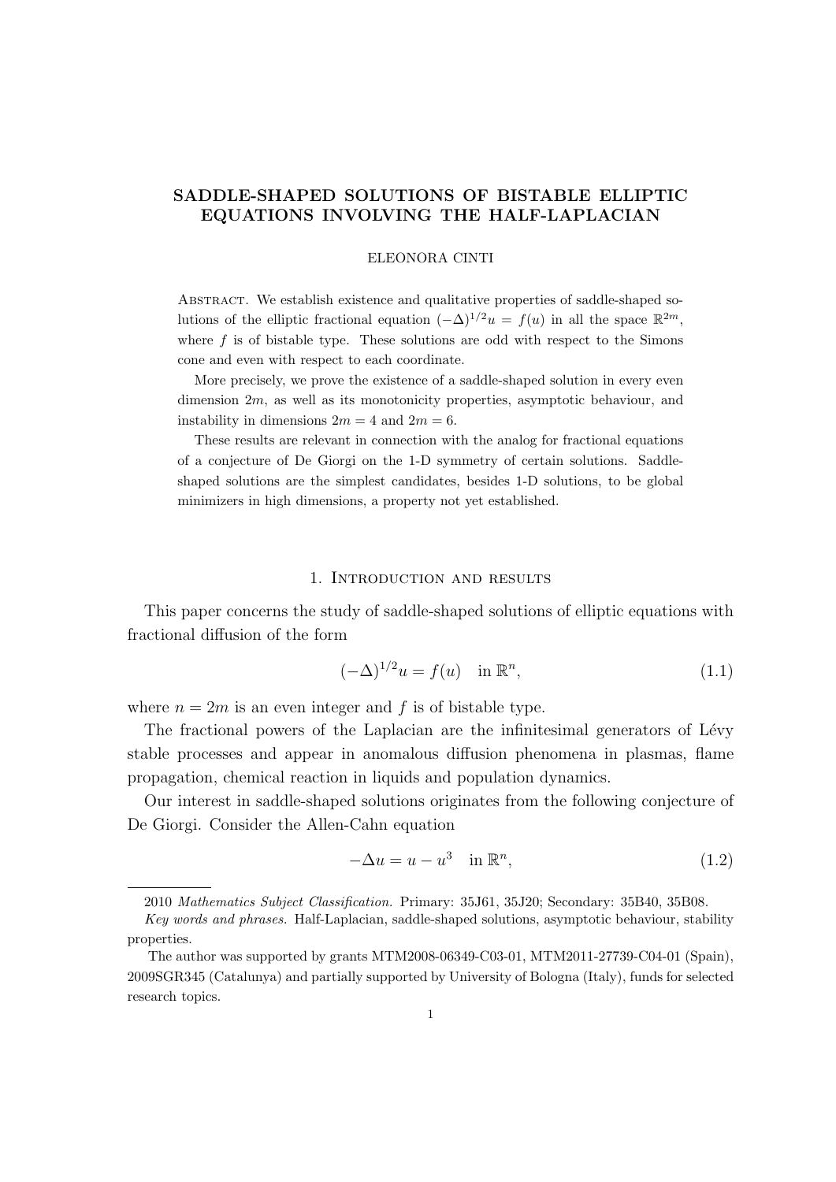# SADDLE-SHAPED SOLUTIONS OF BISTABLE ELLIPTIC EQUATIONS INVOLVING THE HALF-LAPLACIAN

ELEONORA CINTI

Abstract. We establish existence and qualitative properties of saddle-shaped solutions of the elliptic fractional equation $(-\Delta)^{1/2}u = f(u)$ in all the space $\mathbb{R}^{2m}$, where $f$ is of bistable type. These solutions are odd with respect to the Simons cone and even with respect to each coordinate.

More precisely, we prove the existence of a saddle-shaped solution in every even dimension $2m$, as well as its monotonicity properties, asymptotic behaviour, and instability in dimensions $2m = 4$ and $2m = 6$.

These results are relevant in connection with the analog for fractional equations of a conjecture of De Giorgi on the 1-D symmetry of certain solutions. Saddle-shaped solutions are the simplest candidates, besides 1-D solutions, to be global minimizers in high dimensions, a property not yet established.

## 1. Introduction and results

This paper concerns the study of saddle-shaped solutions of elliptic equations with fractional diffusion of the form

$$(-\Delta)^{1/2}u = f(u) \quad \text{in } \mathbb{R}^n, \tag{1.1}$$

where $n = 2m$ is an even integer and $f$ is of bistable type.

The fractional powers of the Laplacian are the infinitesimal generators of Lévy stable processes and appear in anomalous diffusion phenomena in plasmas, flame propagation, chemical reaction in liquids and population dynamics.

Our interest in saddle-shaped solutions originates from the following conjecture of De Giorgi. Consider the Allen-Cahn equation

$$-\Delta u = u - u^3 \quad \text{in } \mathbb{R}^n, \tag{1.2}$$

---

2010 *Mathematics Subject Classification.* Primary: 35J61, 35J20; Secondary: 35B40, 35B08.

*Key words and phrases.* Half-Laplacian, saddle-shaped solutions, asymptotic behaviour, stability properties.

The author was supported by grants MTM2008-06349-C03-01, MTM2011-27739-C04-01 (Spain), 2009SGR345 (Catalunya) and partially supported by University of Bologna (Italy), funds for selected research topics.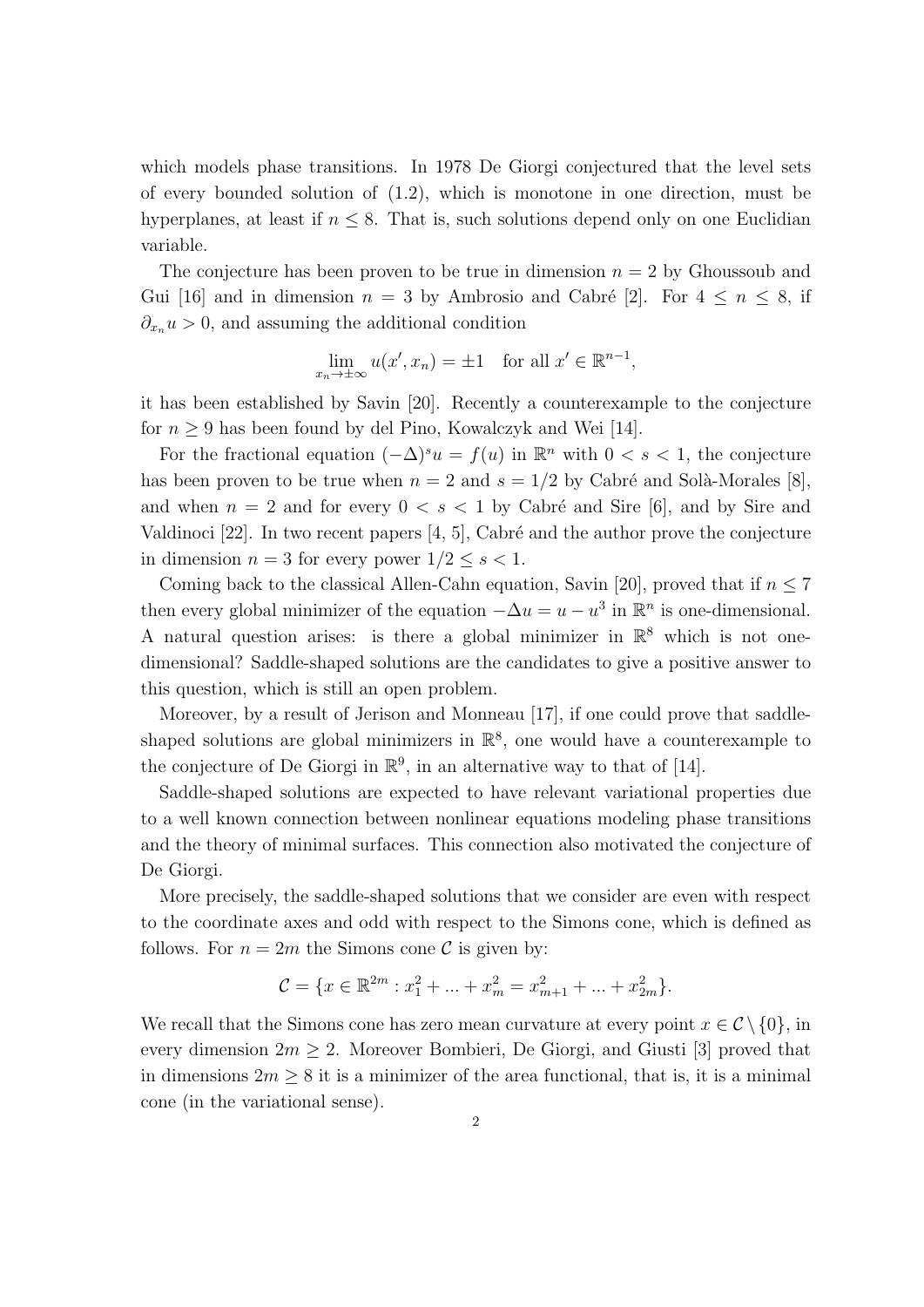which models phase transitions. In 1978 De Giorgi conjectured that the level sets of every bounded solution of (1.2), which is monotone in one direction, must be hyperplanes, at least if $n \leq 8$. That is, such solutions depend only on one Euclidian variable.

The conjecture has been proven to be true in dimension $n = 2$ by Ghoussoub and Gui [16] and in dimension $n = 3$ by Ambrosio and Cabré [2]. For $4 \leq n \leq 8$, if $\partial_{x_n} u > 0$, and assuming the additional condition

$$\lim_{x_n \to \pm\infty} u(x', x_n) = \pm 1 \quad \text{for all } x' \in \mathbb{R}^{n-1},$$

it has been established by Savin [20]. Recently a counterexample to the conjecture for $n \geq 9$ has been found by del Pino, Kowalczyk and Wei [14].

For the fractional equation $(-\Delta)^s u = f(u)$ in $\mathbb{R}^n$ with $0 < s < 1$, the conjecture has been proven to be true when $n = 2$ and $s = 1/2$ by Cabré and Solà-Morales [8], and when $n = 2$ and for every $0 < s < 1$ by Cabré and Sire [6], and by Sire and Valdinoci [22]. In two recent papers [4, 5], Cabré and the author prove the conjecture in dimension $n = 3$ for every power $1/2 \leq s < 1$.

Coming back to the classical Allen-Cahn equation, Savin [20], proved that if $n \leq 7$ then every global minimizer of the equation $-\Delta u = u - u^3$ in $\mathbb{R}^n$ is one-dimensional. A natural question arises: is there a global minimizer in $\mathbb{R}^8$ which is not one-dimensional? Saddle-shaped solutions are the candidates to give a positive answer to this question, which is still an open problem.

Moreover, by a result of Jerison and Monneau [17], if one could prove that saddle-shaped solutions are global minimizers in $\mathbb{R}^8$, one would have a counterexample to the conjecture of De Giorgi in $\mathbb{R}^9$, in an alternative way to that of [14].

Saddle-shaped solutions are expected to have relevant variational properties due to a well known connection between nonlinear equations modeling phase transitions and the theory of minimal surfaces. This connection also motivated the conjecture of De Giorgi.

More precisely, the saddle-shaped solutions that we consider are even with respect to the coordinate axes and odd with respect to the Simons cone, which is defined as follows. For $n = 2m$ the Simons cone $\mathcal{C}$ is given by:

$$\mathcal{C} = \{x \in \mathbb{R}^{2m} : x_1^2 + ... + x_m^2 = x_{m+1}^2 + ... + x_{2m}^2\}.$$

We recall that the Simons cone has zero mean curvature at every point $x \in \mathcal{C} \setminus \{0\}$, in every dimension $2m \geq 2$. Moreover Bombieri, De Giorgi, and Giusti [3] proved that in dimensions $2m \geq 8$ it is a minimizer of the area functional, that is, it is a minimal cone (in the variational sense).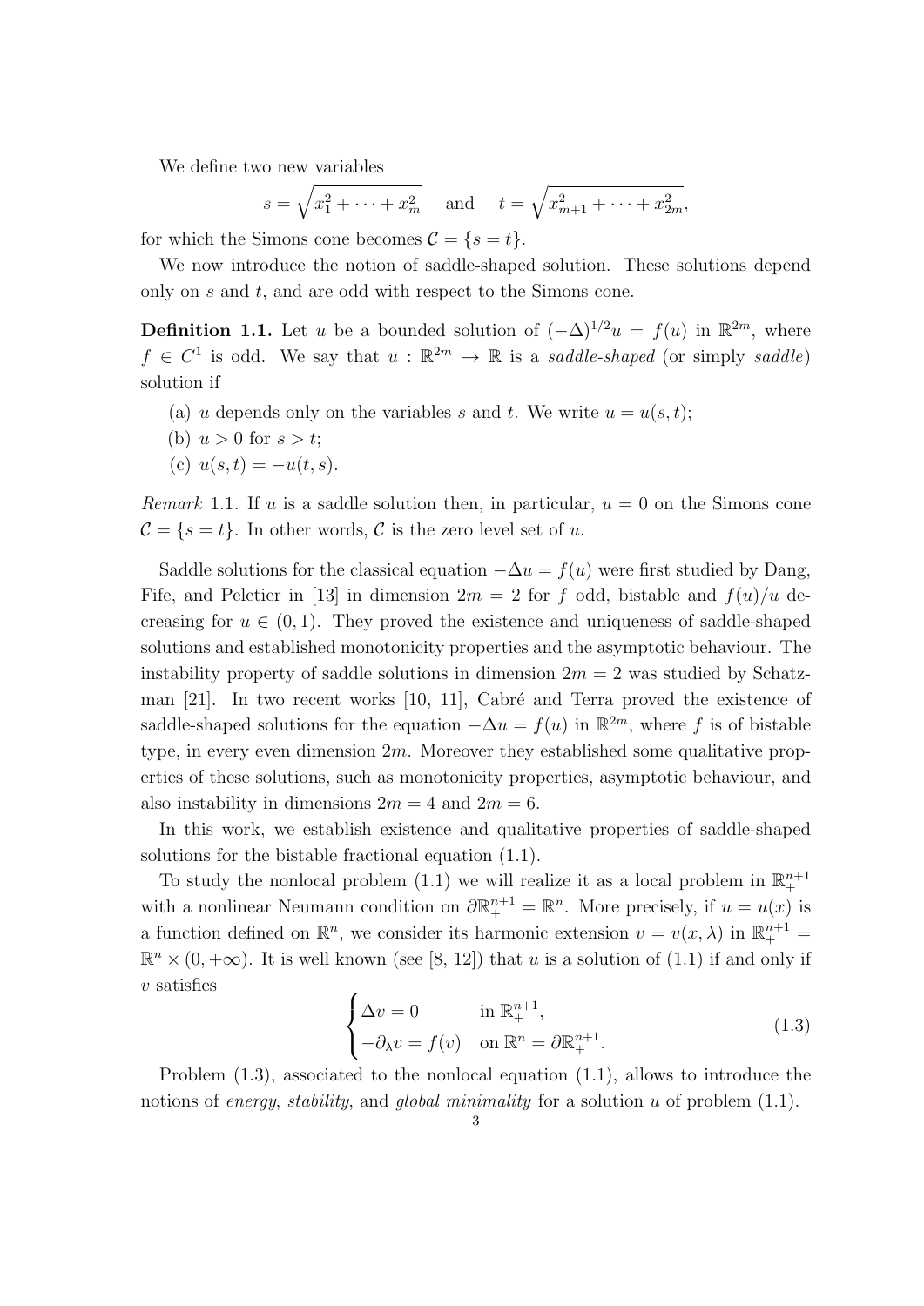We define two new variables

$$s = \sqrt{x_1^2 + \cdots + x_m^2} \quad \text{and} \quad t = \sqrt{x_{m+1}^2 + \cdots + x_{2m}^2},$$

for which the Simons cone becomes $\mathcal{C} = \{s = t\}$.

We now introduce the notion of saddle-shaped solution. These solutions depend only on $s$ and $t$, and are odd with respect to the Simons cone.

**Definition 1.1.** Let $u$ be a bounded solution of $(-\Delta)^{1/2}u = f(u)$ in $\mathbb{R}^{2m}$, where $f \in C^1$ is odd. We say that $u : \mathbb{R}^{2m} \to \mathbb{R}$ is a *saddle-shaped* (or simply *saddle*) solution if

- (a) $u$ depends only on the variables $s$ and $t$. We write $u = u(s,t)$;
- (b) $u > 0$ for $s > t$;
- (c) $u(s,t) = -u(t,s)$.

*Remark* 1.1. If $u$ is a saddle solution then, in particular, $u = 0$ on the Simons cone $\mathcal{C} = \{s = t\}$. In other words, $\mathcal{C}$ is the zero level set of $u$.

Saddle solutions for the classical equation $-\Delta u = f(u)$ were first studied by Dang, Fife, and Peletier in [13] in dimension $2m = 2$ for $f$ odd, bistable and $f(u)/u$ decreasing for $u \in (0,1)$. They proved the existence and uniqueness of saddle-shaped solutions and established monotonicity properties and the asymptotic behaviour. The instability property of saddle solutions in dimension $2m = 2$ was studied by Schatzman [21]. In two recent works [10, 11], Cabré and Terra proved the existence of saddle-shaped solutions for the equation $-\Delta u = f(u)$ in $\mathbb{R}^{2m}$, where $f$ is of bistable type, in every even dimension $2m$. Moreover they established some qualitative properties of these solutions, such as monotonicity properties, asymptotic behaviour, and also instability in dimensions $2m = 4$ and $2m = 6$.

In this work, we establish existence and qualitative properties of saddle-shaped solutions for the bistable fractional equation (1.1).

To study the nonlocal problem (1.1) we will realize it as a local problem in $\mathbb{R}^{n+1}_+$ with a nonlinear Neumann condition on $\partial\mathbb{R}^{n+1}_+ = \mathbb{R}^n$. More precisely, if $u = u(x)$ is a function defined on $\mathbb{R}^n$, we consider its harmonic extension $v = v(x,\lambda)$ in $\mathbb{R}^{n+1}_+ = \mathbb{R}^n \times (0,+\infty)$. It is well known (see [8, 12]) that $u$ is a solution of (1.1) if and only if $v$ satisfies

$$\begin{cases} \Delta v = 0 & \text{in } \mathbb{R}^{n+1}_+, \\ -\partial_\lambda v = f(v) & \text{on } \mathbb{R}^n = \partial\mathbb{R}^{n+1}_+. \end{cases} \tag{1.3}$$

Problem (1.3), associated to the nonlocal equation (1.1), allows to introduce the notions of *energy*, *stability*, and *global minimality* for a solution $u$ of problem (1.1).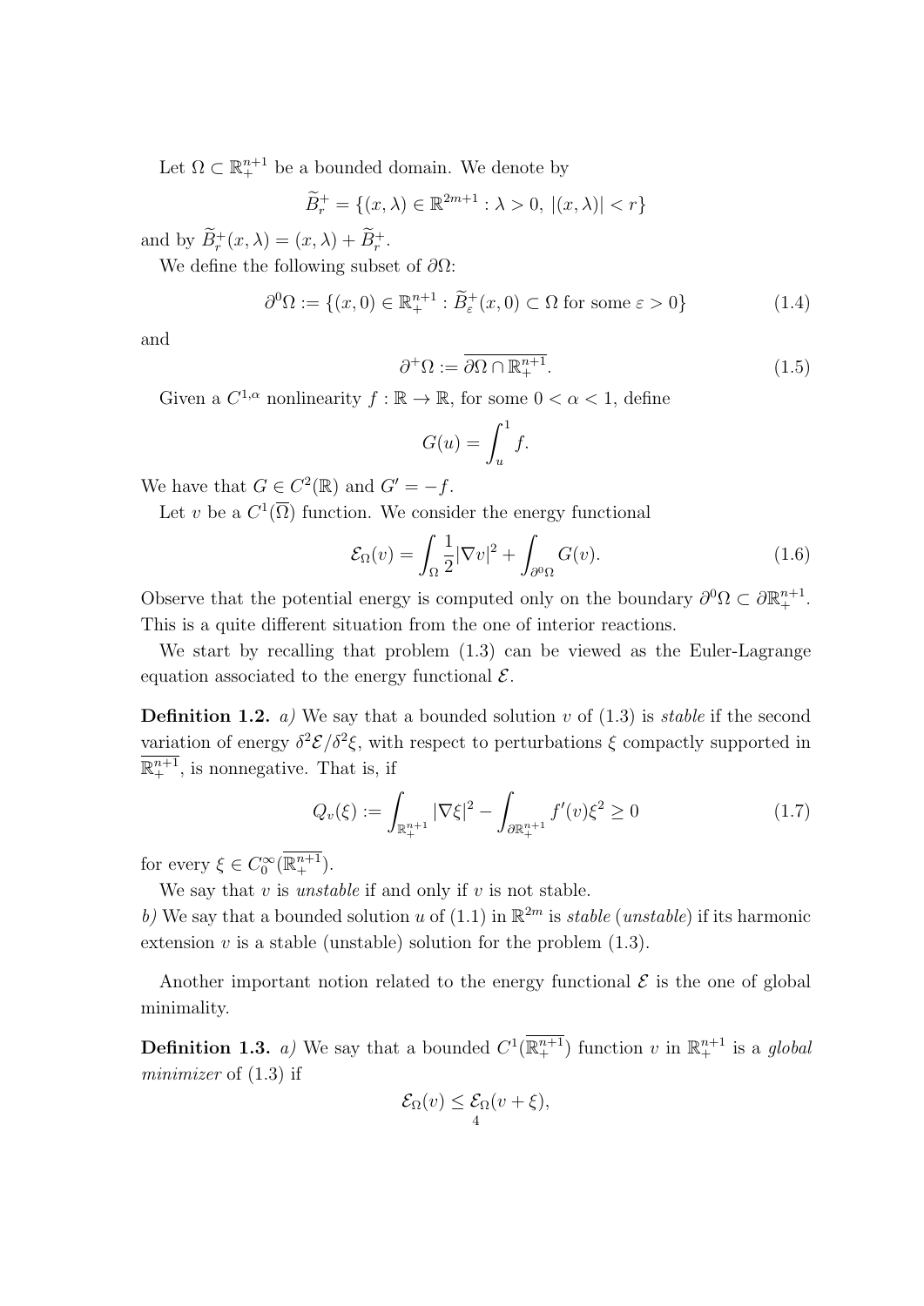Let $\Omega \subset \mathbb{R}^{n+1}_+$ be a bounded domain. We denote by

$$\widetilde{B}^+_r = \{(x,\lambda) \in \mathbb{R}^{2m+1} : \lambda > 0,\ |(x,\lambda)| < r\}$$

and by $\widetilde{B}^+_r(x,\lambda) = (x,\lambda) + \widetilde{B}^+_r$.

We define the following subset of $\partial\Omega$:

$$\partial^0\Omega := \{(x,0) \in \mathbb{R}^{n+1}_+ : \widetilde{B}^+_\varepsilon(x,0) \subset \Omega \text{ for some } \varepsilon > 0\} \tag{1.4}$$

and

$$\partial^+\Omega := \overline{\partial\Omega \cap \mathbb{R}^{n+1}_+}. \tag{1.5}$$

Given a $C^{1,\alpha}$ nonlinearity $f : \mathbb{R} \to \mathbb{R}$, for some $0 < \alpha < 1$, define

$$G(u) = \int_u^1 f.$$

We have that $G \in C^2(\mathbb{R})$ and $G' = -f$.

Let $v$ be a $C^1(\overline{\Omega})$ function. We consider the energy functional

$$\mathcal{E}_\Omega(v) = \int_\Omega \frac{1}{2}|\nabla v|^2 + \int_{\partial^0\Omega} G(v). \tag{1.6}$$

Observe that the potential energy is computed only on the boundary $\partial^0\Omega \subset \partial\mathbb{R}^{n+1}_+$. This is a quite different situation from the one of interior reactions.

We start by recalling that problem (1.3) can be viewed as the Euler-Lagrange equation associated to the energy functional $\mathcal{E}$.

**Definition 1.2.** *a)* We say that a bounded solution $v$ of (1.3) is *stable* if the second variation of energy $\delta^2\mathcal{E}/\delta^2\xi$, with respect to perturbations $\xi$ compactly supported in $\overline{\mathbb{R}^{n+1}_+}$, is nonnegative. That is, if

$$Q_v(\xi) := \int_{\mathbb{R}^{n+1}_+} |\nabla\xi|^2 - \int_{\partial\mathbb{R}^{n+1}_+} f'(v)\xi^2 \geq 0 \tag{1.7}$$

for every $\xi \in C_0^\infty(\overline{\mathbb{R}^{n+1}_+})$.

We say that $v$ is *unstable* if and only if $v$ is not stable.

*b)* We say that a bounded solution $u$ of (1.1) in $\mathbb{R}^{2m}$ is *stable* (*unstable*) if its harmonic extension $v$ is a stable (unstable) solution for the problem (1.3).

Another important notion related to the energy functional $\mathcal{E}$ is the one of global minimality.

**Definition 1.3.** *a)* We say that a bounded $C^1(\overline{\mathbb{R}^{n+1}_+})$ function $v$ in $\mathbb{R}^{n+1}_+$ is a *global minimizer* of (1.3) if

$$\mathcal{E}_\Omega(v) \leq \mathcal{E}_\Omega(v+\xi),$$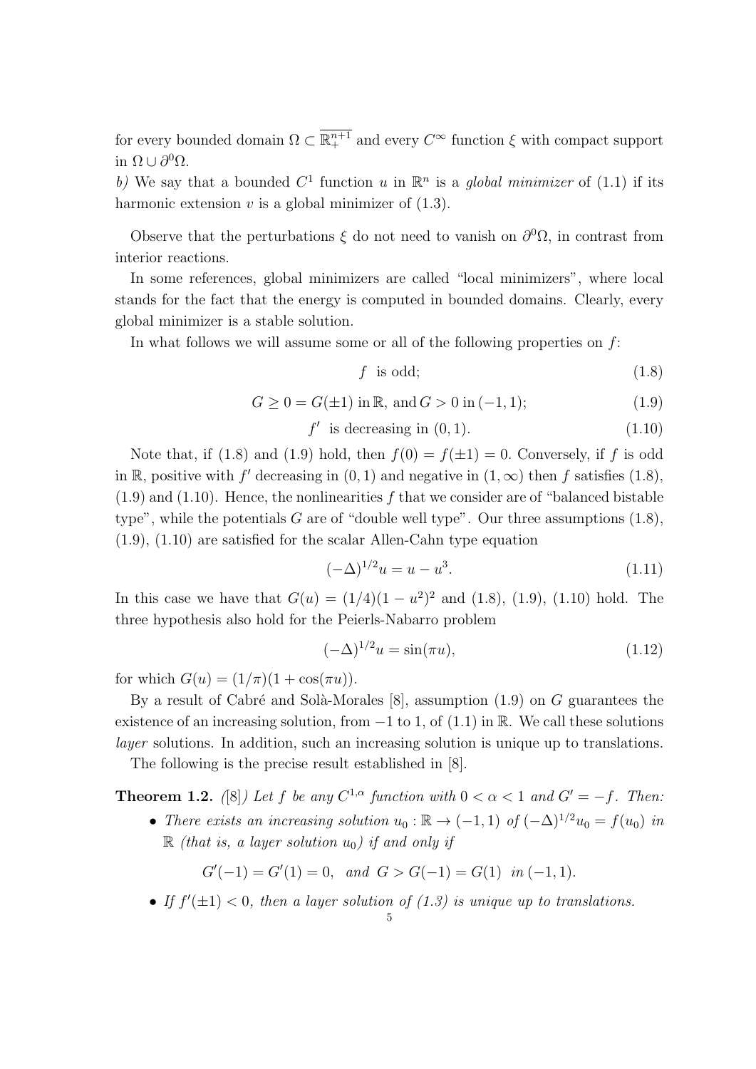for every bounded domain $\Omega \subset \overline{\mathbb{R}^{n+1}_+}$ and every $C^\infty$ function $\xi$ with compact support in $\Omega \cup \partial^0\Omega$.

*b)* We say that a bounded $C^1$ function $u$ in $\mathbb{R}^n$ is a *global minimizer* of (1.1) if its harmonic extension $v$ is a global minimizer of (1.3).

Observe that the perturbations $\xi$ do not need to vanish on $\partial^0\Omega$, in contrast from interior reactions.

In some references, global minimizers are called "local minimizers", where local stands for the fact that the energy is computed in bounded domains. Clearly, every global minimizer is a stable solution.

In what follows we will assume some or all of the following properties on $f$:

$$f \text{ is odd;} \tag{1.8}$$

$$G \geq 0 = G(\pm 1) \text{ in } \mathbb{R}, \text{ and } G > 0 \text{ in } (-1, 1); \tag{1.9}$$

$$f' \text{ is decreasing in } (0, 1). \tag{1.10}$$

Note that, if (1.8) and (1.9) hold, then $f(0) = f(\pm 1) = 0$. Conversely, if $f$ is odd in $\mathbb{R}$, positive with $f'$ decreasing in $(0, 1)$ and negative in $(1, \infty)$ then $f$ satisfies (1.8), (1.9) and (1.10). Hence, the nonlinearities $f$ that we consider are of "balanced bistable type", while the potentials $G$ are of "double well type". Our three assumptions (1.8), (1.9), (1.10) are satisfied for the scalar Allen-Cahn type equation

$$(-\Delta)^{1/2} u = u - u^3. \tag{1.11}$$

In this case we have that $G(u) = (1/4)(1 - u^2)^2$ and (1.8), (1.9), (1.10) hold. The three hypothesis also hold for the Peierls-Nabarro problem

$$(-\Delta)^{1/2} u = \sin(\pi u), \tag{1.12}$$

for which $G(u) = (1/\pi)(1 + \cos(\pi u))$.

By a result of Cabré and Solà-Morales [8], assumption (1.9) on $G$ guarantees the existence of an increasing solution, from $-1$ to 1, of (1.1) in $\mathbb{R}$. We call these solutions *layer* solutions. In addition, such an increasing solution is unique up to translations.

The following is the precise result established in [8].

**Theorem 1.2.** *([8]) Let $f$ be any $C^{1,\alpha}$ function with $0 < \alpha < 1$ and $G' = -f$. Then:*

- *There exists an increasing solution $u_0 : \mathbb{R} \to (-1, 1)$ of $(-\Delta)^{1/2} u_0 = f(u_0)$ in $\mathbb{R}$ (that is, a layer solution $u_0$) if and only if*

$$G'(-1) = G'(1) = 0, \quad \text{and} \quad G > G(-1) = G(1) \quad \text{in } (-1, 1).$$

- *If $f'(\pm 1) < 0$, then a layer solution of (1.3) is unique up to translations.*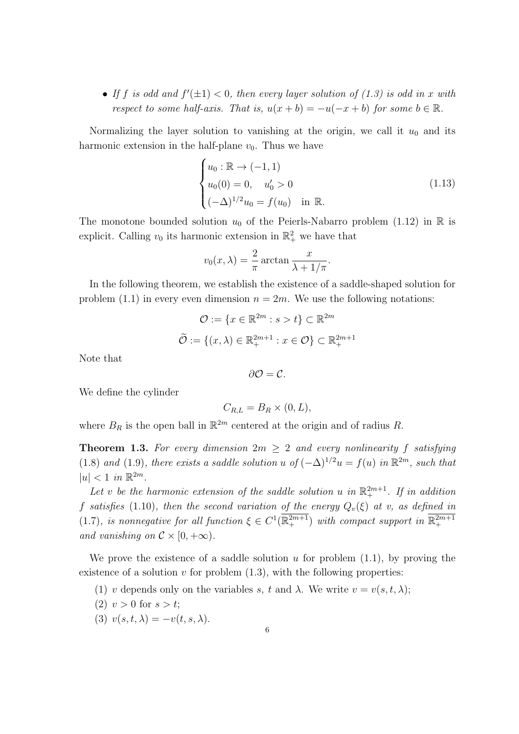- *If $f$ is odd and $f'(\pm 1) < 0$, then every layer solution of (1.3) is odd in $x$ with respect to some half-axis. That is, $u(x+b) = -u(-x+b)$ for some $b \in \mathbb{R}$.*

Normalizing the layer solution to vanishing at the origin, we call it $u_0$ and its harmonic extension in the half-plane $v_0$. Thus we have

$$\begin{cases} u_0 : \mathbb{R} \to (-1, 1) \\ u_0(0) = 0, \quad u_0' > 0 \\ (-\Delta)^{1/2} u_0 = f(u_0) \quad \text{in } \mathbb{R}. \end{cases} \tag{1.13}$$

The monotone bounded solution $u_0$ of the Peierls-Nabarro problem (1.12) in $\mathbb{R}$ is explicit. Calling $v_0$ its harmonic extension in $\mathbb{R}^2_+$ we have that

$$v_0(x, \lambda) = \frac{2}{\pi} \arctan \frac{x}{\lambda + 1/\pi}.$$

In the following theorem, we establish the existence of a saddle-shaped solution for problem (1.1) in every even dimension $n = 2m$. We use the following notations:

$$\mathcal{O} := \{x \in \mathbb{R}^{2m} : s > t\} \subset \mathbb{R}^{2m}$$

$$\widetilde{\mathcal{O}} := \{(x, \lambda) \in \mathbb{R}^{2m+1}_+ : x \in \mathcal{O}\} \subset \mathbb{R}^{2m+1}_+$$

Note that

$$\partial \mathcal{O} = \mathcal{C}.$$

We define the cylinder

$$C_{R,L} = B_R \times (0, L),$$

where $B_R$ is the open ball in $\mathbb{R}^{2m}$ centered at the origin and of radius $R$.

**Theorem 1.3.** *For every dimension $2m \geq 2$ and every nonlinearity $f$ satisfying (1.8) and (1.9), there exists a saddle solution $u$ of $(-\Delta)^{1/2} u = f(u)$ in $\mathbb{R}^{2m}$, such that $|u| < 1$ in $\mathbb{R}^{2m}$.*

*Let $v$ be the harmonic extension of the saddle solution $u$ in $\mathbb{R}^{2m+1}_+$. If in addition $f$ satisfies (1.10), then the second variation of the energy $Q_v(\xi)$ at $v$, as defined in (1.7), is nonnegative for all function $\xi \in C^1(\overline{\mathbb{R}^{2m+1}_+})$ with compact support in $\overline{\mathbb{R}^{2m+1}_+}$ and vanishing on $\mathcal{C} \times [0, +\infty)$.*

We prove the existence of a saddle solution $u$ for problem (1.1), by proving the existence of a solution $v$ for problem (1.3), with the following properties:

(1) $v$ depends only on the variables $s$, $t$ and $\lambda$. We write $v = v(s, t, \lambda)$;

(2) $v > 0$ for $s > t$;

(3) $v(s, t, \lambda) = -v(t, s, \lambda)$.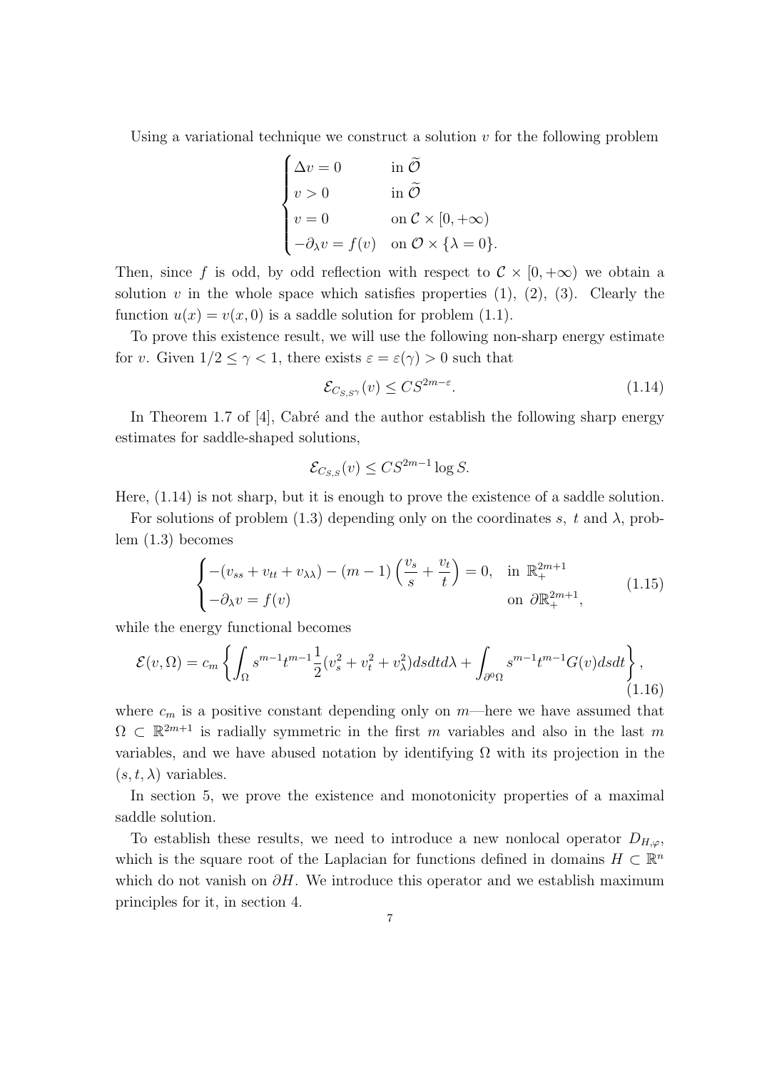Using a variational technique we construct a solution $v$ for the following problem

$$
\begin{cases}
\Delta v = 0 & \text{in } \widetilde{\mathcal{O}} \\
v > 0 & \text{in } \widetilde{\mathcal{O}} \\
v = 0 & \text{on } \mathcal{C} \times [0, +\infty) \\
-\partial_\lambda v = f(v) & \text{on } \mathcal{O} \times \{\lambda = 0\}.
\end{cases}
$$

Then, since $f$ is odd, by odd reflection with respect to $\mathcal{C} \times [0, +\infty)$ we obtain a solution $v$ in the whole space which satisfies properties (1), (2), (3). Clearly the function $u(x) = v(x, 0)$ is a saddle solution for problem (1.1).

To prove this existence result, we will use the following non-sharp energy estimate for $v$. Given $1/2 \leq \gamma < 1$, there exists $\varepsilon = \varepsilon(\gamma) > 0$ such that

$$
\mathcal{E}_{C_{S,S^\gamma}}(v) \leq CS^{2m-\varepsilon}. \tag{1.14}
$$

In Theorem 1.7 of [4], Cabré and the author establish the following sharp energy estimates for saddle-shaped solutions,

$$
\mathcal{E}_{C_{S,S}}(v) \leq CS^{2m-1} \log S.
$$

Here, (1.14) is not sharp, but it is enough to prove the existence of a saddle solution.

For solutions of problem (1.3) depending only on the coordinates $s$, $t$ and $\lambda$, problem (1.3) becomes

$$
\begin{cases}
-(v_{ss} + v_{tt} + v_{\lambda\lambda}) - (m-1)\left(\dfrac{v_s}{s} + \dfrac{v_t}{t}\right) = 0, & \text{in } \mathbb{R}^{2m+1}_+ \\
-\partial_\lambda v = f(v) & \text{on } \partial\mathbb{R}^{2m+1}_+,
\end{cases} \tag{1.15}
$$

while the energy functional becomes

$$
\mathcal{E}(v, \Omega) = c_m \left\{ \int_\Omega s^{m-1} t^{m-1} \frac{1}{2}(v_s^2 + v_t^2 + v_\lambda^2) ds dt d\lambda + \int_{\partial^0\Omega} s^{m-1} t^{m-1} G(v) ds dt \right\}, \tag{1.16}
$$

where $c_m$ is a positive constant depending only on $m$—here we have assumed that $\Omega \subset \mathbb{R}^{2m+1}$ is radially symmetric in the first $m$ variables and also in the last $m$ variables, and we have abused notation by identifying $\Omega$ with its projection in the $(s, t, \lambda)$ variables.

In section 5, we prove the existence and monotonicity properties of a maximal saddle solution.

To establish these results, we need to introduce a new nonlocal operator $D_{H,\varphi}$, which is the square root of the Laplacian for functions defined in domains $H \subset \mathbb{R}^n$ which do not vanish on $\partial H$. We introduce this operator and we establish maximum principles for it, in section 4.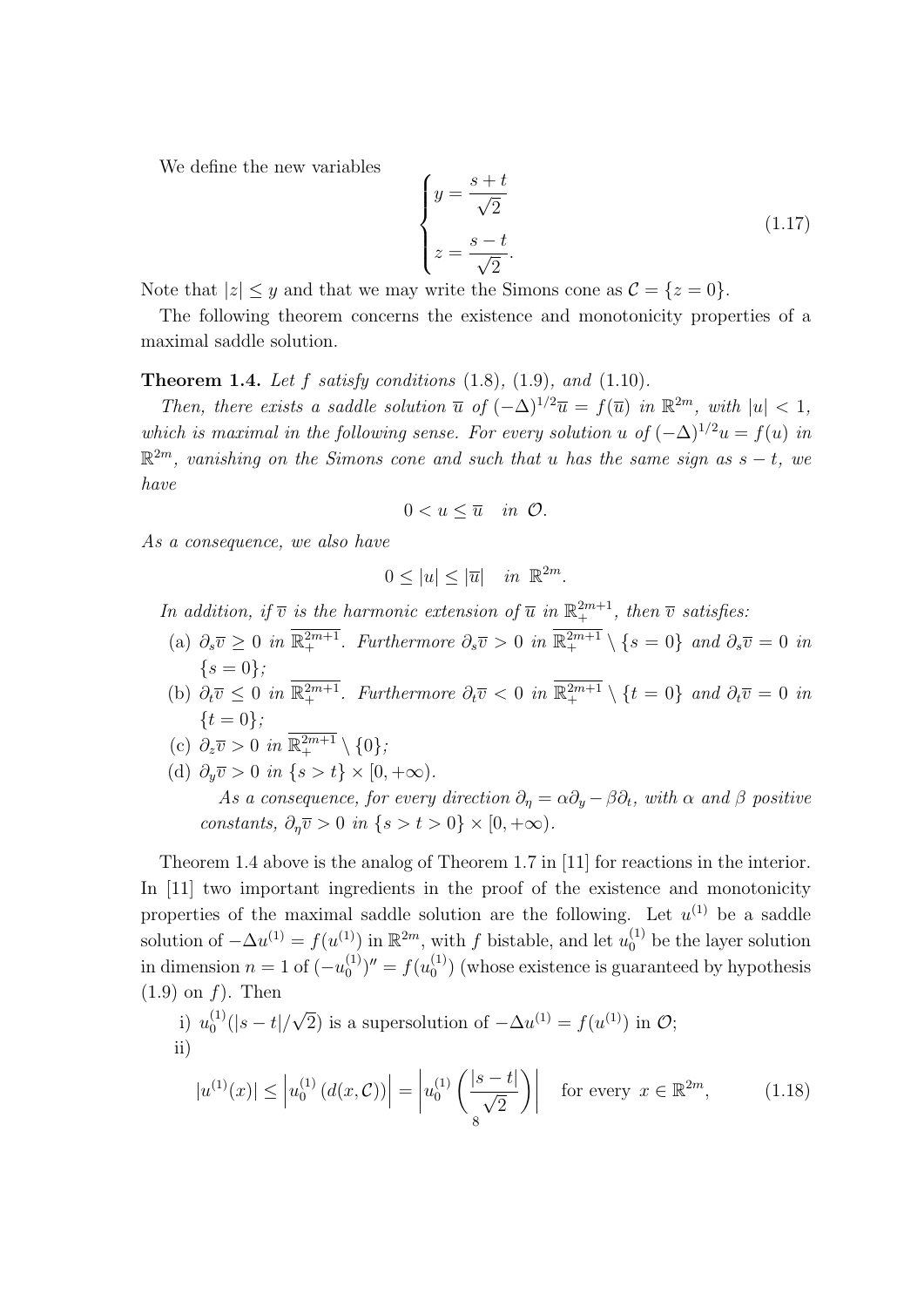We define the new variables

$$\begin{cases} y = \dfrac{s+t}{\sqrt{2}} \\ z = \dfrac{s-t}{\sqrt{2}}. \end{cases} \tag{1.17}$$

Note that $|z| \le y$ and that we may write the Simons cone as $\mathcal{C} = \{z = 0\}$.

The following theorem concerns the existence and monotonicity properties of a maximal saddle solution.

**Theorem 1.4.** *Let $f$ satisfy conditions* (1.8), (1.9), *and* (1.10).

*Then, there exists a saddle solution $\overline{u}$ of $(-\Delta)^{1/2}\overline{u} = f(\overline{u})$ in $\mathbb{R}^{2m}$, with $|u| < 1$, which is maximal in the following sense. For every solution $u$ of $(-\Delta)^{1/2}u = f(u)$ in $\mathbb{R}^{2m}$, vanishing on the Simons cone and such that $u$ has the same sign as $s - t$, we have*

$$0 < u \le \overline{u} \quad \text{in } \mathcal{O}.$$

*As a consequence, we also have*

$$0 \le |u| \le |\overline{u}| \quad \text{in } \mathbb{R}^{2m}.$$

*In addition, if $\overline{v}$ is the harmonic extension of $\overline{u}$ in $\mathbb{R}^{2m+1}_+$, then $\overline{v}$ satisfies:*

(a) *$\partial_s \overline{v} \ge 0$ in $\overline{\mathbb{R}^{2m+1}_+}$. Furthermore $\partial_s \overline{v} > 0$ in $\overline{\mathbb{R}^{2m+1}_+} \setminus \{s = 0\}$ and $\partial_s \overline{v} = 0$ in $\{s = 0\}$;*

(b) *$\partial_t \overline{v} \le 0$ in $\overline{\mathbb{R}^{2m+1}_+}$. Furthermore $\partial_t \overline{v} < 0$ in $\overline{\mathbb{R}^{2m+1}_+} \setminus \{t = 0\}$ and $\partial_t \overline{v} = 0$ in $\{t = 0\}$;*

(c) *$\partial_z \overline{v} > 0$ in $\overline{\mathbb{R}^{2m+1}_+} \setminus \{0\}$;*

(d) *$\partial_y \overline{v} > 0$ in $\{s > t\} \times [0, +\infty)$.*

*As a consequence, for every direction $\partial_\eta = \alpha \partial_y - \beta \partial_t$, with $\alpha$ and $\beta$ positive constants, $\partial_\eta \overline{v} > 0$ in $\{s > t > 0\} \times [0, +\infty)$.*

Theorem 1.4 above is the analog of Theorem 1.7 in [11] for reactions in the interior. In [11] two important ingredients in the proof of the existence and monotonicity properties of the maximal saddle solution are the following. Let $u^{(1)}$ be a saddle solution of $-\Delta u^{(1)} = f(u^{(1)})$ in $\mathbb{R}^{2m}$, with $f$ bistable, and let $u_0^{(1)}$ be the layer solution in dimension $n = 1$ of $(-u_0^{(1)})'' = f(u_0^{(1)})$ (whose existence is guaranteed by hypothesis (1.9) on $f$). Then

i) $u_0^{(1)}(|s-t|/\sqrt{2})$ is a supersolution of $-\Delta u^{(1)} = f(u^{(1)})$ in $\mathcal{O}$;

ii)

$$|u^{(1)}(x)| \le \left| u_0^{(1)}\left(d(x, \mathcal{C})\right) \right| = \left| u_0^{(1)}\left( \frac{|s-t|}{\sqrt{2}} \right) \right| \quad \text{for every } x \in \mathbb{R}^{2m}, \tag{1.18}$$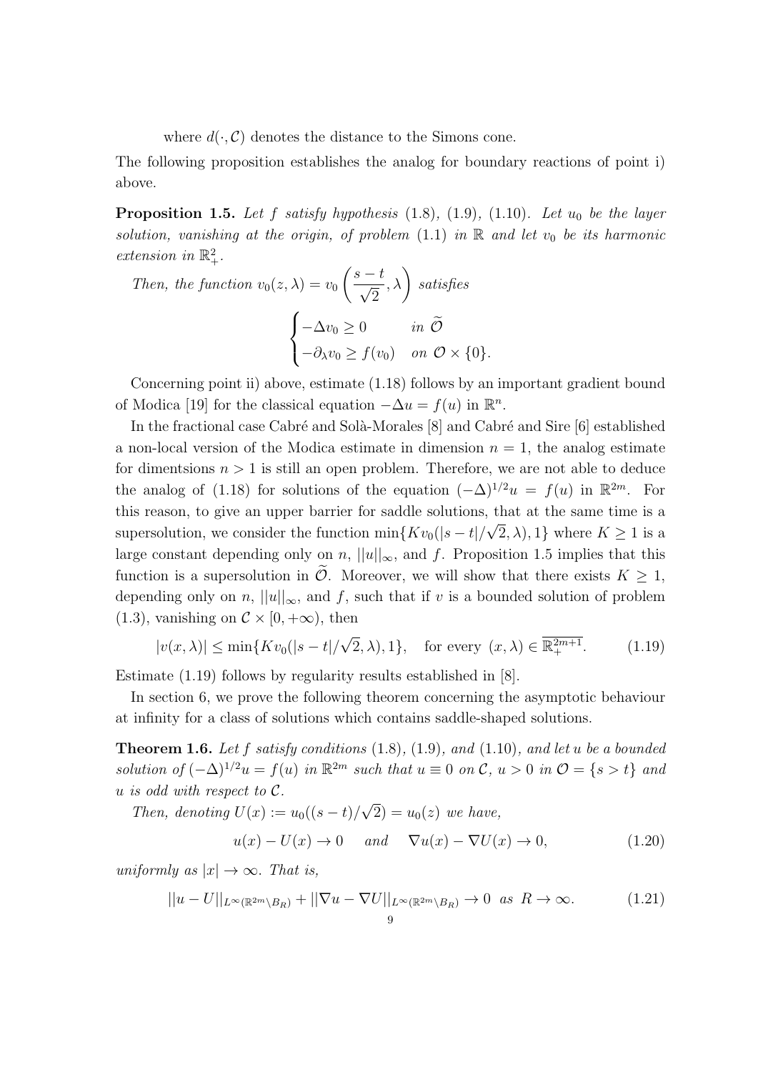where $d(\cdot, \mathcal{C})$ denotes the distance to the Simons cone.

The following proposition establishes the analog for boundary reactions of point i) above.

**Proposition 1.5.** *Let $f$ satisfy hypothesis (1.8), (1.9), (1.10). Let $u_0$ be the layer solution, vanishing at the origin, of problem (1.1) in $\mathbb{R}$ and let $v_0$ be its harmonic extension in $\mathbb{R}^2_+$.*

*Then, the function $v_0(z, \lambda) = v_0\left(\frac{s-t}{\sqrt{2}}, \lambda\right)$ satisfies*

$$
\begin{cases}
-\Delta v_0 \geq 0 & \text{in } \widetilde{\mathcal{O}} \\
-\partial_\lambda v_0 \geq f(v_0) & \text{on } \mathcal{O} \times \{0\}.
\end{cases}
$$

Concerning point ii) above, estimate (1.18) follows by an important gradient bound of Modica [19] for the classical equation $-\Delta u = f(u)$ in $\mathbb{R}^n$.

In the fractional case Cabré and Solà-Morales [8] and Cabré and Sire [6] established a non-local version of the Modica estimate in dimension $n = 1$, the analog estimate for dimentsions $n > 1$ is still an open problem. Therefore, we are not able to deduce the analog of (1.18) for solutions of the equation $(-\Delta)^{1/2} u = f(u)$ in $\mathbb{R}^{2m}$. For this reason, to give an upper barrier for saddle solutions, that at the same time is a supersolution, we consider the function $\min\{K v_0(|s-t|/\sqrt{2}, \lambda), 1\}$ where $K \geq 1$ is a large constant depending only on $n$, $||u||_\infty$, and $f$. Proposition 1.5 implies that this function is a supersolution in $\widetilde{\mathcal{O}}$. Moreover, we will show that there exists $K \geq 1$, depending only on $n$, $||u||_\infty$, and $f$, such that if $v$ is a bounded solution of problem (1.3), vanishing on $\mathcal{C} \times [0, +\infty)$, then

$$
|v(x, \lambda)| \leq \min\{K v_0(|s-t|/\sqrt{2}, \lambda), 1\}, \quad \text{for every } (x, \lambda) \in \overline{\mathbb{R}^{2m+1}_+}. \tag{1.19}
$$

Estimate (1.19) follows by regularity results established in [8].

In section 6, we prove the following theorem concerning the asymptotic behaviour at infinity for a class of solutions which contains saddle-shaped solutions.

**Theorem 1.6.** *Let $f$ satisfy conditions (1.8), (1.9), and (1.10), and let $u$ be a bounded solution of $(-\Delta)^{1/2} u = f(u)$ in $\mathbb{R}^{2m}$ such that $u \equiv 0$ on $\mathcal{C}$, $u > 0$ in $\mathcal{O} = \{s > t\}$ and $u$ is odd with respect to $\mathcal{C}$.*

*Then, denoting $U(x) := u_0((s-t)/\sqrt{2}) = u_0(z)$ we have,*

$$
u(x) - U(x) \to 0 \quad \text{and} \quad \nabla u(x) - \nabla U(x) \to 0, \tag{1.20}
$$

*uniformly as $|x| \to \infty$. That is,*

$$
||u - U||_{L^\infty(\mathbb{R}^{2m} \setminus B_R)} + ||\nabla u - \nabla U||_{L^\infty(\mathbb{R}^{2m} \setminus B_R)} \to 0 \ \text{ as } \ R \to \infty. \tag{1.21}
$$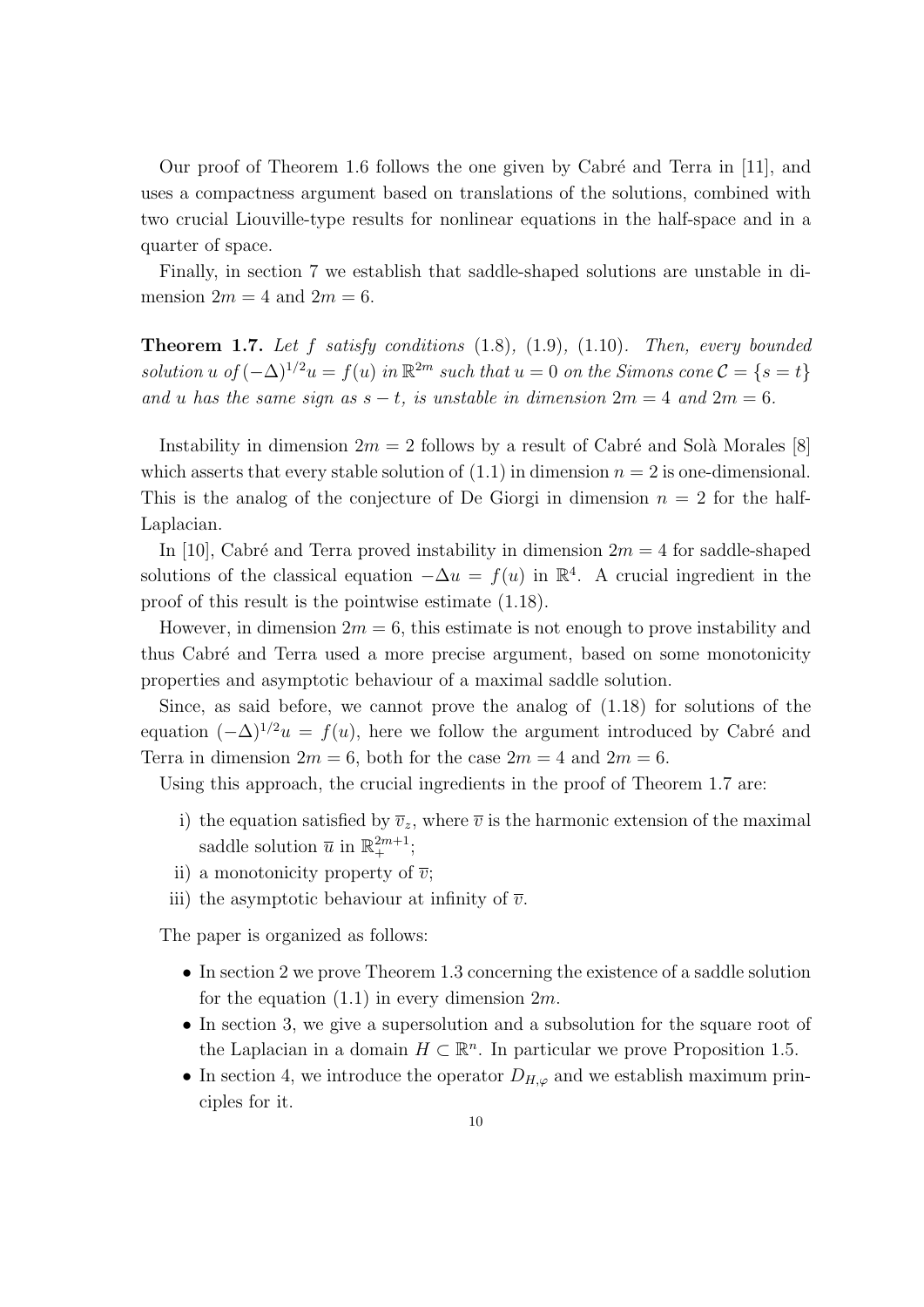Our proof of Theorem 1.6 follows the one given by Cabré and Terra in [11], and uses a compactness argument based on translations of the solutions, combined with two crucial Liouville-type results for nonlinear equations in the half-space and in a quarter of space.

Finally, in section 7 we establish that saddle-shaped solutions are unstable in dimension $2m = 4$ and $2m = 6$.

**Theorem 1.7.** *Let $f$ satisfy conditions* (1.8), (1.9), (1.10). *Then, every bounded solution $u$ of $(-\Delta)^{1/2}u = f(u)$ in $\mathbb{R}^{2m}$ such that $u = 0$ on the Simons cone $\mathcal{C} = \{s = t\}$ and $u$ has the same sign as $s - t$, is unstable in dimension $2m = 4$ and $2m = 6$.*

Instability in dimension $2m = 2$ follows by a result of Cabré and Solà Morales [8] which asserts that every stable solution of (1.1) in dimension $n = 2$ is one-dimensional. This is the analog of the conjecture of De Giorgi in dimension $n = 2$ for the half-Laplacian.

In [10], Cabré and Terra proved instability in dimension $2m = 4$ for saddle-shaped solutions of the classical equation $-\Delta u = f(u)$ in $\mathbb{R}^4$. A crucial ingredient in the proof of this result is the pointwise estimate (1.18).

However, in dimension $2m = 6$, this estimate is not enough to prove instability and thus Cabré and Terra used a more precise argument, based on some monotonicity properties and asymptotic behaviour of a maximal saddle solution.

Since, as said before, we cannot prove the analog of (1.18) for solutions of the equation $(-\Delta)^{1/2}u = f(u)$, here we follow the argument introduced by Cabré and Terra in dimension $2m = 6$, both for the case $2m = 4$ and $2m = 6$.

Using this approach, the crucial ingredients in the proof of Theorem 1.7 are:

i) the equation satisfied by $\overline{v}_z$, where $\overline{v}$ is the harmonic extension of the maximal saddle solution $\overline{u}$ in $\mathbb{R}^{2m+1}_+$;
ii) a monotonicity property of $\overline{v}$;
iii) the asymptotic behaviour at infinity of $\overline{v}$.

The paper is organized as follows:

- In section 2 we prove Theorem 1.3 concerning the existence of a saddle solution for the equation (1.1) in every dimension $2m$.
- In section 3, we give a supersolution and a subsolution for the square root of the Laplacian in a domain $H \subset \mathbb{R}^n$. In particular we prove Proposition 1.5.
- In section 4, we introduce the operator $D_{H,\varphi}$ and we establish maximum principles for it.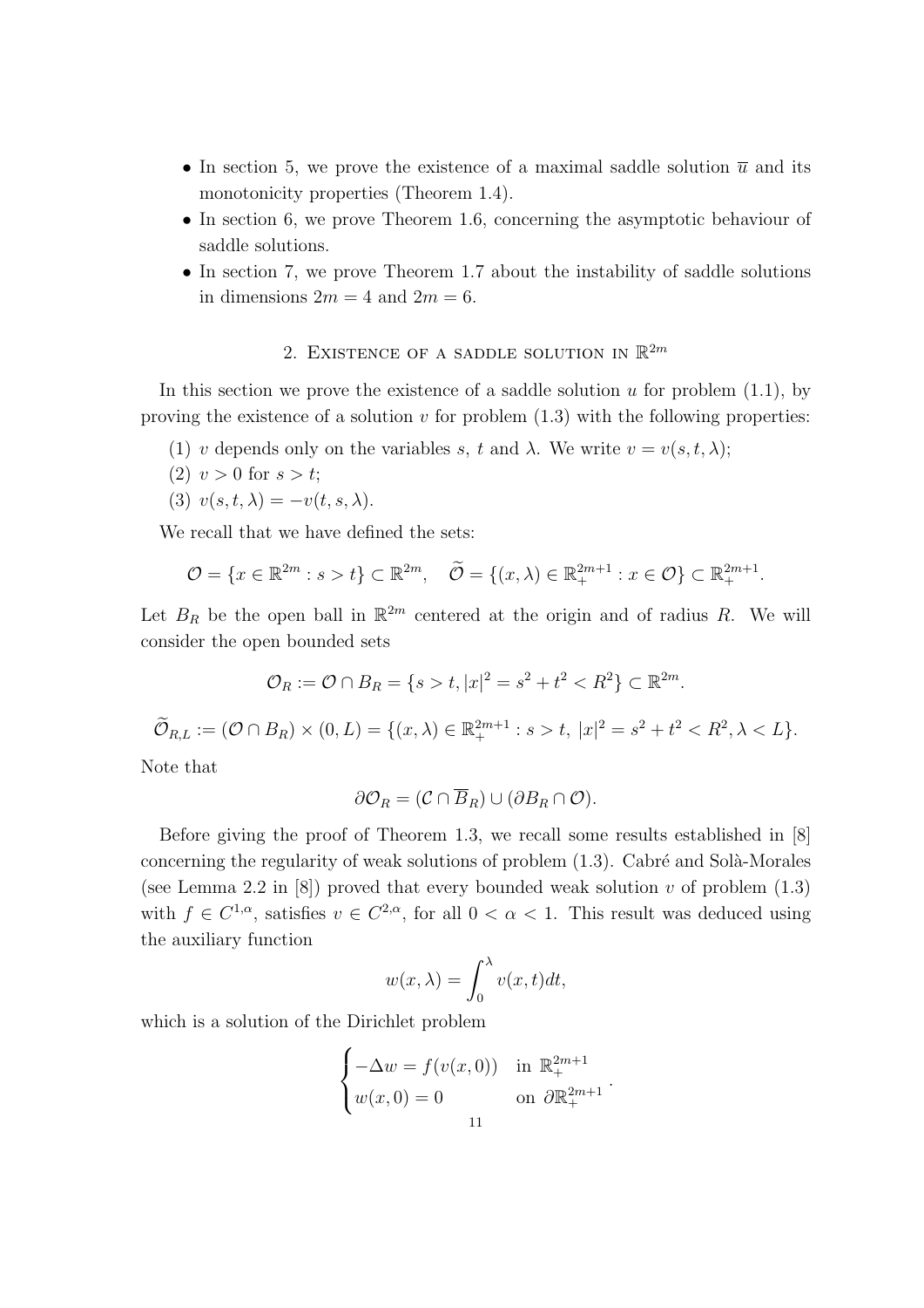- In section 5, we prove the existence of a maximal saddle solution $\overline{u}$ and its monotonicity properties (Theorem 1.4).
- In section 6, we prove Theorem 1.6, concerning the asymptotic behaviour of saddle solutions.
- In section 7, we prove Theorem 1.7 about the instability of saddle solutions in dimensions $2m = 4$ and $2m = 6$.

## 2. Existence of a saddle solution in $\mathbb{R}^{2m}$

In this section we prove the existence of a saddle solution $u$ for problem (1.1), by proving the existence of a solution $v$ for problem (1.3) with the following properties:

(1) $v$ depends only on the variables $s$, $t$ and $\lambda$. We write $v = v(s, t, \lambda)$;
(2) $v > 0$ for $s > t$;
(3) $v(s, t, \lambda) = -v(t, s, \lambda)$.

We recall that we have defined the sets:

$$\mathcal{O} = \{x \in \mathbb{R}^{2m} : s > t\} \subset \mathbb{R}^{2m}, \quad \widetilde{\mathcal{O}} = \{(x, \lambda) \in \mathbb{R}^{2m+1}_+ : x \in \mathcal{O}\} \subset \mathbb{R}^{2m+1}_+.$$

Let $B_R$ be the open ball in $\mathbb{R}^{2m}$ centered at the origin and of radius $R$. We will consider the open bounded sets

$$\mathcal{O}_R := \mathcal{O} \cap B_R = \{s > t, |x|^2 = s^2 + t^2 < R^2\} \subset \mathbb{R}^{2m}.$$

$$\widetilde{\mathcal{O}}_{R,L} := (\mathcal{O} \cap B_R) \times (0, L) = \{(x, \lambda) \in \mathbb{R}^{2m+1}_+ : s > t, \ |x|^2 = s^2 + t^2 < R^2, \lambda < L\}.$$

Note that

$$\partial \mathcal{O}_R = (\mathcal{C} \cap \overline{B}_R) \cup (\partial B_R \cap \mathcal{O}).$$

Before giving the proof of Theorem 1.3, we recall some results established in [8] concerning the regularity of weak solutions of problem (1.3). Cabré and Solà-Morales (see Lemma 2.2 in [8]) proved that every bounded weak solution $v$ of problem (1.3) with $f \in C^{1,\alpha}$, satisfies $v \in C^{2,\alpha}$, for all $0 < \alpha < 1$. This result was deduced using the auxiliary function

$$w(x, \lambda) = \int_0^\lambda v(x, t) dt,$$

which is a solution of the Dirichlet problem

$$\begin{cases} -\Delta w = f(v(x, 0)) & \text{in } \mathbb{R}^{2m+1}_+ \\ w(x, 0) = 0 & \text{on } \partial \mathbb{R}^{2m+1}_+ \end{cases}.$$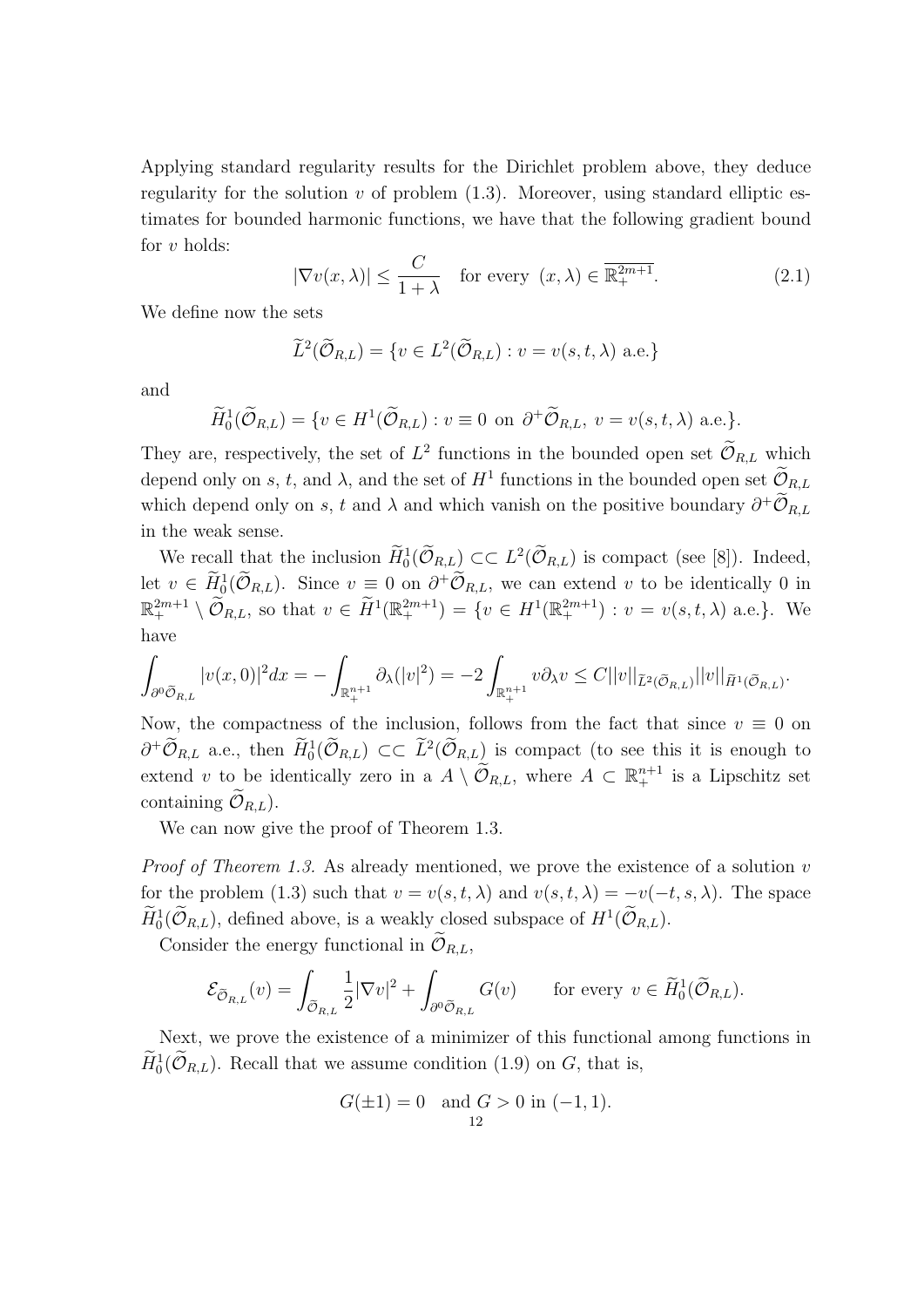Applying standard regularity results for the Dirichlet problem above, they deduce regularity for the solution $v$ of problem (1.3). Moreover, using standard elliptic estimates for bounded harmonic functions, we have that the following gradient bound for $v$ holds:

$$|\nabla v(x, \lambda)| \leq \frac{C}{1+\lambda} \quad \text{for every } (x, \lambda) \in \overline{\mathbb{R}^{2m+1}_+}. \tag{2.1}$$

We define now the sets

$$\widetilde{L}^2(\widetilde{\mathcal{O}}_{R,L}) = \{v \in L^2(\widetilde{\mathcal{O}}_{R,L}) : v = v(s,t,\lambda) \text{ a.e.}\}$$

and

$$\widetilde{H}^1_0(\widetilde{\mathcal{O}}_{R,L}) = \{v \in H^1(\widetilde{\mathcal{O}}_{R,L}) : v \equiv 0 \text{ on } \partial^+\widetilde{\mathcal{O}}_{R,L},\ v = v(s,t,\lambda) \text{ a.e.}\}.$$

They are, respectively, the set of $L^2$ functions in the bounded open set $\widetilde{\mathcal{O}}_{R,L}$ which depend only on $s$, $t$, and $\lambda$, and the set of $H^1$ functions in the bounded open set $\widetilde{\mathcal{O}}_{R,L}$ which depend only on $s$, $t$ and $\lambda$ and which vanish on the positive boundary $\partial^+\widetilde{\mathcal{O}}_{R,L}$ in the weak sense.

We recall that the inclusion $\widetilde{H}^1_0(\widetilde{\mathcal{O}}_{R,L}) \subset\subset L^2(\widetilde{\mathcal{O}}_{R,L})$ is compact (see [8]). Indeed, let $v \in \widetilde{H}^1_0(\widetilde{\mathcal{O}}_{R,L})$. Since $v \equiv 0$ on $\partial^+\widetilde{\mathcal{O}}_{R,L}$, we can extend $v$ to be identically 0 in $\mathbb{R}^{2m+1}_+ \setminus \widetilde{\mathcal{O}}_{R,L}$, so that $v \in \widetilde{H}^1(\mathbb{R}^{2m+1}_+) = \{v \in H^1(\mathbb{R}^{2m+1}_+) : v = v(s,t,\lambda) \text{ a.e.}\}$. We have

$$\int_{\partial^0\widetilde{\mathcal{O}}_{R,L}} |v(x,0)|^2 dx = -\int_{\mathbb{R}^{n+1}_+} \partial_\lambda(|v|^2) = -2\int_{\mathbb{R}^{n+1}_+} v\partial_\lambda v \leq C||v||_{\widetilde{L}^2(\widetilde{\mathcal{O}}_{R,L})}||v||_{\widetilde{H}^1(\widetilde{\mathcal{O}}_{R,L})}.$$

Now, the compactness of the inclusion, follows from the fact that since $v \equiv 0$ on $\partial^+\widetilde{\mathcal{O}}_{R,L}$ a.e., then $\widetilde{H}^1_0(\widetilde{\mathcal{O}}_{R,L}) \subset\subset \widetilde{L}^2(\widetilde{\mathcal{O}}_{R,L})$ is compact (to see this it is enough to extend $v$ to be identically zero in a $A \setminus \widetilde{\mathcal{O}}_{R,L}$, where $A \subset \mathbb{R}^{n+1}_+$ is a Lipschitz set containing $\widetilde{\mathcal{O}}_{R,L}$).

We can now give the proof of Theorem 1.3.

*Proof of Theorem 1.3.* As already mentioned, we prove the existence of a solution $v$ for the problem (1.3) such that $v = v(s,t,\lambda)$ and $v(s,t,\lambda) = -v(-t,s,\lambda)$. The space $\widetilde{H}^1_0(\widetilde{\mathcal{O}}_{R,L})$, defined above, is a weakly closed subspace of $H^1(\widetilde{\mathcal{O}}_{R,L})$.

Consider the energy functional in $\widetilde{\mathcal{O}}_{R,L}$,

$$\mathcal{E}_{\widetilde{\mathcal{O}}_{R,L}}(v) = \int_{\widetilde{\mathcal{O}}_{R,L}} \frac{1}{2}|\nabla v|^2 + \int_{\partial^0\widetilde{\mathcal{O}}_{R,L}} G(v) \qquad \text{for every } v \in \widetilde{H}^1_0(\widetilde{\mathcal{O}}_{R,L}).$$

Next, we prove the existence of a minimizer of this functional among functions in $\widetilde{H}^1_0(\widetilde{\mathcal{O}}_{R,L})$. Recall that we assume condition (1.9) on $G$, that is,

$$G(\pm 1) = 0 \quad \text{and } G > 0 \text{ in } (-1,1).$$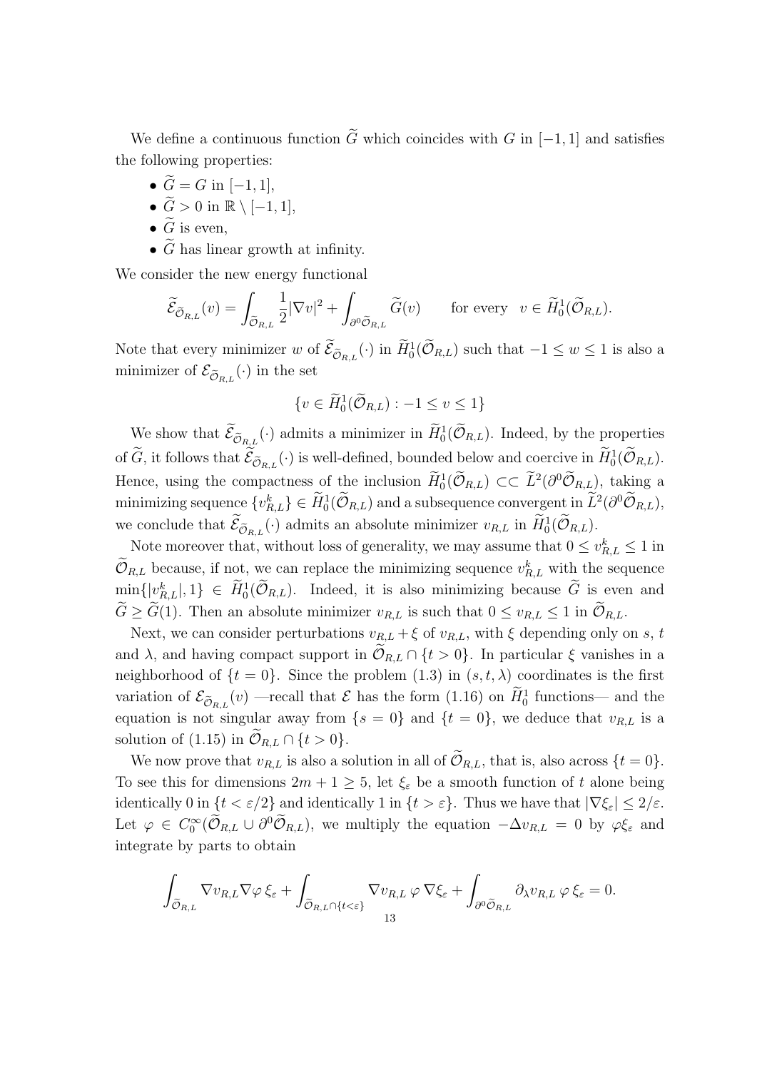We define a continuous function $\widetilde{G}$ which coincides with $G$ in $[-1,1]$ and satisfies the following properties:

- $\widetilde{G} = G$ in $[-1,1]$,
- $\widetilde{G} > 0$ in $\mathbb{R} \setminus [-1,1]$,
- $\widetilde{G}$ is even,
- $\widetilde{G}$ has linear growth at infinity.

We consider the new energy functional

$$\widetilde{\mathcal{E}}_{\widetilde{\mathcal{O}}_{R,L}}(v) = \int_{\widetilde{\mathcal{O}}_{R,L}} \frac{1}{2}|\nabla v|^2 + \int_{\partial^0 \widetilde{\mathcal{O}}_{R,L}} \widetilde{G}(v) \qquad \text{for every} \quad v \in \widetilde{H}^1_0(\widetilde{\mathcal{O}}_{R,L}).$$

Note that every minimizer $w$ of $\widetilde{\mathcal{E}}_{\widetilde{\mathcal{O}}_{R,L}}(\cdot)$ in $\widetilde{H}^1_0(\widetilde{\mathcal{O}}_{R,L})$ such that $-1 \le w \le 1$ is also a minimizer of $\mathcal{E}_{\widetilde{\mathcal{O}}_{R,L}}(\cdot)$ in the set

$$\{v \in \widetilde{H}^1_0(\widetilde{\mathcal{O}}_{R,L}) : -1 \le v \le 1\}$$

We show that $\widetilde{\mathcal{E}}_{\widetilde{\mathcal{O}}_{R,L}}(\cdot)$ admits a minimizer in $\widetilde{H}^1_0(\widetilde{\mathcal{O}}_{R,L})$. Indeed, by the properties of $\widetilde{G}$, it follows that $\widetilde{\mathcal{E}}_{\widetilde{\mathcal{O}}_{R,L}}(\cdot)$ is well-defined, bounded below and coercive in $\widetilde{H}^1_0(\widetilde{\mathcal{O}}_{R,L})$. Hence, using the compactness of the inclusion $\widetilde{H}^1_0(\widetilde{\mathcal{O}}_{R,L}) \subset\subset \widetilde{L}^2(\partial^0 \widetilde{\mathcal{O}}_{R,L})$, taking a minimizing sequence $\{v^k_{R,L}\} \in \widetilde{H}^1_0(\widetilde{\mathcal{O}}_{R,L})$ and a subsequence convergent in $\widetilde{L}^2(\partial^0 \widetilde{\mathcal{O}}_{R,L})$, we conclude that $\widetilde{\mathcal{E}}_{\widetilde{\mathcal{O}}_{R,L}}(\cdot)$ admits an absolute minimizer $v_{R,L}$ in $\widetilde{H}^1_0(\widetilde{\mathcal{O}}_{R,L})$.

Note moreover that, without loss of generality, we may assume that $0 \le v^k_{R,L} \le 1$ in $\widetilde{\mathcal{O}}_{R,L}$ because, if not, we can replace the minimizing sequence $v^k_{R,L}$ with the sequence $\min\{|v^k_{R,L}|, 1\} \in \widetilde{H}^1_0(\widetilde{\mathcal{O}}_{R,L})$. Indeed, it is also minimizing because $\widetilde{G}$ is even and $\widetilde{G} \ge \widetilde{G}(1)$. Then an absolute minimizer $v_{R,L}$ is such that $0 \le v_{R,L} \le 1$ in $\widetilde{\mathcal{O}}_{R,L}$.

Next, we can consider perturbations $v_{R,L} + \xi$ of $v_{R,L}$, with $\xi$ depending only on $s$, $t$ and $\lambda$, and having compact support in $\widetilde{\mathcal{O}}_{R,L} \cap \{t > 0\}$. In particular $\xi$ vanishes in a neighborhood of $\{t = 0\}$. Since the problem (1.3) in $(s,t,\lambda)$ coordinates is the first variation of $\mathcal{E}_{\widetilde{\mathcal{O}}_{R,L}}(v)$ —recall that $\mathcal{E}$ has the form (1.16) on $\widetilde{H}^1_0$ functions— and the equation is not singular away from $\{s = 0\}$ and $\{t = 0\}$, we deduce that $v_{R,L}$ is a solution of (1.15) in $\widetilde{\mathcal{O}}_{R,L} \cap \{t > 0\}$.

We now prove that $v_{R,L}$ is also a solution in all of $\widetilde{\mathcal{O}}_{R,L}$, that is, also across $\{t = 0\}$. To see this for dimensions $2m + 1 \ge 5$, let $\xi_\varepsilon$ be a smooth function of $t$ alone being identically 0 in $\{t < \varepsilon/2\}$ and identically 1 in $\{t > \varepsilon\}$. Thus we have that $|\nabla \xi_\varepsilon| \le 2/\varepsilon$. Let $\varphi \in C^\infty_0(\widetilde{\mathcal{O}}_{R,L} \cup \partial^0 \widetilde{\mathcal{O}}_{R,L})$, we multiply the equation $-\Delta v_{R,L} = 0$ by $\varphi \xi_\varepsilon$ and integrate by parts to obtain

$$\int_{\widetilde{\mathcal{O}}_{R,L}} \nabla v_{R,L} \nabla \varphi \, \xi_\varepsilon + \int_{\widetilde{\mathcal{O}}_{R,L} \cap \{t<\varepsilon\}} \nabla v_{R,L} \, \varphi \, \nabla \xi_\varepsilon + \int_{\partial^0 \widetilde{\mathcal{O}}_{R,L}} \partial_\lambda v_{R,L} \, \varphi \, \xi_\varepsilon = 0.$$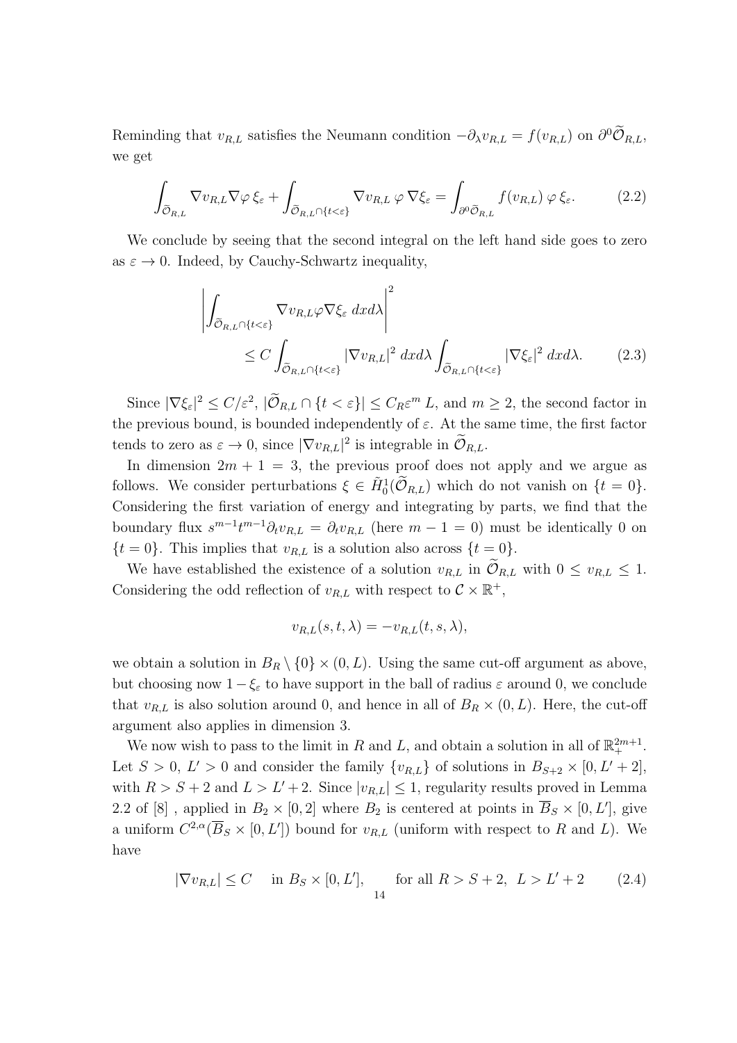Reminding that $v_{R,L}$ satisfies the Neumann condition $-\partial_\lambda v_{R,L} = f(v_{R,L})$ on $\partial^0 \widetilde{\mathcal{O}}_{R,L}$, we get

$$\int_{\widetilde{\mathcal{O}}_{R,L}} \nabla v_{R,L} \nabla \varphi \, \xi_\varepsilon + \int_{\widetilde{\mathcal{O}}_{R,L} \cap \{t<\varepsilon\}} \nabla v_{R,L} \, \varphi \, \nabla \xi_\varepsilon = \int_{\partial^0 \widetilde{\mathcal{O}}_{R,L}} f(v_{R,L}) \, \varphi \, \xi_\varepsilon. \tag{2.2}$$

We conclude by seeing that the second integral on the left hand side goes to zero as $\varepsilon \to 0$. Indeed, by Cauchy-Schwartz inequality,

$$\left| \int_{\widetilde{\mathcal{O}}_{R,L} \cap \{t<\varepsilon\}} \nabla v_{R,L} \varphi \nabla \xi_\varepsilon \, dx d\lambda \right|^2 \leq C \int_{\widetilde{\mathcal{O}}_{R,L} \cap \{t<\varepsilon\}} |\nabla v_{R,L}|^2 \, dx d\lambda \int_{\widetilde{\mathcal{O}}_{R,L} \cap \{t<\varepsilon\}} |\nabla \xi_\varepsilon|^2 \, dx d\lambda. \tag{2.3}$$

Since $|\nabla \xi_\varepsilon|^2 \leq C/\varepsilon^2$, $|\widetilde{\mathcal{O}}_{R,L} \cap \{t < \varepsilon\}| \leq C_R \varepsilon^m \, L$, and $m \geq 2$, the second factor in the previous bound, is bounded independently of $\varepsilon$. At the same time, the first factor tends to zero as $\varepsilon \to 0$, since $|\nabla v_{R,L}|^2$ is integrable in $\widetilde{\mathcal{O}}_{R,L}$.

In dimension $2m + 1 = 3$, the previous proof does not apply and we argue as follows. We consider perturbations $\xi \in \tilde{H}^1_0(\widetilde{\mathcal{O}}_{R,L})$ which do not vanish on $\{t = 0\}$. Considering the first variation of energy and integrating by parts, we find that the boundary flux $s^{m-1} t^{m-1} \partial_t v_{R,L} = \partial_t v_{R,L}$ (here $m - 1 = 0$) must be identically 0 on $\{t = 0\}$. This implies that $v_{R,L}$ is a solution also across $\{t = 0\}$.

We have established the existence of a solution $v_{R,L}$ in $\widetilde{\mathcal{O}}_{R,L}$ with $0 \leq v_{R,L} \leq 1$. Considering the odd reflection of $v_{R,L}$ with respect to $\mathcal{C} \times \mathbb{R}^+$,

$$v_{R,L}(s, t, \lambda) = -v_{R,L}(t, s, \lambda),$$

we obtain a solution in $B_R \setminus \{0\} \times (0, L)$. Using the same cut-off argument as above, but choosing now $1 - \xi_\varepsilon$ to have support in the ball of radius $\varepsilon$ around 0, we conclude that $v_{R,L}$ is also solution around 0, and hence in all of $B_R \times (0, L)$. Here, the cut-off argument also applies in dimension 3.

We now wish to pass to the limit in $R$ and $L$, and obtain a solution in all of $\mathbb{R}^{2m+1}_+$. Let $S > 0$, $L' > 0$ and consider the family $\{v_{R,L}\}$ of solutions in $B_{S+2} \times [0, L' + 2]$, with $R > S + 2$ and $L > L' + 2$. Since $|v_{R,L}| \leq 1$, regularity results proved in Lemma 2.2 of [8] , applied in $B_2 \times [0, 2]$ where $B_2$ is centered at points in $\overline{B}_S \times [0, L']$, give a uniform $C^{2,\alpha}(\overline{B}_S \times [0, L'])$ bound for $v_{R,L}$ (uniform with respect to $R$ and $L$). We have

$$|\nabla v_{R,L}| \leq C \quad \text{in } B_S \times [0, L'], \qquad \text{for all } R > S + 2, \;\; L > L' + 2 \tag{2.4}$$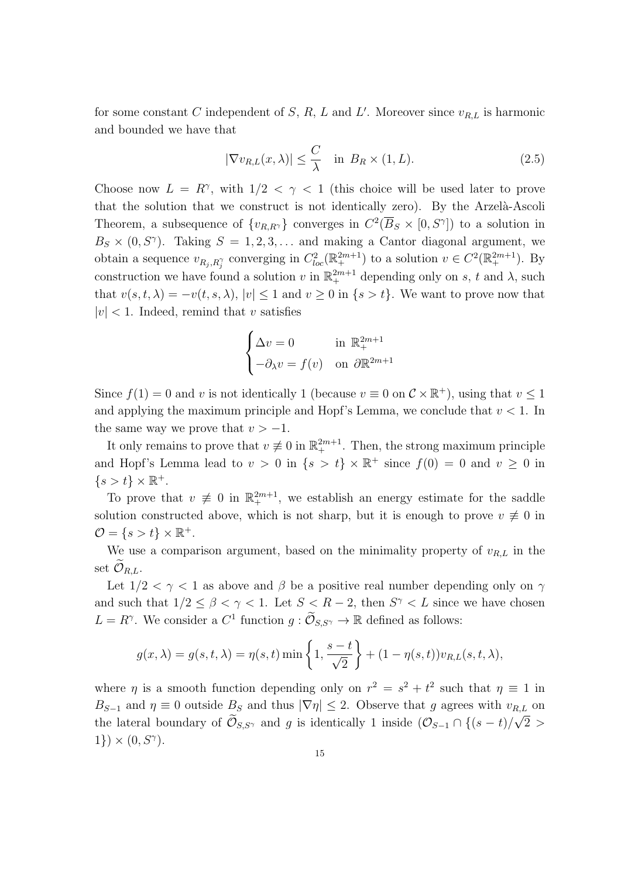for some constant $C$ independent of $S$, $R$, $L$ and $L'$. Moreover since $v_{R,L}$ is harmonic and bounded we have that

$$|\nabla v_{R,L}(x,\lambda)| \leq \frac{C}{\lambda} \quad \text{in } B_R \times (1, L). \tag{2.5}$$

Choose now $L = R^\gamma$, with $1/2 < \gamma < 1$ (this choice will be used later to prove that the solution that we construct is not identically zero). By the Arzelà-Ascoli Theorem, a subsequence of $\{v_{R,R^\gamma}\}$ converges in $C^2(\overline{B}_S \times [0, S^\gamma])$ to a solution in $B_S \times (0, S^\gamma)$. Taking $S = 1, 2, 3, \dots$ and making a Cantor diagonal argument, we obtain a sequence $v_{R_j, R_j^\gamma}$ converging in $C^2_{loc}(\mathbb{R}^{2m+1}_+)$ to a solution $v \in C^2(\mathbb{R}^{2m+1}_+)$. By construction we have found a solution $v$ in $\mathbb{R}^{2m+1}_+$ depending only on $s$, $t$ and $\lambda$, such that $v(s,t,\lambda) = -v(t,s,\lambda)$, $|v| \leq 1$ and $v \geq 0$ in $\{s > t\}$. We want to prove now that $|v| < 1$. Indeed, remind that $v$ satisfies

$$\begin{cases} \Delta v = 0 & \text{in } \mathbb{R}^{2m+1}_+ \\ -\partial_\lambda v = f(v) & \text{on } \partial \mathbb{R}^{2m+1} \end{cases}$$

Since $f(1) = 0$ and $v$ is not identically 1 (because $v \equiv 0$ on $\mathcal{C} \times \mathbb{R}^+$), using that $v \leq 1$ and applying the maximum principle and Hopf's Lemma, we conclude that $v < 1$. In the same way we prove that $v > -1$.

It only remains to prove that $v \not\equiv 0$ in $\mathbb{R}^{2m+1}_+$. Then, the strong maximum principle and Hopf's Lemma lead to $v > 0$ in $\{s > t\} \times \mathbb{R}^+$ since $f(0) = 0$ and $v \geq 0$ in $\{s > t\} \times \mathbb{R}^+$.

To prove that $v \not\equiv 0$ in $\mathbb{R}^{2m+1}_+$, we establish an energy estimate for the saddle solution constructed above, which is not sharp, but it is enough to prove $v \not\equiv 0$ in $\mathcal{O} = \{s > t\} \times \mathbb{R}^+$.

We use a comparison argument, based on the minimality property of $v_{R,L}$ in the set $\widetilde{\mathcal{O}}_{R,L}$.

Let $1/2 < \gamma < 1$ as above and $\beta$ be a positive real number depending only on $\gamma$ and such that $1/2 \leq \beta < \gamma < 1$. Let $S < R - 2$, then $S^\gamma < L$ since we have chosen $L = R^\gamma$. We consider a $C^1$ function $g : \widetilde{\mathcal{O}}_{S,S^\gamma} \to \mathbb{R}$ defined as follows:

$$g(x,\lambda) = g(s,t,\lambda) = \eta(s,t) \min\left\{1, \frac{s-t}{\sqrt{2}}\right\} + (1 - \eta(s,t)) v_{R,L}(s,t,\lambda),$$

where $\eta$ is a smooth function depending only on $r^2 = s^2 + t^2$ such that $\eta \equiv 1$ in $B_{S-1}$ and $\eta \equiv 0$ outside $B_S$ and thus $|\nabla \eta| \leq 2$. Observe that $g$ agrees with $v_{R,L}$ on the lateral boundary of $\widetilde{\mathcal{O}}_{S,S^\gamma}$ and $g$ is identically 1 inside $(\mathcal{O}_{S-1} \cap \{(s-t)/\sqrt{2} > 1\}) \times (0, S^\gamma)$.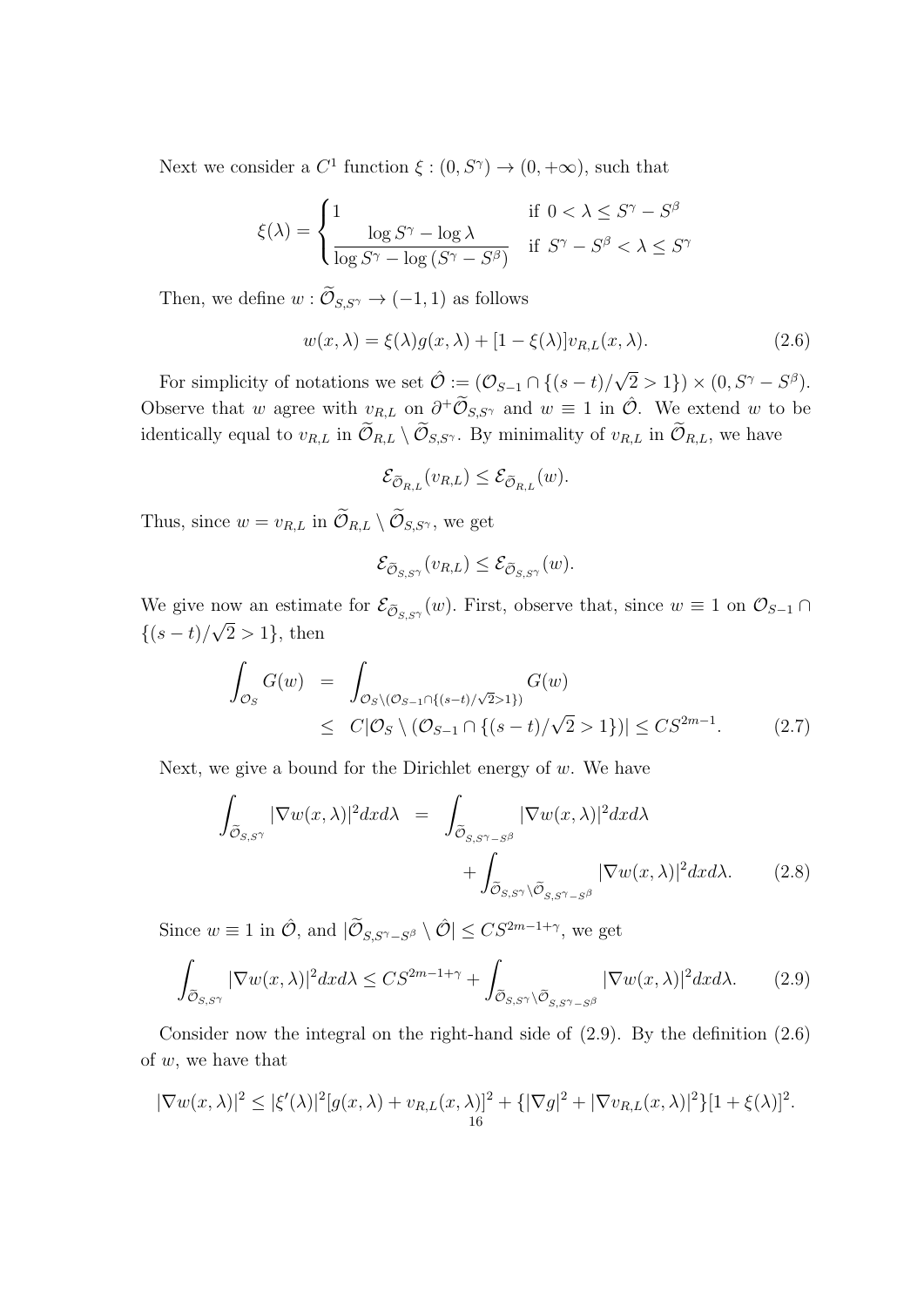Next we consider a $C^1$ function $\xi : (0, S^\gamma) \to (0, +\infty)$, such that

$$\xi(\lambda) = \begin{cases} 1 & \text{if } 0 < \lambda \le S^\gamma - S^\beta \\ \dfrac{\log S^\gamma - \log \lambda}{\log S^\gamma - \log (S^\gamma - S^\beta)} & \text{if } S^\gamma - S^\beta < \lambda \le S^\gamma \end{cases}$$

Then, we define $w : \widetilde{\mathcal{O}}_{S,S^\gamma} \to (-1,1)$ as follows

$$w(x,\lambda) = \xi(\lambda) g(x,\lambda) + [1 - \xi(\lambda)] v_{R,L}(x,\lambda). \tag{2.6}$$

For simplicity of notations we set $\hat{\mathcal{O}} := (\mathcal{O}_{S-1} \cap \{(s-t)/\sqrt{2} > 1\}) \times (0, S^\gamma - S^\beta)$. Observe that $w$ agree with $v_{R,L}$ on $\partial^+ \widetilde{\mathcal{O}}_{S,S^\gamma}$ and $w \equiv 1$ in $\hat{\mathcal{O}}$. We extend $w$ to be identically equal to $v_{R,L}$ in $\widetilde{\mathcal{O}}_{R,L} \setminus \widetilde{\mathcal{O}}_{S,S^\gamma}$. By minimality of $v_{R,L}$ in $\widetilde{\mathcal{O}}_{R,L}$, we have

$$\mathcal{E}_{\widetilde{\mathcal{O}}_{R,L}}(v_{R,L}) \le \mathcal{E}_{\widetilde{\mathcal{O}}_{R,L}}(w).$$

Thus, since $w = v_{R,L}$ in $\widetilde{\mathcal{O}}_{R,L} \setminus \widetilde{\mathcal{O}}_{S,S^\gamma}$, we get

$$\mathcal{E}_{\widetilde{\mathcal{O}}_{S,S^\gamma}}(v_{R,L}) \le \mathcal{E}_{\widetilde{\mathcal{O}}_{S,S^\gamma}}(w).$$

We give now an estimate for $\mathcal{E}_{\widetilde{\mathcal{O}}_{S,S^\gamma}}(w)$. First, observe that, since $w \equiv 1$ on $\mathcal{O}_{S-1} \cap \{(s-t)/\sqrt{2} > 1\}$, then

$$\begin{aligned} \int_{\mathcal{O}_S} G(w) &= \int_{\mathcal{O}_S \setminus (\mathcal{O}_{S-1} \cap \{(s-t)/\sqrt{2} > 1\})} G(w) \\ &\le C |\mathcal{O}_S \setminus (\mathcal{O}_{S-1} \cap \{(s-t)/\sqrt{2} > 1\})| \le C S^{2m-1}. \end{aligned} \tag{2.7}$$

Next, we give a bound for the Dirichlet energy of $w$. We have

$$\begin{aligned} \int_{\widetilde{\mathcal{O}}_{S,S^\gamma}} |\nabla w(x,\lambda)|^2 dx d\lambda &= \int_{\widetilde{\mathcal{O}}_{S,S^\gamma - S^\beta}} |\nabla w(x,\lambda)|^2 dx d\lambda \\ &\quad + \int_{\widetilde{\mathcal{O}}_{S,S^\gamma} \setminus \widetilde{\mathcal{O}}_{S,S^\gamma - S^\beta}} |\nabla w(x,\lambda)|^2 dx d\lambda. \end{aligned} \tag{2.8}$$

Since $w \equiv 1$ in $\hat{\mathcal{O}}$, and $|\widetilde{\mathcal{O}}_{S,S^\gamma - S^\beta} \setminus \hat{\mathcal{O}}| \le C S^{2m-1+\gamma}$, we get

$$\int_{\widetilde{\mathcal{O}}_{S,S^\gamma}} |\nabla w(x,\lambda)|^2 dx d\lambda \le C S^{2m-1+\gamma} + \int_{\widetilde{\mathcal{O}}_{S,S^\gamma} \setminus \widetilde{\mathcal{O}}_{S,S^\gamma - S^\beta}} |\nabla w(x,\lambda)|^2 dx d\lambda. \tag{2.9}$$

Consider now the integral on the right-hand side of (2.9). By the definition (2.6) of $w$, we have that

$$|\nabla w(x,\lambda)|^2 \le |\xi'(\lambda)|^2 [g(x,\lambda) + v_{R,L}(x,\lambda)]^2 + \{|\nabla g|^2 + |\nabla v_{R,L}(x,\lambda)|^2\}[1 + \xi(\lambda)]^2.$$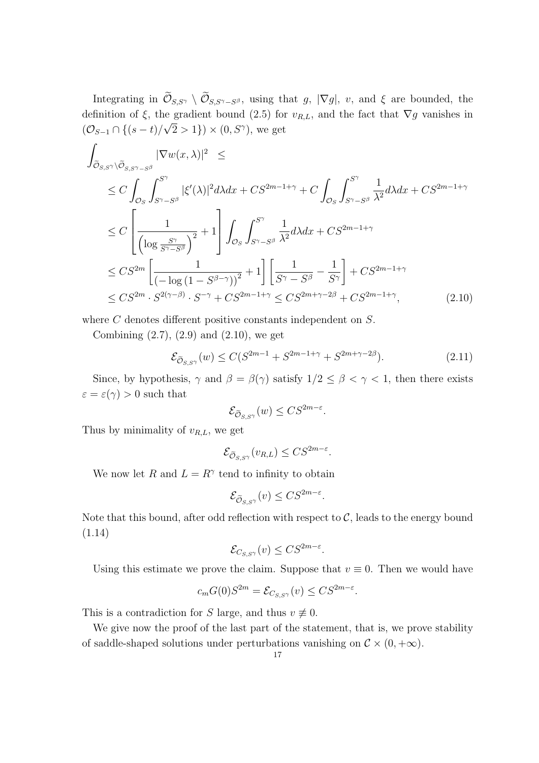Integrating in $\widetilde{\mathcal{O}}_{S,S^\gamma} \setminus \widetilde{\mathcal{O}}_{S,S^\gamma - S^\beta}$, using that $g$, $|\nabla g|$, $v$, and $\xi$ are bounded, the definition of $\xi$, the gradient bound (2.5) for $v_{R,L}$, and the fact that $\nabla g$ vanishes in $(\mathcal{O}_{S-1} \cap \{(s-t)/\sqrt{2} > 1\}) \times (0, S^\gamma)$, we get

$$
\begin{aligned}
\int_{\widetilde{\mathcal{O}}_{S,S^\gamma} \setminus \widetilde{\mathcal{O}}_{S,S^\gamma - S^\beta}} & |\nabla w(x,\lambda)|^2 \quad \leq \\
&\leq C \int_{\mathcal{O}_S} \int_{S^\gamma - S^\beta}^{S^\gamma} |\xi'(\lambda)|^2 d\lambda dx + CS^{2m-1+\gamma} + C \int_{\mathcal{O}_S} \int_{S^\gamma - S^\beta}^{S^\gamma} \frac{1}{\lambda^2} d\lambda dx + CS^{2m-1+\gamma} \\
&\leq C \left[ \frac{1}{\left(\log \frac{S^\gamma}{S^\gamma - S^\beta}\right)^2} + 1 \right] \int_{\mathcal{O}_S} \int_{S^\gamma - S^\beta}^{S^\gamma} \frac{1}{\lambda^2} d\lambda dx + CS^{2m-1+\gamma} \\
&\leq CS^{2m} \left[ \frac{1}{\left(-\log\left(1 - S^{\beta-\gamma}\right)\right)^2} + 1 \right] \left[ \frac{1}{S^\gamma - S^\beta} - \frac{1}{S^\gamma} \right] + CS^{2m-1+\gamma} \\
&\leq CS^{2m} \cdot S^{2(\gamma-\beta)} \cdot S^{-\gamma} + CS^{2m-1+\gamma} \leq CS^{2m+\gamma-2\beta} + CS^{2m-1+\gamma}, \qquad (2.10)
\end{aligned}
$$

where $C$ denotes different positive constants independent on $S$.

Combining (2.7), (2.9) and (2.10), we get

$$
\mathcal{E}_{\widetilde{\mathcal{O}}_{S,S^\gamma}}(w) \leq C(S^{2m-1} + S^{2m-1+\gamma} + S^{2m+\gamma-2\beta}). \qquad (2.11)
$$

Since, by hypothesis, $\gamma$ and $\beta = \beta(\gamma)$ satisfy $1/2 \leq \beta < \gamma < 1$, then there exists $\varepsilon = \varepsilon(\gamma) > 0$ such that

$$
\mathcal{E}_{\widetilde{\mathcal{O}}_{S,S^\gamma}}(w) \leq CS^{2m-\varepsilon}.
$$

Thus by minimality of $v_{R,L}$, we get

$$
\mathcal{E}_{\widetilde{\mathcal{O}}_{S,S^\gamma}}(v_{R,L}) \leq CS^{2m-\varepsilon}.
$$

We now let $R$ and $L = R^\gamma$ tend to infinity to obtain

$$
\mathcal{E}_{\widetilde{\mathcal{O}}_{S,S^\gamma}}(v) \leq CS^{2m-\varepsilon}.
$$

Note that this bound, after odd reflection with respect to $\mathcal{C}$, leads to the energy bound (1.14)

$$
\mathcal{E}_{C_{S,S^\gamma}}(v) \leq CS^{2m-\varepsilon}.
$$

Using this estimate we prove the claim. Suppose that $v \equiv 0$. Then we would have

$$
c_m G(0) S^{2m} = \mathcal{E}_{C_{S,S^\gamma}}(v) \leq CS^{2m-\varepsilon}.
$$

This is a contradiction for $S$ large, and thus $v \not\equiv 0$.

We give now the proof of the last part of the statement, that is, we prove stability of saddle-shaped solutions under perturbations vanishing on $\mathcal{C} \times (0, +\infty)$.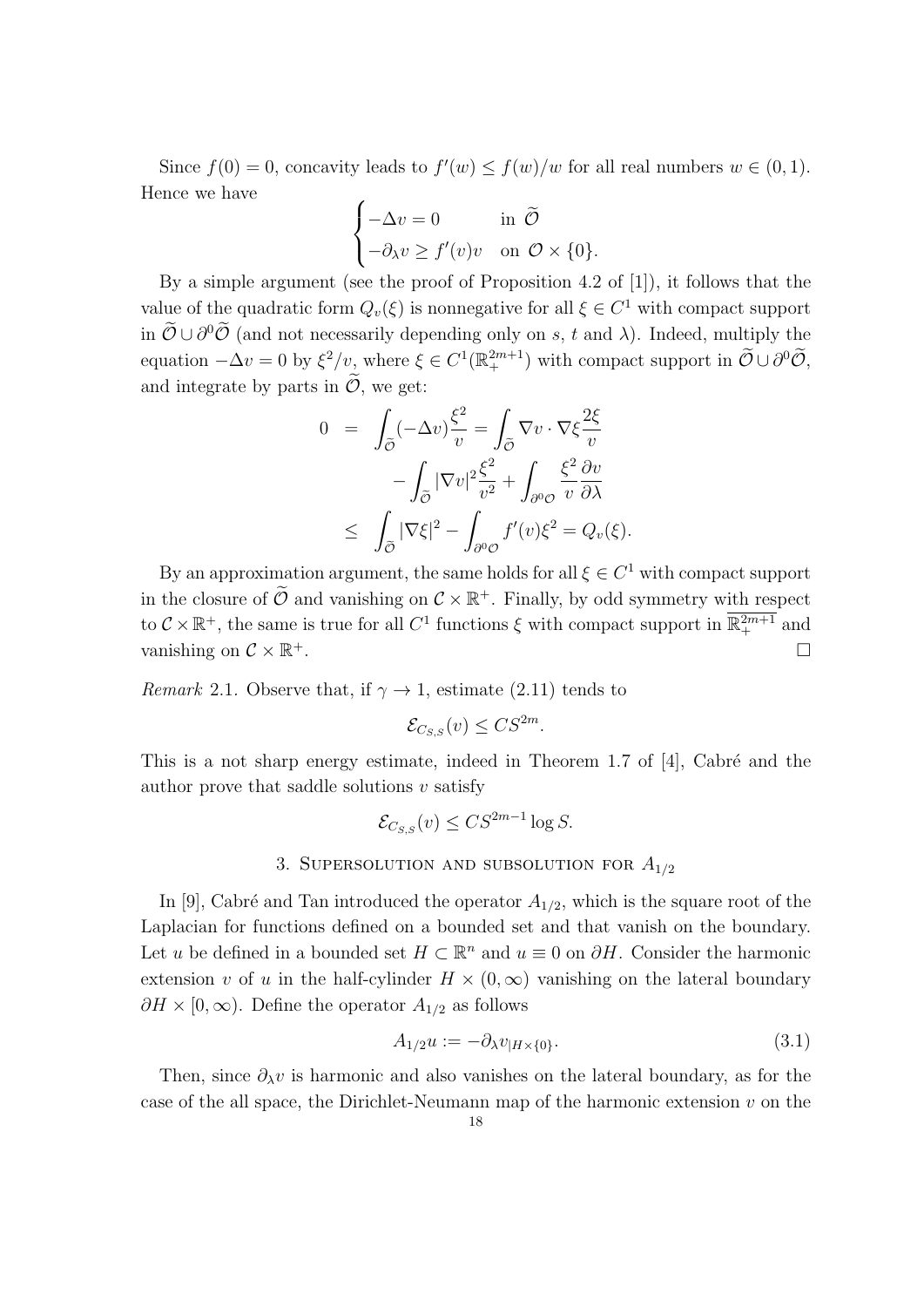Since $f(0) = 0$, concavity leads to $f'(w) \leq f(w)/w$ for all real numbers $w \in (0,1)$. Hence we have

$$\begin{cases} -\Delta v = 0 & \text{in } \widetilde{\mathcal{O}} \\ -\partial_\lambda v \geq f'(v)v & \text{on } \mathcal{O} \times \{0\}. \end{cases}$$

By a simple argument (see the proof of Proposition 4.2 of [1]), it follows that the value of the quadratic form $Q_v(\xi)$ is nonnegative for all $\xi \in C^1$ with compact support in $\widetilde{\mathcal{O}} \cup \partial^0 \widetilde{\mathcal{O}}$ (and not necessarily depending only on $s$, $t$ and $\lambda$). Indeed, multiply the equation $-\Delta v = 0$ by $\xi^2/v$, where $\xi \in C^1(\mathbb{R}^{2m+1}_+)$ with compact support in $\widetilde{\mathcal{O}} \cup \partial^0 \widetilde{\mathcal{O}}$, and integrate by parts in $\widetilde{\mathcal{O}}$, we get:

$$\begin{aligned} 0 &= \int_{\widetilde{\mathcal{O}}} (-\Delta v) \frac{\xi^2}{v} = \int_{\widetilde{\mathcal{O}}} \nabla v \cdot \nabla \xi \frac{2\xi}{v} \\ &\quad - \int_{\widetilde{\mathcal{O}}} |\nabla v|^2 \frac{\xi^2}{v^2} + \int_{\partial^0 \mathcal{O}} \frac{\xi^2}{v} \frac{\partial v}{\partial \lambda} \\ &\leq \int_{\widetilde{\mathcal{O}}} |\nabla \xi|^2 - \int_{\partial^0 \mathcal{O}} f'(v) \xi^2 = Q_v(\xi). \end{aligned}$$

By an approximation argument, the same holds for all $\xi \in C^1$ with compact support in the closure of $\widetilde{\mathcal{O}}$ and vanishing on $\mathcal{C} \times \mathbb{R}^+$. Finally, by odd symmetry with respect to $\mathcal{C} \times \mathbb{R}^+$, the same is true for all $C^1$ functions $\xi$ with compact support in $\overline{\mathbb{R}^{2m+1}_+}$ and vanishing on $\mathcal{C} \times \mathbb{R}^+$. $\square$

*Remark* 2.1. Observe that, if $\gamma \to 1$, estimate (2.11) tends to

$$\mathcal{E}_{C_{S,S}}(v) \leq C S^{2m}.$$

This is a not sharp energy estimate, indeed in Theorem 1.7 of [4], Cabré and the author prove that saddle solutions $v$ satisfy

$$\mathcal{E}_{C_{S,S}}(v) \leq C S^{2m-1} \log S.$$

## 3. Supersolution and subsolution for $A_{1/2}$

In [9], Cabré and Tan introduced the operator $A_{1/2}$, which is the square root of the Laplacian for functions defined on a bounded set and that vanish on the boundary. Let $u$ be defined in a bounded set $H \subset \mathbb{R}^n$ and $u \equiv 0$ on $\partial H$. Consider the harmonic extension $v$ of $u$ in the half-cylinder $H \times (0, \infty)$ vanishing on the lateral boundary $\partial H \times [0, \infty)$. Define the operator $A_{1/2}$ as follows

$$A_{1/2} u := -\partial_\lambda v_{|H \times \{0\}}. \tag{3.1}$$

Then, since $\partial_\lambda v$ is harmonic and also vanishes on the lateral boundary, as for the case of the all space, the Dirichlet-Neumann map of the harmonic extension $v$ on the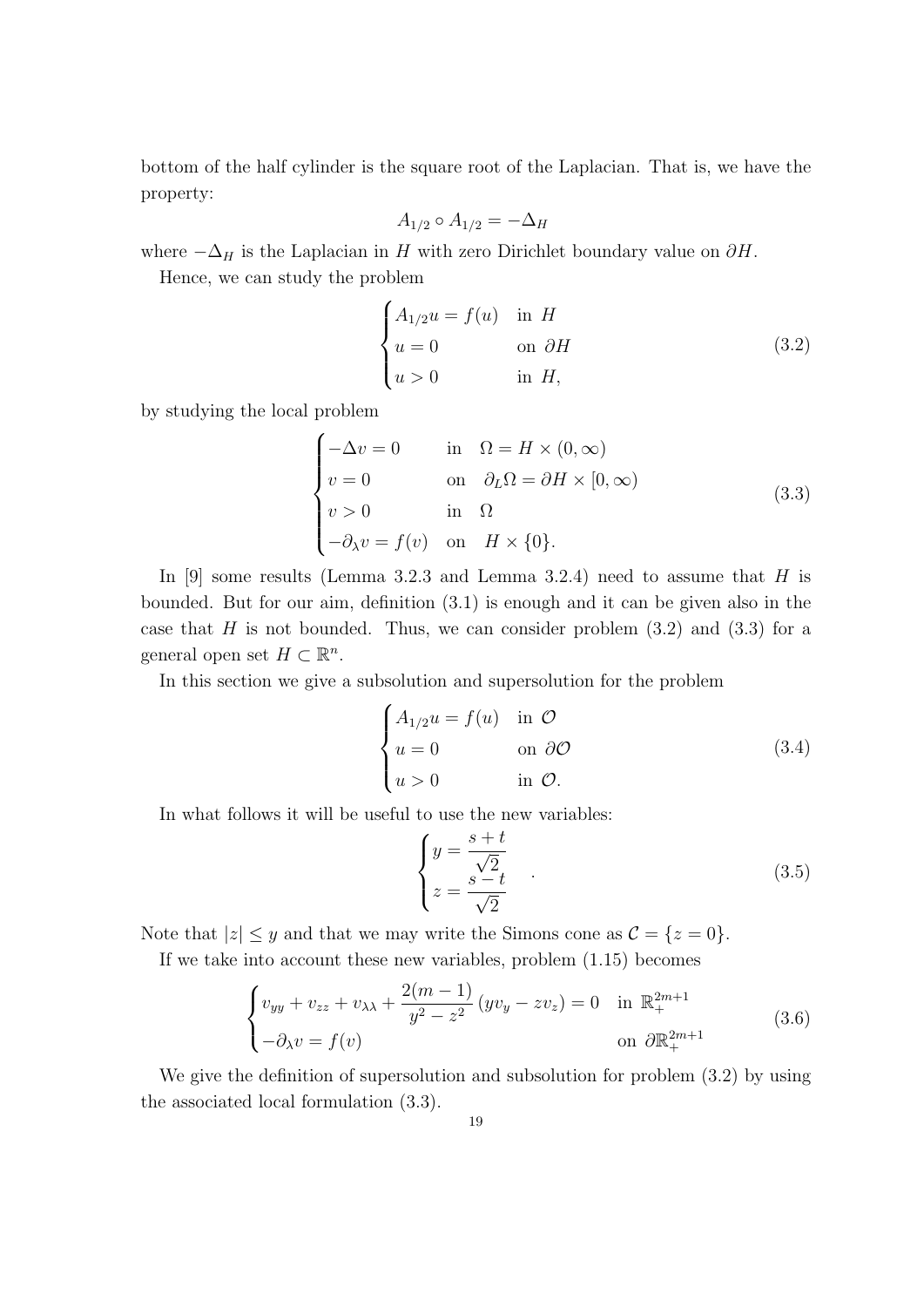bottom of the half cylinder is the square root of the Laplacian. That is, we have the property:

$$A_{1/2} \circ A_{1/2} = -\Delta_H$$

where $-\Delta_H$ is the Laplacian in $H$ with zero Dirichlet boundary value on $\partial H$.

Hence, we can study the problem

$$\begin{cases} A_{1/2} u = f(u) & \text{in } H \\ u = 0 & \text{on } \partial H \\ u > 0 & \text{in } H, \end{cases} \tag{3.2}$$

by studying the local problem

$$\begin{cases} -\Delta v = 0 & \text{in} \quad \Omega = H \times (0, \infty) \\ v = 0 & \text{on} \quad \partial_L \Omega = \partial H \times [0, \infty) \\ v > 0 & \text{in} \quad \Omega \\ -\partial_\lambda v = f(v) & \text{on} \quad H \times \{0\}. \end{cases} \tag{3.3}$$

In [9] some results (Lemma 3.2.3 and Lemma 3.2.4) need to assume that $H$ is bounded. But for our aim, definition (3.1) is enough and it can be given also in the case that $H$ is not bounded. Thus, we can consider problem (3.2) and (3.3) for a general open set $H \subset \mathbb{R}^n$.

In this section we give a subsolution and supersolution for the problem

$$\begin{cases} A_{1/2} u = f(u) & \text{in } \mathcal{O} \\ u = 0 & \text{on } \partial \mathcal{O} \\ u > 0 & \text{in } \mathcal{O}. \end{cases} \tag{3.4}$$

In what follows it will be useful to use the new variables:

$$\begin{cases} y = \dfrac{s+t}{\sqrt{2}} \\ z = \dfrac{s-t}{\sqrt{2}} \end{cases} . \tag{3.5}$$

Note that $|z| \leq y$ and that we may write the Simons cone as $\mathcal{C} = \{z = 0\}$.

If we take into account these new variables, problem (1.15) becomes

$$\begin{cases} v_{yy} + v_{zz} + v_{\lambda\lambda} + \dfrac{2(m-1)}{y^2 - z^2} (y v_y - z v_z) = 0 & \text{in } \mathbb{R}^{2m+1}_+ \\ -\partial_\lambda v = f(v) & \text{on } \partial \mathbb{R}^{2m+1}_+ \end{cases} \tag{3.6}$$

We give the definition of supersolution and subsolution for problem (3.2) by using the associated local formulation (3.3).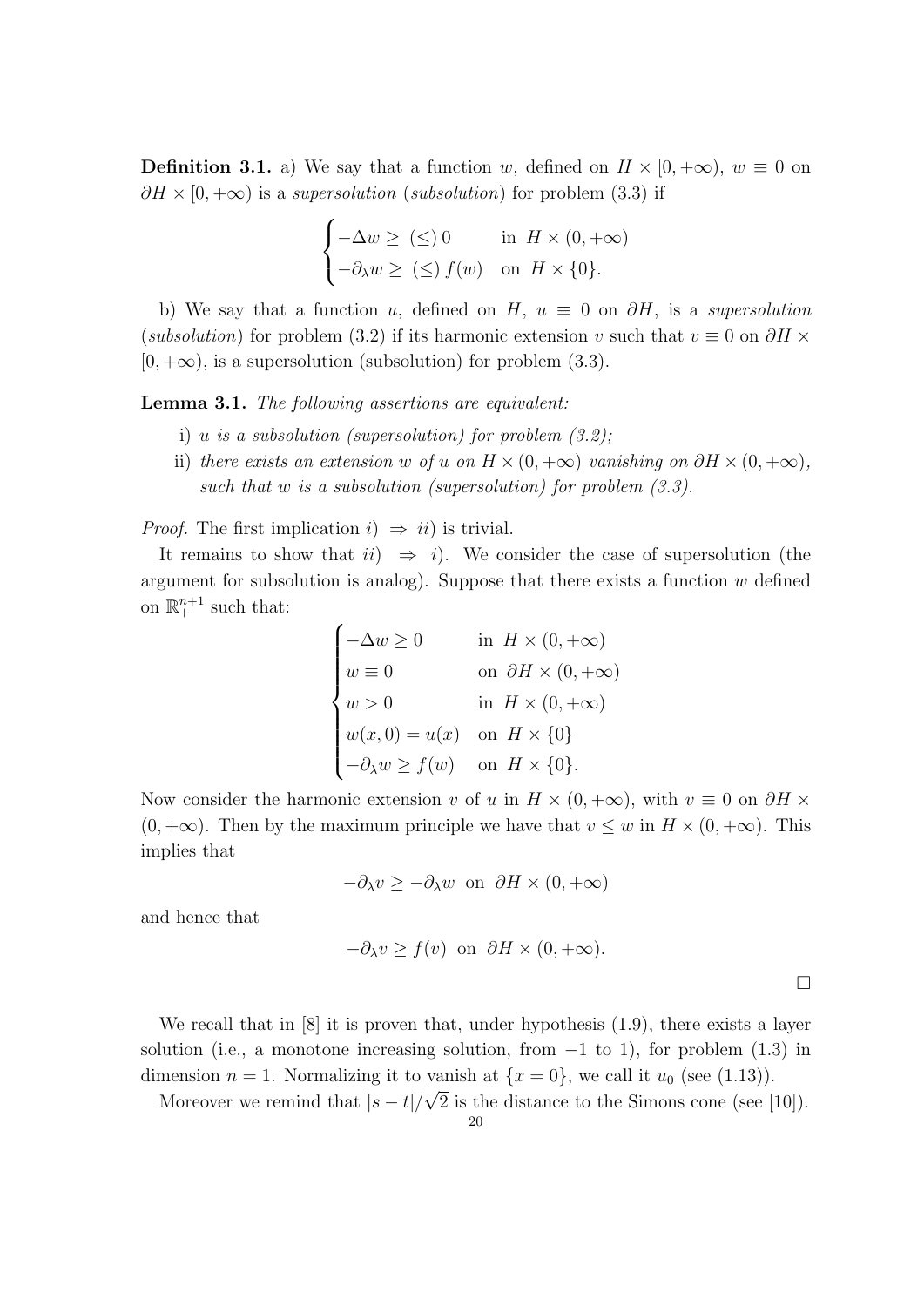**Definition 3.1.** a) We say that a function $w$, defined on $H \times [0, +\infty)$, $w \equiv 0$ on $\partial H \times [0, +\infty)$ is a *supersolution* (*subsolution*) for problem (3.3) if

$$\begin{cases} -\Delta w \geq \ (\leq)\ 0 & \text{in } \ H \times (0, +\infty) \\ -\partial_\lambda w \geq \ (\leq)\ f(w) & \text{on } \ H \times \{0\}. \end{cases}$$

b) We say that a function $u$, defined on $H$, $u \equiv 0$ on $\partial H$, is a *supersolution* (*subsolution*) for problem (3.2) if its harmonic extension $v$ such that $v \equiv 0$ on $\partial H \times [0, +\infty)$, is a supersolution (subsolution) for problem (3.3).

**Lemma 3.1.** *The following assertions are equivalent:*

i) *$u$ is a subsolution (supersolution) for problem (3.2);*

ii) *there exists an extension $w$ of $u$ on $H \times (0, +\infty)$ vanishing on $\partial H \times (0, +\infty)$, such that $w$ is a subsolution (supersolution) for problem (3.3).*

*Proof.* The first implication $i) \Rightarrow ii)$ is trivial.

It remains to show that $ii) \Rightarrow i)$. We consider the case of supersolution (the argument for subsolution is analog). Suppose that there exists a function $w$ defined on $\mathbb{R}^{n+1}_+$ such that:

$$\begin{cases} -\Delta w \geq 0 & \text{in } \ H \times (0, +\infty) \\ w \equiv 0 & \text{on } \ \partial H \times (0, +\infty) \\ w > 0 & \text{in } \ H \times (0, +\infty) \\ w(x, 0) = u(x) & \text{on } \ H \times \{0\} \\ -\partial_\lambda w \geq f(w) & \text{on } \ H \times \{0\}. \end{cases}$$

Now consider the harmonic extension $v$ of $u$ in $H \times (0, +\infty)$, with $v \equiv 0$ on $\partial H \times (0, +\infty)$. Then by the maximum principle we have that $v \leq w$ in $H \times (0, +\infty)$. This implies that

$$-\partial_\lambda v \geq -\partial_\lambda w \ \text{ on } \ \partial H \times (0, +\infty)$$

and hence that

$$-\partial_\lambda v \geq f(v) \ \text{ on } \ \partial H \times (0, +\infty).$$

$\square$

We recall that in [8] it is proven that, under hypothesis (1.9), there exists a layer solution (i.e., a monotone increasing solution, from $-1$ to $1$), for problem (1.3) in dimension $n = 1$. Normalizing it to vanish at $\{x = 0\}$, we call it $u_0$ (see (1.13)).

Moreover we remind that $|s - t|/\sqrt{2}$ is the distance to the Simons cone (see [10]).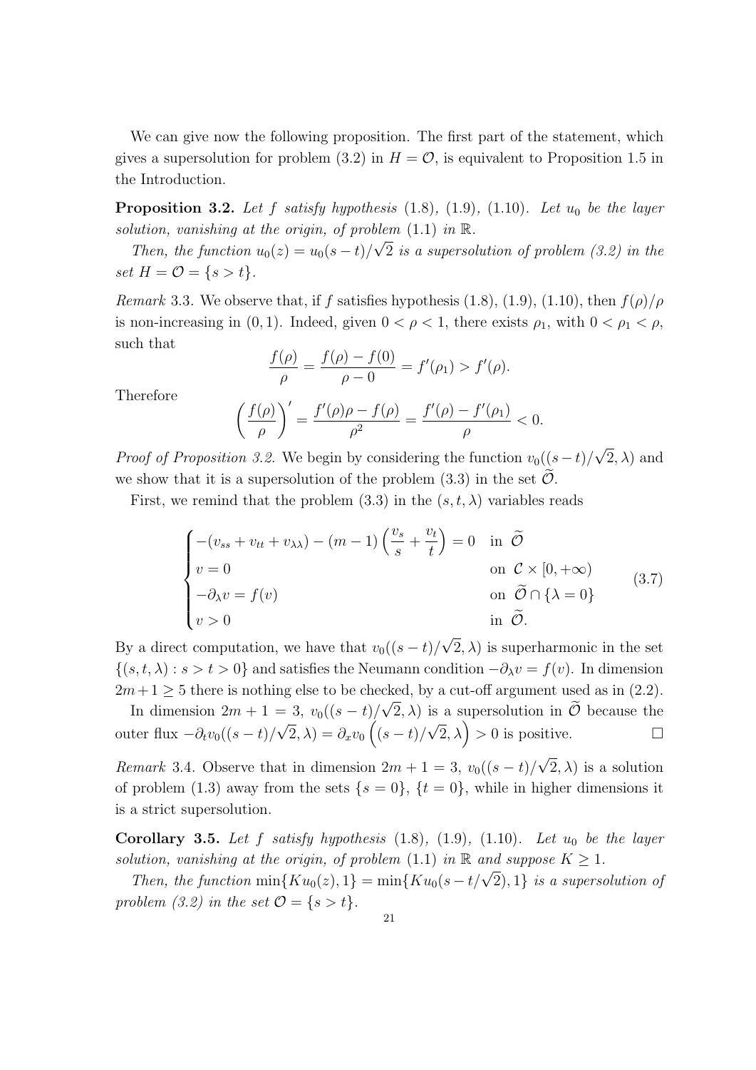We can give now the following proposition. The first part of the statement, which gives a supersolution for problem (3.2) in $H = \mathcal{O}$, is equivalent to Proposition 1.5 in the Introduction.

**Proposition 3.2.** *Let $f$ satisfy hypothesis (1.8), (1.9), (1.10). Let $u_0$ be the layer solution, vanishing at the origin, of problem (1.1) in $\mathbb{R}$.*

*Then, the function $u_0(z) = u_0(s-t)/\sqrt{2}$ is a supersolution of problem (3.2) in the set $H = \mathcal{O} = \{s > t\}$.*

*Remark* 3.3. We observe that, if $f$ satisfies hypothesis (1.8), (1.9), (1.10), then $f(\rho)/\rho$ is non-increasing in $(0, 1)$. Indeed, given $0 < \rho < 1$, there exists $\rho_1$, with $0 < \rho_1 < \rho$, such that

$$\frac{f(\rho)}{\rho} = \frac{f(\rho) - f(0)}{\rho - 0} = f'(\rho_1) > f'(\rho).$$

Therefore

$$\left(\frac{f(\rho)}{\rho}\right)' = \frac{f'(\rho)\rho - f(\rho)}{\rho^2} = \frac{f'(\rho) - f'(\rho_1)}{\rho} < 0.$$

*Proof of Proposition 3.2.* We begin by considering the function $v_0((s-t)/\sqrt{2}, \lambda)$ and we show that it is a supersolution of the problem (3.3) in the set $\widetilde{\mathcal{O}}$.

First, we remind that the problem (3.3) in the $(s, t, \lambda)$ variables reads

$$\begin{cases} -(v_{ss} + v_{tt} + v_{\lambda\lambda}) - (m-1)\left(\dfrac{v_s}{s} + \dfrac{v_t}{t}\right) = 0 & \text{in } \widetilde{\mathcal{O}} \\ v = 0 & \text{on } \mathcal{C} \times [0, +\infty) \\ -\partial_\lambda v = f(v) & \text{on } \widetilde{\mathcal{O}} \cap \{\lambda = 0\} \\ v > 0 & \text{in } \widetilde{\mathcal{O}}. \end{cases} \tag{3.7}$$

By a direct computation, we have that $v_0((s-t)/\sqrt{2}, \lambda)$ is superharmonic in the set $\{(s, t, \lambda) : s > t > 0\}$ and satisfies the Neumann condition $-\partial_\lambda v = f(v)$. In dimension $2m+1 \geq 5$ there is nothing else to be checked, by a cut-off argument used as in (2.2).

In dimension $2m + 1 = 3$, $v_0((s-t)/\sqrt{2}, \lambda)$ is a supersolution in $\widetilde{\mathcal{O}}$ because the outer flux $-\partial_t v_0((s-t)/\sqrt{2}, \lambda) = \partial_x v_0\left((s-t)/\sqrt{2}, \lambda\right) > 0$ is positive. $\square$

*Remark* 3.4. Observe that in dimension $2m + 1 = 3$, $v_0((s-t)/\sqrt{2}, \lambda)$ is a solution of problem (1.3) away from the sets $\{s = 0\}$, $\{t = 0\}$, while in higher dimensions it is a strict supersolution.

**Corollary 3.5.** *Let $f$ satisfy hypothesis (1.8), (1.9), (1.10). Let $u_0$ be the layer solution, vanishing at the origin, of problem (1.1) in $\mathbb{R}$ and suppose $K \geq 1$.*

*Then, the function $\min\{Ku_0(z), 1\} = \min\{Ku_0(s - t/\sqrt{2}), 1\}$ is a supersolution of problem (3.2) in the set $\mathcal{O} = \{s > t\}$.*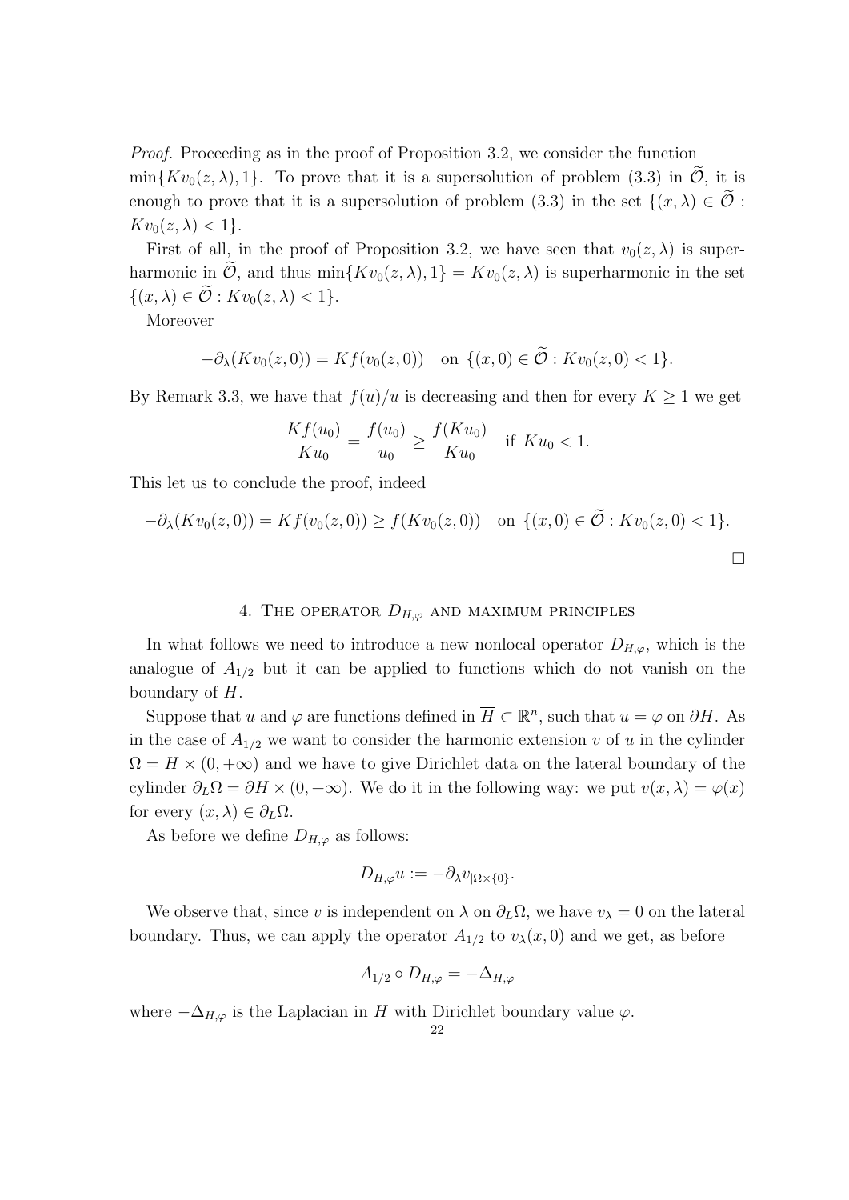*Proof.* Proceeding as in the proof of Proposition 3.2, we consider the function $\min\{Kv_0(z,\lambda), 1\}$. To prove that it is a supersolution of problem (3.3) in $\widetilde{\mathcal{O}}$, it is enough to prove that it is a supersolution of problem (3.3) in the set $\{(x,\lambda) \in \widetilde{\mathcal{O}} : Kv_0(z,\lambda) < 1\}$.

First of all, in the proof of Proposition 3.2, we have seen that $v_0(z,\lambda)$ is superharmonic in $\widetilde{\mathcal{O}}$, and thus $\min\{Kv_0(z,\lambda), 1\} = Kv_0(z,\lambda)$ is superharmonic in the set $\{(x,\lambda) \in \widetilde{\mathcal{O}} : Kv_0(z,\lambda) < 1\}$.

Moreover

$$-\partial_\lambda(Kv_0(z,0)) = Kf(v_0(z,0)) \quad \text{on } \{(x,0) \in \widetilde{\mathcal{O}} : Kv_0(z,0) < 1\}.$$

By Remark 3.3, we have that $f(u)/u$ is decreasing and then for every $K \geq 1$ we get

$$\frac{Kf(u_0)}{Ku_0} = \frac{f(u_0)}{u_0} \geq \frac{f(Ku_0)}{Ku_0} \quad \text{if } Ku_0 < 1.$$

This let us to conclude the proof, indeed

$$-\partial_\lambda(Kv_0(z,0)) = Kf(v_0(z,0)) \geq f(Kv_0(z,0)) \quad \text{on } \{(x,0) \in \widetilde{\mathcal{O}} : Kv_0(z,0) < 1\}.$$

$\square$

## 4. The operator $D_{H,\varphi}$ and maximum principles

In what follows we need to introduce a new nonlocal operator $D_{H,\varphi}$, which is the analogue of $A_{1/2}$ but it can be applied to functions which do not vanish on the boundary of $H$.

Suppose that $u$ and $\varphi$ are functions defined in $\overline{H} \subset \mathbb{R}^n$, such that $u = \varphi$ on $\partial H$. As in the case of $A_{1/2}$ we want to consider the harmonic extension $v$ of $u$ in the cylinder $\Omega = H \times (0, +\infty)$ and we have to give Dirichlet data on the lateral boundary of the cylinder $\partial_L\Omega = \partial H \times (0, +\infty)$. We do it in the following way: we put $v(x,\lambda) = \varphi(x)$ for every $(x,\lambda) \in \partial_L\Omega$.

As before we define $D_{H,\varphi}$ as follows:

$$D_{H,\varphi}u := -\partial_\lambda v_{|\Omega \times \{0\}}.$$

We observe that, since $v$ is independent on $\lambda$ on $\partial_L\Omega$, we have $v_\lambda = 0$ on the lateral boundary. Thus, we can apply the operator $A_{1/2}$ to $v_\lambda(x,0)$ and we get, as before

$$A_{1/2} \circ D_{H,\varphi} = -\Delta_{H,\varphi}$$

where $-\Delta_{H,\varphi}$ is the Laplacian in $H$ with Dirichlet boundary value $\varphi$.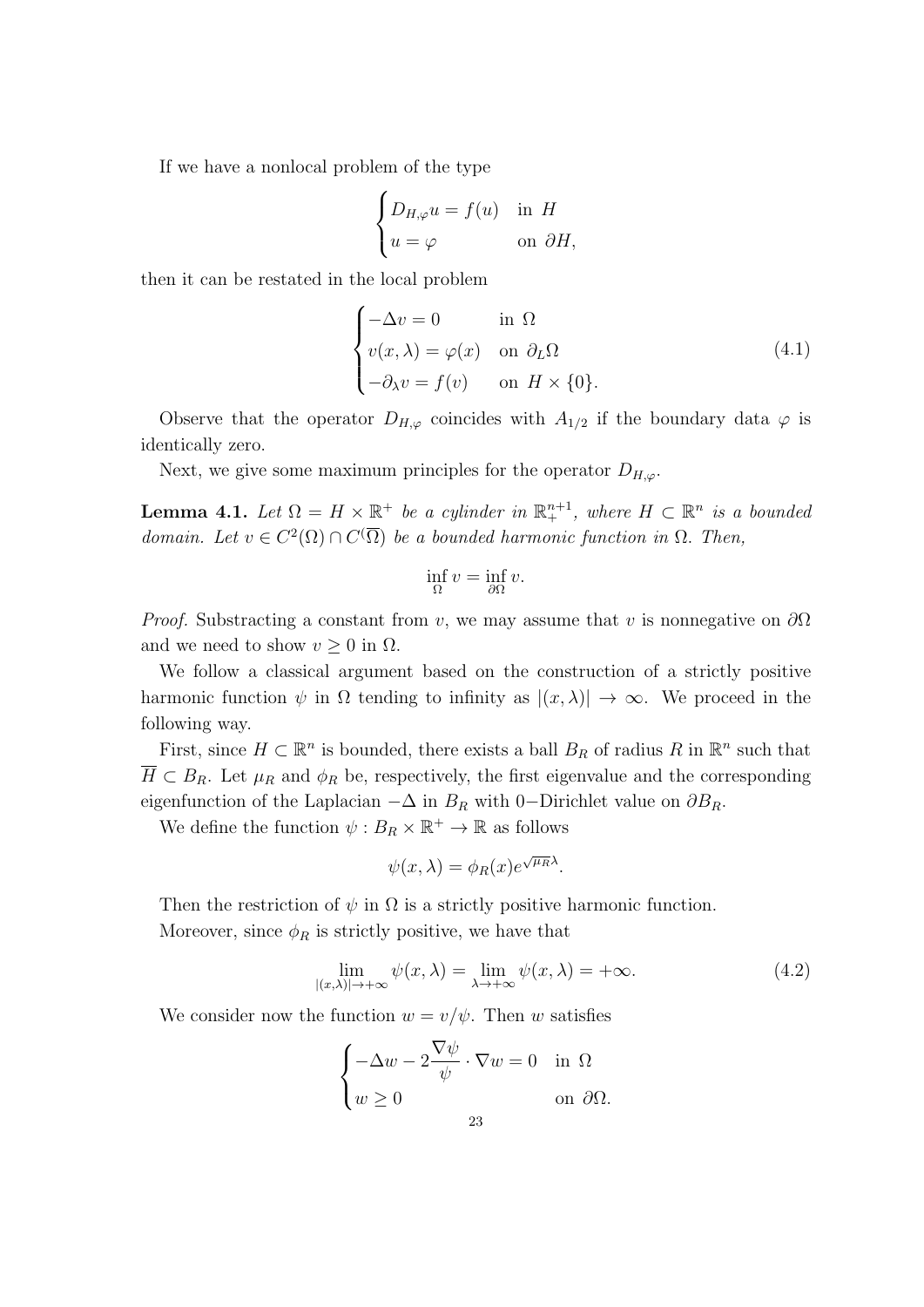If we have a nonlocal problem of the type

$$\begin{cases} D_{H,\varphi} u = f(u) & \text{in } H \\ u = \varphi & \text{on } \partial H, \end{cases}$$

then it can be restated in the local problem

$$\begin{cases} -\Delta v = 0 & \text{in } \Omega \\ v(x,\lambda) = \varphi(x) & \text{on } \partial_L \Omega \\ -\partial_\lambda v = f(v) & \text{on } H \times \{0\}. \end{cases} \tag{4.1}$$

Observe that the operator $D_{H,\varphi}$ coincides with $A_{1/2}$ if the boundary data $\varphi$ is identically zero.

Next, we give some maximum principles for the operator $D_{H,\varphi}$.

**Lemma 4.1.** *Let $\Omega = H \times \mathbb{R}^+$ be a cylinder in $\mathbb{R}^{n+1}_+$, where $H \subset \mathbb{R}^n$ is a bounded domain. Let $v \in C^2(\Omega) \cap C(\overline{\Omega})$ be a bounded harmonic function in $\Omega$. Then,*

$$\inf_{\Omega} v = \inf_{\partial \Omega} v.$$

*Proof.* Substracting a constant from $v$, we may assume that $v$ is nonnegative on $\partial\Omega$ and we need to show $v \geq 0$ in $\Omega$.

We follow a classical argument based on the construction of a strictly positive harmonic function $\psi$ in $\Omega$ tending to infinity as $|(x,\lambda)| \to \infty$. We proceed in the following way.

First, since $H \subset \mathbb{R}^n$ is bounded, there exists a ball $B_R$ of radius $R$ in $\mathbb{R}^n$ such that $\overline{H} \subset B_R$. Let $\mu_R$ and $\phi_R$ be, respectively, the first eigenvalue and the corresponding eigenfunction of the Laplacian $-\Delta$ in $B_R$ with $0-$Dirichlet value on $\partial B_R$.

We define the function $\psi : B_R \times \mathbb{R}^+ \to \mathbb{R}$ as follows

$$\psi(x,\lambda) = \phi_R(x) e^{\sqrt{\mu_R}\lambda}.$$

Then the restriction of $\psi$ in $\Omega$ is a strictly positive harmonic function.

Moreover, since $\phi_R$ is strictly positive, we have that

$$\lim_{|(x,\lambda)| \to +\infty} \psi(x,\lambda) = \lim_{\lambda \to +\infty} \psi(x,\lambda) = +\infty. \tag{4.2}$$

We consider now the function $w = v/\psi$. Then $w$ satisfies

$$\begin{cases} -\Delta w - 2\dfrac{\nabla \psi}{\psi} \cdot \nabla w = 0 & \text{in } \Omega \\ w \geq 0 & \text{on } \partial\Omega. \end{cases}$$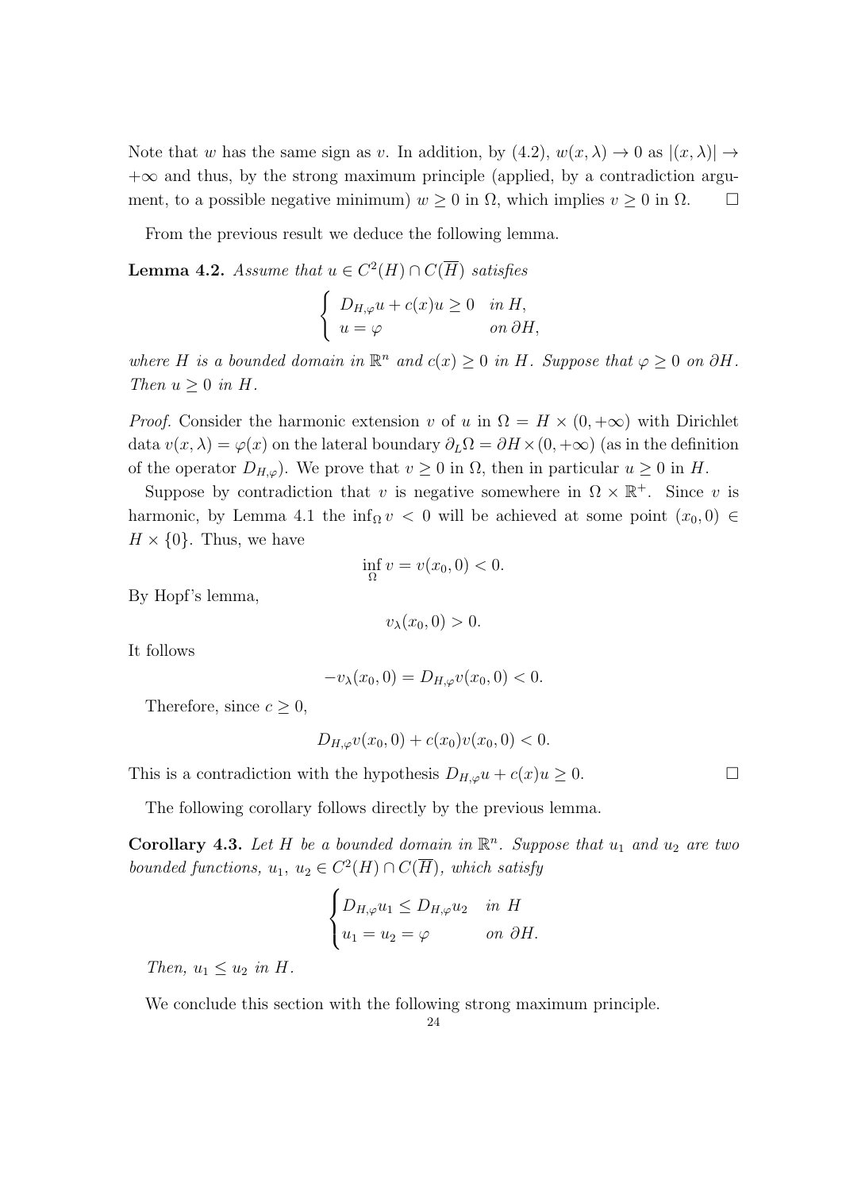Note that $w$ has the same sign as $v$. In addition, by (4.2), $w(x, \lambda) \to 0$ as $|(x, \lambda)| \to +\infty$ and thus, by the strong maximum principle (applied, by a contradiction argument, to a possible negative minimum) $w \geq 0$ in $\Omega$, which implies $v \geq 0$ in $\Omega$. □

From the previous result we deduce the following lemma.

**Lemma 4.2.** *Assume that $u \in C^2(H) \cap C(\overline{H})$ satisfies*

$$\begin{cases} D_{H,\varphi} u + c(x) u \geq 0 & \text{in } H, \\ u = \varphi & \text{on } \partial H, \end{cases}$$

*where $H$ is a bounded domain in $\mathbb{R}^n$ and $c(x) \geq 0$ in $H$. Suppose that $\varphi \geq 0$ on $\partial H$. Then $u \geq 0$ in $H$.*

*Proof.* Consider the harmonic extension $v$ of $u$ in $\Omega = H \times (0, +\infty)$ with Dirichlet data $v(x, \lambda) = \varphi(x)$ on the lateral boundary $\partial_L \Omega = \partial H \times (0, +\infty)$ (as in the definition of the operator $D_{H,\varphi}$). We prove that $v \geq 0$ in $\Omega$, then in particular $u \geq 0$ in $H$.

Suppose by contradiction that $v$ is negative somewhere in $\Omega \times \mathbb{R}^+$. Since $v$ is harmonic, by Lemma 4.1 the $\inf_\Omega v < 0$ will be achieved at some point $(x_0, 0) \in H \times \{0\}$. Thus, we have

$$\inf_\Omega v = v(x_0, 0) < 0.$$

By Hopf's lemma,

$$v_\lambda(x_0, 0) > 0.$$

It follows

$$-v_\lambda(x_0, 0) = D_{H,\varphi} v(x_0, 0) < 0.$$

Therefore, since $c \geq 0$,

$$D_{H,\varphi} v(x_0, 0) + c(x_0) v(x_0, 0) < 0.$$

This is a contradiction with the hypothesis $D_{H,\varphi} u + c(x) u \geq 0$. □

The following corollary follows directly by the previous lemma.

**Corollary 4.3.** *Let $H$ be a bounded domain in $\mathbb{R}^n$. Suppose that $u_1$ and $u_2$ are two bounded functions, $u_1$, $u_2 \in C^2(H) \cap C(\overline{H})$, which satisfy*

$$\begin{cases} D_{H,\varphi} u_1 \leq D_{H,\varphi} u_2 & \text{in } H \\ u_1 = u_2 = \varphi & \text{on } \partial H. \end{cases}$$

*Then, $u_1 \leq u_2$ in $H$.*

We conclude this section with the following strong maximum principle.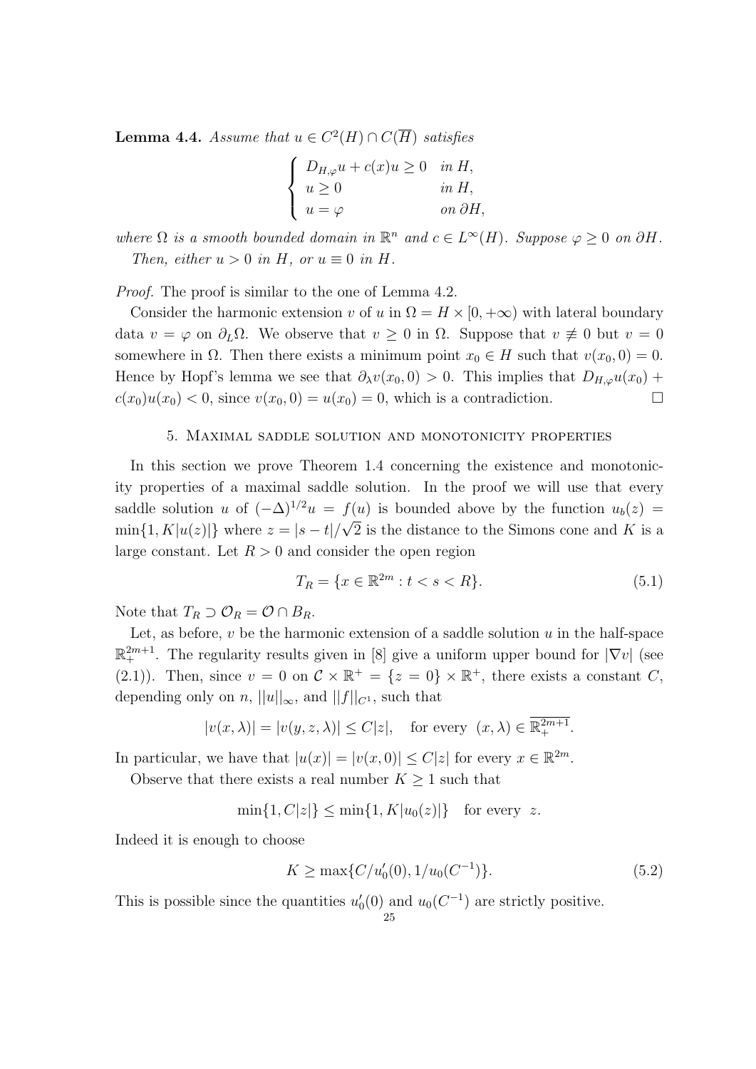**Lemma 4.4.** *Assume that $u \in C^2(H) \cap C(\overline{H})$ satisfies*

$$\begin{cases} D_{H,\varphi}u + c(x)u \geq 0 & \text{in } H, \\ u \geq 0 & \text{in } H, \\ u = \varphi & \text{on } \partial H, \end{cases}$$

*where $\Omega$ is a smooth bounded domain in $\mathbb{R}^n$ and $c \in L^\infty(H)$. Suppose $\varphi \geq 0$ on $\partial H$.*

*Then, either $u > 0$ in $H$, or $u \equiv 0$ in $H$.*

*Proof.* The proof is similar to the one of Lemma 4.2.

Consider the harmonic extension $v$ of $u$ in $\Omega = H \times [0, +\infty)$ with lateral boundary data $v = \varphi$ on $\partial_L \Omega$. We observe that $v \geq 0$ in $\Omega$. Suppose that $v \not\equiv 0$ but $v = 0$ somewhere in $\Omega$. Then there exists a minimum point $x_0 \in H$ such that $v(x_0, 0) = 0$. Hence by Hopf's lemma we see that $\partial_\lambda v(x_0, 0) > 0$. This implies that $D_{H,\varphi}u(x_0) + c(x_0)u(x_0) < 0$, since $v(x_0, 0) = u(x_0) = 0$, which is a contradiction. □

## 5. Maximal saddle solution and monotonicity properties

In this section we prove Theorem 1.4 concerning the existence and monotonicity properties of a maximal saddle solution. In the proof we will use that every saddle solution $u$ of $(-\Delta)^{1/2}u = f(u)$ is bounded above by the function $u_b(z) = \min\{1, K|u(z)|\}$ where $z = |s - t|/\sqrt{2}$ is the distance to the Simons cone and $K$ is a large constant. Let $R > 0$ and consider the open region

$$T_R = \{x \in \mathbb{R}^{2m} : t < s < R\}. \tag{5.1}$$

Note that $T_R \supset \mathcal{O}_R = \mathcal{O} \cap B_R$.

Let, as before, $v$ be the harmonic extension of a saddle solution $u$ in the half-space $\mathbb{R}^{2m+1}_+$. The regularity results given in [8] give a uniform upper bound for $|\nabla v|$ (see (2.1)). Then, since $v = 0$ on $\mathcal{C} \times \mathbb{R}^+ = \{z = 0\} \times \mathbb{R}^+$, there exists a constant $C$, depending only on $n$, $||u||_\infty$, and $||f||_{C^1}$, such that

$$|v(x, \lambda)| = |v(y, z, \lambda)| \leq C|z|, \quad \text{for every } (x, \lambda) \in \overline{\mathbb{R}^{2m+1}_+}.$$

In particular, we have that $|u(x)| = |v(x, 0)| \leq C|z|$ for every $x \in \mathbb{R}^{2m}$.

Observe that there exists a real number $K \geq 1$ such that

$$\min\{1, C|z|\} \leq \min\{1, K|u_0(z)|\} \quad \text{for every } z.$$

Indeed it is enough to choose

$$K \geq \max\{C/u_0'(0), 1/u_0(C^{-1})\}. \tag{5.2}$$

This is possible since the quantities $u_0'(0)$ and $u_0(C^{-1})$ are strictly positive.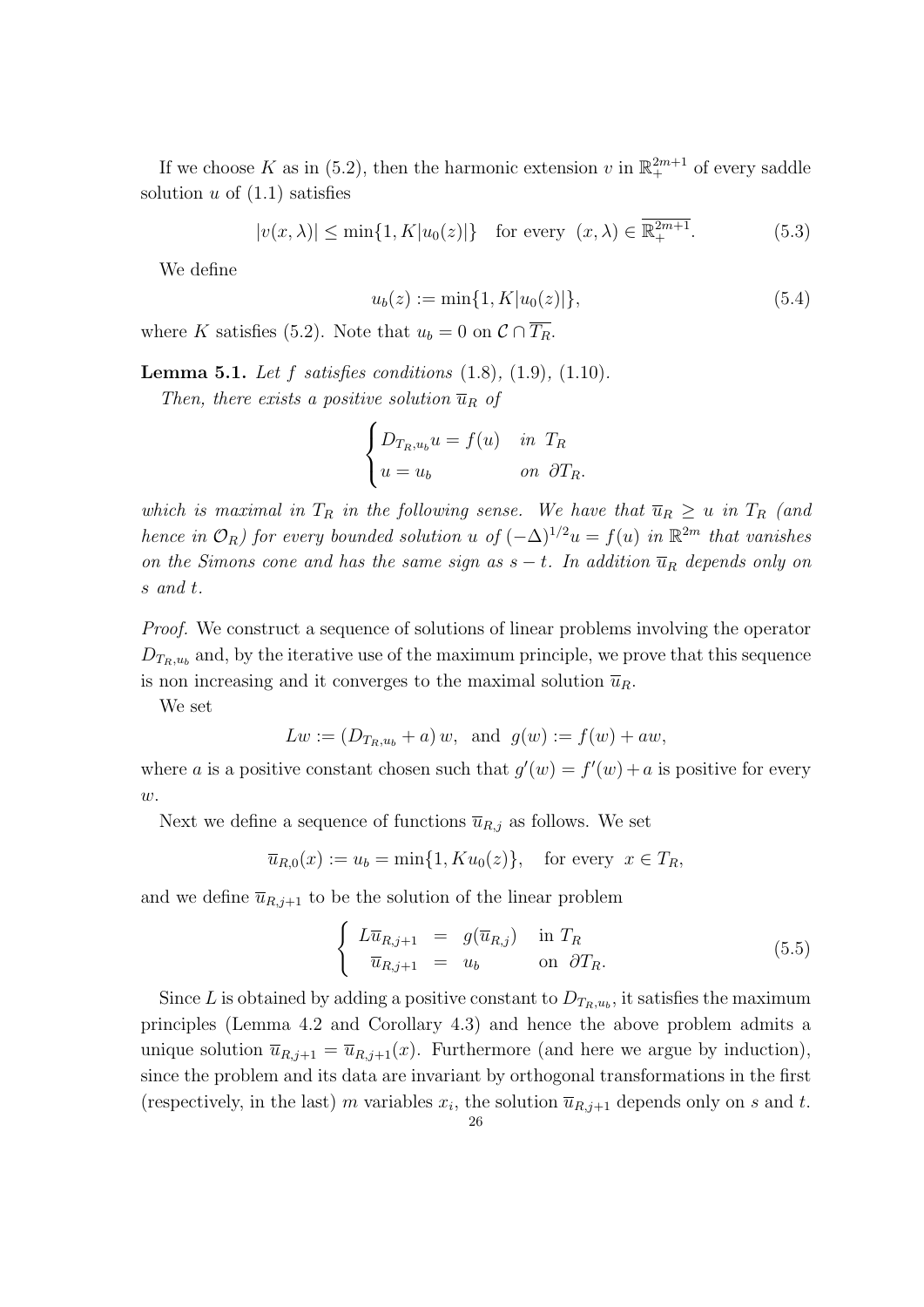If we choose $K$ as in (5.2), then the harmonic extension $v$ in $\mathbb{R}^{2m+1}_+$ of every saddle solution $u$ of (1.1) satisfies

$$|v(x,\lambda)| \leq \min\{1, K|u_0(z)|\} \quad \text{for every } (x,\lambda) \in \overline{\mathbb{R}^{2m+1}_+}. \tag{5.3}$$

We define

$$u_b(z) := \min\{1, K|u_0(z)|\}, \tag{5.4}$$

where $K$ satisfies (5.2). Note that $u_b = 0$ on $\mathcal{C} \cap \overline{T_R}$.

**Lemma 5.1.** *Let $f$ satisfies conditions* (1.8)*,* (1.9)*,* (1.10)*.*

*Then, there exists a positive solution $\overline{u}_R$ of*

$$\begin{cases} D_{T_R,u_b} u = f(u) & \text{in } T_R \\ u = u_b & \text{on } \partial T_R. \end{cases}$$

*which is maximal in $T_R$ in the following sense. We have that $\overline{u}_R \geq u$ in $T_R$ (and hence in $\mathcal{O}_R$) for every bounded solution $u$ of $(-\Delta)^{1/2} u = f(u)$ in $\mathbb{R}^{2m}$ that vanishes on the Simons cone and has the same sign as $s-t$. In addition $\overline{u}_R$ depends only on $s$ and $t$.*

*Proof.* We construct a sequence of solutions of linear problems involving the operator $D_{T_R,u_b}$ and, by the iterative use of the maximum principle, we prove that this sequence is non increasing and it converges to the maximal solution $\overline{u}_R$.

We set

$$Lw := (D_{T_R,u_b} + a)\, w, \quad \text{and} \quad g(w) := f(w) + aw,$$

where $a$ is a positive constant chosen such that $g'(w) = f'(w) + a$ is positive for every $w$.

Next we define a sequence of functions $\overline{u}_{R,j}$ as follows. We set

$$\overline{u}_{R,0}(x) := u_b = \min\{1, K u_0(z)\}, \quad \text{for every } x \in T_R,$$

and we define $\overline{u}_{R,j+1}$ to be the solution of the linear problem

$$\begin{cases} L\overline{u}_{R,j+1} = g(\overline{u}_{R,j}) & \text{in } T_R \\ \overline{u}_{R,j+1} = u_b & \text{on } \partial T_R. \end{cases} \tag{5.5}$$

Since $L$ is obtained by adding a positive constant to $D_{T_R,u_b}$, it satisfies the maximum principles (Lemma 4.2 and Corollary 4.3) and hence the above problem admits a unique solution $\overline{u}_{R,j+1} = \overline{u}_{R,j+1}(x)$. Furthermore (and here we argue by induction), since the problem and its data are invariant by orthogonal transformations in the first (respectively, in the last) $m$ variables $x_i$, the solution $\overline{u}_{R,j+1}$ depends only on $s$ and $t$.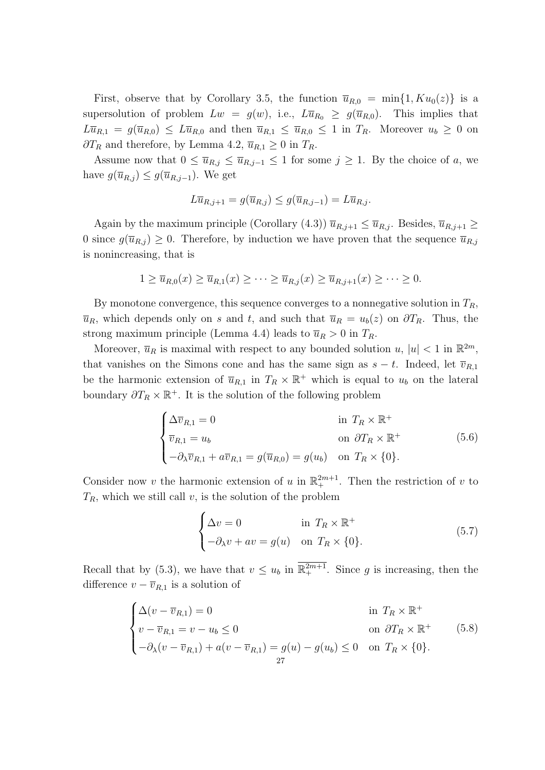First, observe that by Corollary 3.5, the function $\overline{u}_{R,0} = \min\{1, Ku_0(z)\}$ is a supersolution of problem $Lw = g(w)$, i.e., $L\overline{u}_{R_0} \geq g(\overline{u}_{R,0})$. This implies that $L\overline{u}_{R,1} = g(\overline{u}_{R,0}) \leq L\overline{u}_{R,0}$ and then $\overline{u}_{R,1} \leq \overline{u}_{R,0} \leq 1$ in $T_R$. Moreover $u_b \geq 0$ on $\partial T_R$ and therefore, by Lemma 4.2, $\overline{u}_{R,1} \geq 0$ in $T_R$.

Assume now that $0 \leq \overline{u}_{R,j} \leq \overline{u}_{R,j-1} \leq 1$ for some $j \geq 1$. By the choice of $a$, we have $g(\overline{u}_{R,j}) \leq g(\overline{u}_{R,j-1})$. We get

$$L\overline{u}_{R,j+1} = g(\overline{u}_{R,j}) \leq g(\overline{u}_{R,j-1}) = L\overline{u}_{R,j}.$$

Again by the maximum principle (Corollary (4.3)) $\overline{u}_{R,j+1} \leq \overline{u}_{R,j}$. Besides, $\overline{u}_{R,j+1} \geq 0$ since $g(\overline{u}_{R,j}) \geq 0$. Therefore, by induction we have proven that the sequence $\overline{u}_{R,j}$ is nonincreasing, that is

$$1 \geq \overline{u}_{R,0}(x) \geq \overline{u}_{R,1}(x) \geq \cdots \geq \overline{u}_{R,j}(x) \geq \overline{u}_{R,j+1}(x) \geq \cdots \geq 0.$$

By monotone convergence, this sequence converges to a nonnegative solution in $T_R$, $\overline{u}_R$, which depends only on $s$ and $t$, and such that $\overline{u}_R = u_b(z)$ on $\partial T_R$. Thus, the strong maximum principle (Lemma 4.4) leads to $\overline{u}_R > 0$ in $T_R$.

Moreover, $\overline{u}_R$ is maximal with respect to any bounded solution $u$, $|u| < 1$ in $\mathbb{R}^{2m}$, that vanishes on the Simons cone and has the same sign as $s - t$. Indeed, let $\overline{v}_{R,1}$ be the harmonic extension of $\overline{u}_{R,1}$ in $T_R \times \mathbb{R}^+$ which is equal to $u_b$ on the lateral boundary $\partial T_R \times \mathbb{R}^+$. It is the solution of the following problem

$$\begin{cases} \Delta \overline{v}_{R,1} = 0 & \text{in } T_R \times \mathbb{R}^+ \\ \overline{v}_{R,1} = u_b & \text{on } \partial T_R \times \mathbb{R}^+ \\ -\partial_\lambda \overline{v}_{R,1} + a\overline{v}_{R,1} = g(\overline{u}_{R,0}) = g(u_b) & \text{on } T_R \times \{0\}. \end{cases} \tag{5.6}$$

Consider now $v$ the harmonic extension of $u$ in $\mathbb{R}^{2m+1}_+$. Then the restriction of $v$ to $T_R$, which we still call $v$, is the solution of the problem

$$\begin{cases} \Delta v = 0 & \text{in } T_R \times \mathbb{R}^+ \\ -\partial_\lambda v + av = g(u) & \text{on } T_R \times \{0\}. \end{cases} \tag{5.7}$$

Recall that by (5.3), we have that $v \leq u_b$ in $\overline{\mathbb{R}^{2m+1}_+}$. Since $g$ is increasing, then the difference $v - \overline{v}_{R,1}$ is a solution of

$$\begin{cases} \Delta(v - \overline{v}_{R,1}) = 0 & \text{in } T_R \times \mathbb{R}^+ \\ v - \overline{v}_{R,1} = v - u_b \leq 0 & \text{on } \partial T_R \times \mathbb{R}^+ \\ -\partial_\lambda(v - \overline{v}_{R,1}) + a(v - \overline{v}_{R,1}) = g(u) - g(u_b) \leq 0 & \text{on } T_R \times \{0\}. \end{cases} \tag{5.8}$$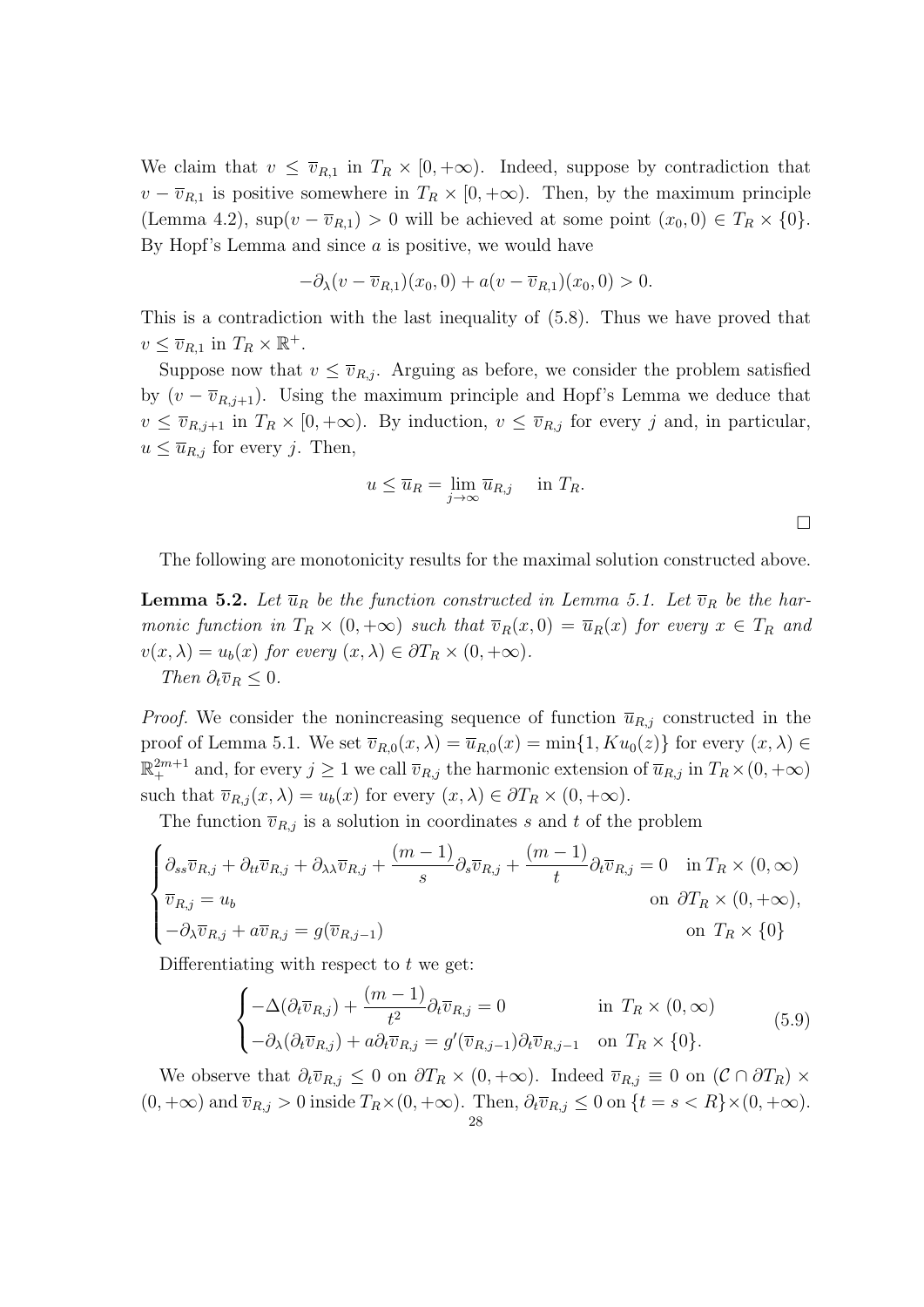We claim that $v \le \overline{v}_{R,1}$ in $T_R \times [0,+\infty)$. Indeed, suppose by contradiction that $v - \overline{v}_{R,1}$ is positive somewhere in $T_R \times [0,+\infty)$. Then, by the maximum principle (Lemma 4.2), $\sup(v - \overline{v}_{R,1}) > 0$ will be achieved at some point $(x_0, 0) \in T_R \times \{0\}$. By Hopf's Lemma and since $a$ is positive, we would have

$$-\partial_\lambda (v - \overline{v}_{R,1})(x_0,0) + a(v - \overline{v}_{R,1})(x_0,0) > 0.$$

This is a contradiction with the last inequality of (5.8). Thus we have proved that $v \le \overline{v}_{R,1}$ in $T_R \times \mathbb{R}^+$.

Suppose now that $v \le \overline{v}_{R,j}$. Arguing as before, we consider the problem satisfied by $(v - \overline{v}_{R,j+1})$. Using the maximum principle and Hopf's Lemma we deduce that $v \le \overline{v}_{R,j+1}$ in $T_R \times [0,+\infty)$. By induction, $v \le \overline{v}_{R,j}$ for every $j$ and, in particular, $u \le \overline{u}_{R,j}$ for every $j$. Then,

$$u \le \overline{u}_R = \lim_{j\to\infty} \overline{u}_{R,j} \quad \text{ in } T_R.$$

□

The following are monotonicity results for the maximal solution constructed above.

**Lemma 5.2.** *Let $\overline{u}_R$ be the function constructed in Lemma 5.1. Let $\overline{v}_R$ be the harmonic function in $T_R \times (0,+\infty)$ such that $\overline{v}_R(x,0) = \overline{u}_R(x)$ for every $x \in T_R$ and $v(x,\lambda) = u_b(x)$ for every $(x,\lambda) \in \partial T_R \times (0,+\infty)$.*

*Then $\partial_t \overline{v}_R \le 0$.*

*Proof.* We consider the nonincreasing sequence of function $\overline{u}_{R,j}$ constructed in the proof of Lemma 5.1. We set $\overline{v}_{R,0}(x,\lambda) = \overline{u}_{R,0}(x) = \min\{1, Ku_0(z)\}$ for every $(x,\lambda) \in \mathbb{R}^{2m+1}_+$ and, for every $j \ge 1$ we call $\overline{v}_{R,j}$ the harmonic extension of $\overline{u}_{R,j}$ in $T_R \times (0,+\infty)$ such that $\overline{v}_{R,j}(x,\lambda) = u_b(x)$ for every $(x,\lambda) \in \partial T_R \times (0,+\infty)$.

The function $\overline{v}_{R,j}$ is a solution in coordinates $s$ and $t$ of the problem

$$\begin{cases} \partial_{ss}\overline{v}_{R,j} + \partial_{tt}\overline{v}_{R,j} + \partial_{\lambda\lambda}\overline{v}_{R,j} + \dfrac{(m-1)}{s}\partial_s \overline{v}_{R,j} + \dfrac{(m-1)}{t}\partial_t \overline{v}_{R,j} = 0 & \text{in } T_R \times (0,\infty) \\ \overline{v}_{R,j} = u_b & \text{on } \partial T_R \times (0,+\infty), \\ -\partial_\lambda \overline{v}_{R,j} + a\overline{v}_{R,j} = g(\overline{v}_{R,j-1}) & \text{on } T_R \times \{0\} \end{cases}$$

Differentiating with respect to $t$ we get:

$$\begin{cases} -\Delta(\partial_t \overline{v}_{R,j}) + \dfrac{(m-1)}{t^2}\partial_t \overline{v}_{R,j} = 0 & \text{in } T_R \times (0,\infty) \\ -\partial_\lambda(\partial_t \overline{v}_{R,j}) + a\partial_t \overline{v}_{R,j} = g'(\overline{v}_{R,j-1})\partial_t \overline{v}_{R,j-1} & \text{on } T_R \times \{0\}. \end{cases} \tag{5.9}$$

We observe that $\partial_t \overline{v}_{R,j} \le 0$ on $\partial T_R \times (0,+\infty)$. Indeed $\overline{v}_{R,j} \equiv 0$ on $(\mathcal{C} \cap \partial T_R) \times (0,+\infty)$ and $\overline{v}_{R,j} > 0$ inside $T_R \times (0,+\infty)$. Then, $\partial_t \overline{v}_{R,j} \le 0$ on $\{t = s < R\} \times (0,+\infty)$.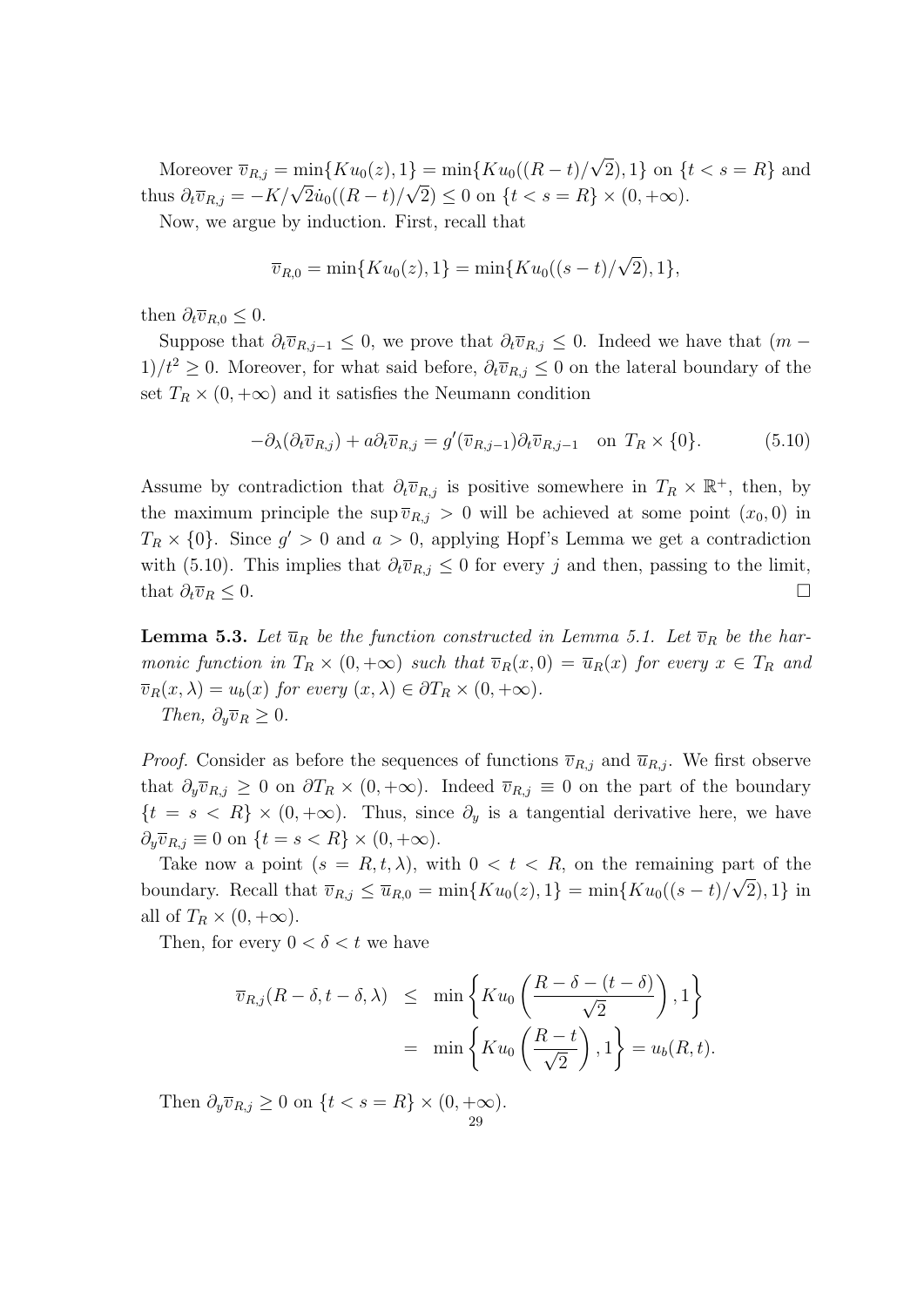Moreover $\overline{v}_{R,j} = \min\{Ku_0(z), 1\} = \min\{Ku_0((R-t)/\sqrt{2}), 1\}$ on $\{t < s = R\}$ and thus $\partial_t \overline{v}_{R,j} = -K/\sqrt{2}\dot{u}_0((R-t)/\sqrt{2}) \leq 0$ on $\{t < s = R\} \times (0, +\infty)$.

Now, we argue by induction. First, recall that

$$\overline{v}_{R,0} = \min\{Ku_0(z), 1\} = \min\{Ku_0((s-t)/\sqrt{2}), 1\},$$

then $\partial_t \overline{v}_{R,0} \leq 0$.

Suppose that $\partial_t \overline{v}_{R,j-1} \leq 0$, we prove that $\partial_t \overline{v}_{R,j} \leq 0$. Indeed we have that $(m-1)/t^2 \geq 0$. Moreover, for what said before, $\partial_t \overline{v}_{R,j} \leq 0$ on the lateral boundary of the set $T_R \times (0, +\infty)$ and it satisfies the Neumann condition

$$-\partial_\lambda(\partial_t \overline{v}_{R,j}) + a\partial_t \overline{v}_{R,j} = g'(\overline{v}_{R,j-1})\partial_t \overline{v}_{R,j-1} \quad \text{on } T_R \times \{0\}. \tag{5.10}$$

Assume by contradiction that $\partial_t \overline{v}_{R,j}$ is positive somewhere in $T_R \times \mathbb{R}^+$, then, by the maximum principle the $\sup \overline{v}_{R,j} > 0$ will be achieved at some point $(x_0, 0)$ in $T_R \times \{0\}$. Since $g' > 0$ and $a > 0$, applying Hopf's Lemma we get a contradiction with (5.10). This implies that $\partial_t \overline{v}_{R,j} \leq 0$ for every $j$ and then, passing to the limit, that $\partial_t \overline{v}_R \leq 0$. □

**Lemma 5.3.** *Let $\overline{u}_R$ be the function constructed in Lemma 5.1. Let $\overline{v}_R$ be the harmonic function in $T_R \times (0, +\infty)$ such that $\overline{v}_R(x, 0) = \overline{u}_R(x)$ for every $x \in T_R$ and $\overline{v}_R(x, \lambda) = u_b(x)$ for every $(x, \lambda) \in \partial T_R \times (0, +\infty)$.*

*Then, $\partial_y \overline{v}_R \geq 0$.*

*Proof.* Consider as before the sequences of functions $\overline{v}_{R,j}$ and $\overline{u}_{R,j}$. We first observe that $\partial_y \overline{v}_{R,j} \geq 0$ on $\partial T_R \times (0, +\infty)$. Indeed $\overline{v}_{R,j} \equiv 0$ on the part of the boundary $\{t = s < R\} \times (0, +\infty)$. Thus, since $\partial_y$ is a tangential derivative here, we have $\partial_y \overline{v}_{R,j} \equiv 0$ on $\{t = s < R\} \times (0, +\infty)$.

Take now a point $(s = R, t, \lambda)$, with $0 < t < R$, on the remaining part of the boundary. Recall that $\overline{v}_{R,j} \leq \overline{u}_{R,0} = \min\{Ku_0(z), 1\} = \min\{Ku_0((s-t)/\sqrt{2}), 1\}$ in all of $T_R \times (0, +\infty)$.

Then, for every $0 < \delta < t$ we have

$$\begin{aligned} \overline{v}_{R,j}(R-\delta, t-\delta, \lambda) &\leq \min\left\{Ku_0\left(\frac{R-\delta-(t-\delta)}{\sqrt{2}}\right), 1\right\} \\ &= \min\left\{Ku_0\left(\frac{R-t}{\sqrt{2}}\right), 1\right\} = u_b(R, t). \end{aligned}$$

Then $\partial_y \overline{v}_{R,j} \geq 0$ on $\{t < s = R\} \times (0, +\infty)$.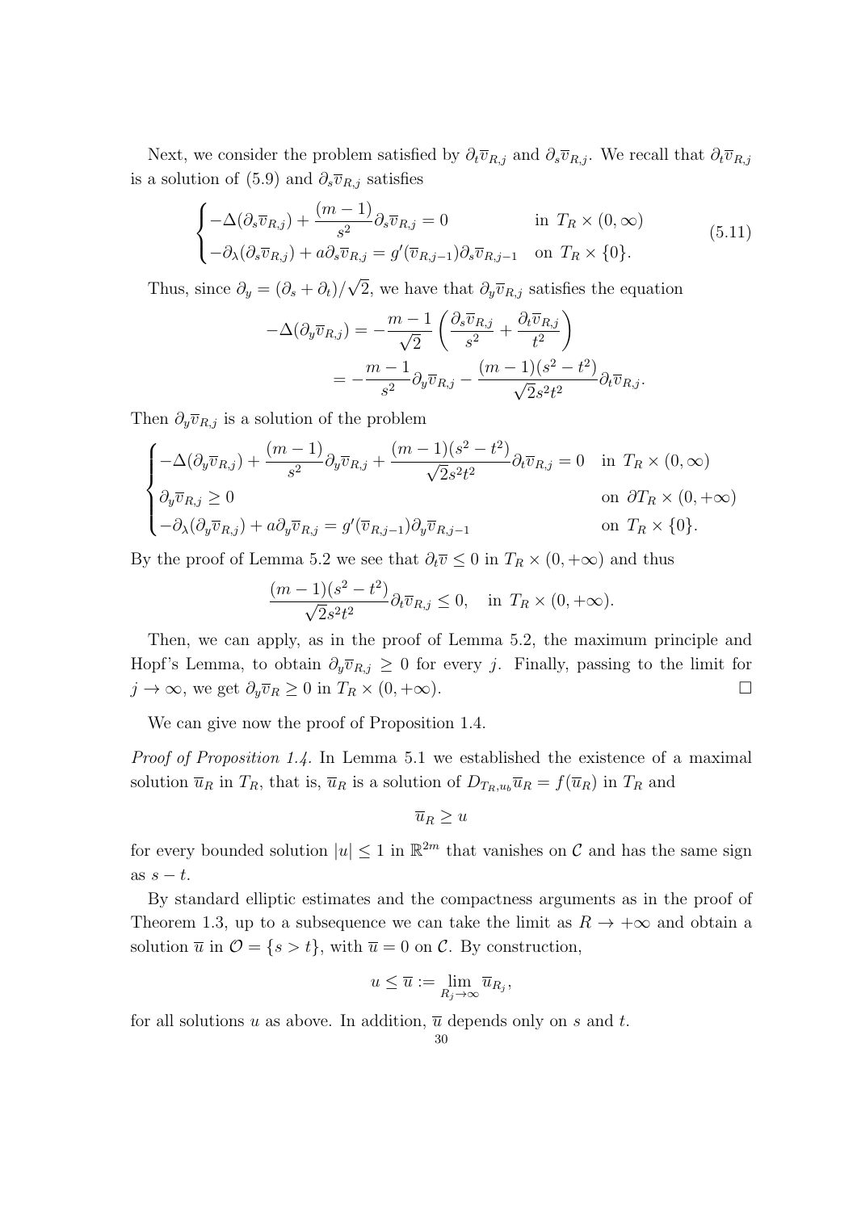Next, we consider the problem satisfied by $\partial_t \overline{v}_{R,j}$ and $\partial_s \overline{v}_{R,j}$. We recall that $\partial_t \overline{v}_{R,j}$ is a solution of (5.9) and $\partial_s \overline{v}_{R,j}$ satisfies

$$
\begin{cases}
-\Delta(\partial_s \overline{v}_{R,j}) + \dfrac{(m-1)}{s^2}\partial_s \overline{v}_{R,j} = 0 & \text{in } T_R \times (0,\infty) \\
-\partial_\lambda(\partial_s \overline{v}_{R,j}) + a\partial_s \overline{v}_{R,j} = g'(\overline{v}_{R,j-1})\partial_s \overline{v}_{R,j-1} & \text{on } T_R \times \{0\}.
\end{cases}
\tag{5.11}
$$

Thus, since $\partial_y = (\partial_s + \partial_t)/\sqrt{2}$, we have that $\partial_y \overline{v}_{R,j}$ satisfies the equation

$$
\begin{aligned}
-\Delta(\partial_y \overline{v}_{R,j}) &= -\frac{m-1}{\sqrt{2}}\left(\frac{\partial_s \overline{v}_{R,j}}{s^2} + \frac{\partial_t \overline{v}_{R,j}}{t^2}\right) \\
&= -\frac{m-1}{s^2}\partial_y \overline{v}_{R,j} - \frac{(m-1)(s^2-t^2)}{\sqrt{2}s^2t^2}\partial_t \overline{v}_{R,j}.
\end{aligned}
$$

Then $\partial_y \overline{v}_{R,j}$ is a solution of the problem

$$
\begin{cases}
-\Delta(\partial_y \overline{v}_{R,j}) + \dfrac{(m-1)}{s^2}\partial_y \overline{v}_{R,j} + \dfrac{(m-1)(s^2-t^2)}{\sqrt{2}s^2t^2}\partial_t \overline{v}_{R,j} = 0 & \text{in } T_R \times (0,\infty) \\
\partial_y \overline{v}_{R,j} \geq 0 & \text{on } \partial T_R \times (0,+\infty) \\
-\partial_\lambda(\partial_y \overline{v}_{R,j}) + a\partial_y \overline{v}_{R,j} = g'(\overline{v}_{R,j-1})\partial_y \overline{v}_{R,j-1} & \text{on } T_R \times \{0\}.
\end{cases}
$$

By the proof of Lemma 5.2 we see that $\partial_t \overline{v} \leq 0$ in $T_R \times (0,+\infty)$ and thus

$$
\frac{(m-1)(s^2-t^2)}{\sqrt{2}s^2t^2}\partial_t \overline{v}_{R,j} \leq 0, \quad \text{in } T_R \times (0,+\infty).
$$

Then, we can apply, as in the proof of Lemma 5.2, the maximum principle and Hopf's Lemma, to obtain $\partial_y \overline{v}_{R,j} \geq 0$ for every $j$. Finally, passing to the limit for $j \to \infty$, we get $\partial_y \overline{v}_R \geq 0$ in $T_R \times (0,+\infty)$. □

We can give now the proof of Proposition 1.4.

*Proof of Proposition 1.4.* In Lemma 5.1 we established the existence of a maximal solution $\overline{u}_R$ in $T_R$, that is, $\overline{u}_R$ is a solution of $D_{T_R,u_b}\overline{u}_R = f(\overline{u}_R)$ in $T_R$ and

$$
\overline{u}_R \geq u
$$

for every bounded solution $|u| \leq 1$ in $\mathbb{R}^{2m}$ that vanishes on $\mathcal{C}$ and has the same sign as $s - t$.

By standard elliptic estimates and the compactness arguments as in the proof of Theorem 1.3, up to a subsequence we can take the limit as $R \to +\infty$ and obtain a solution $\overline{u}$ in $\mathcal{O} = \{s > t\}$, with $\overline{u} = 0$ on $\mathcal{C}$. By construction,

$$
u \leq \overline{u} := \lim_{R_j \to \infty} \overline{u}_{R_j},
$$

for all solutions $u$ as above. In addition, $\overline{u}$ depends only on $s$ and $t$.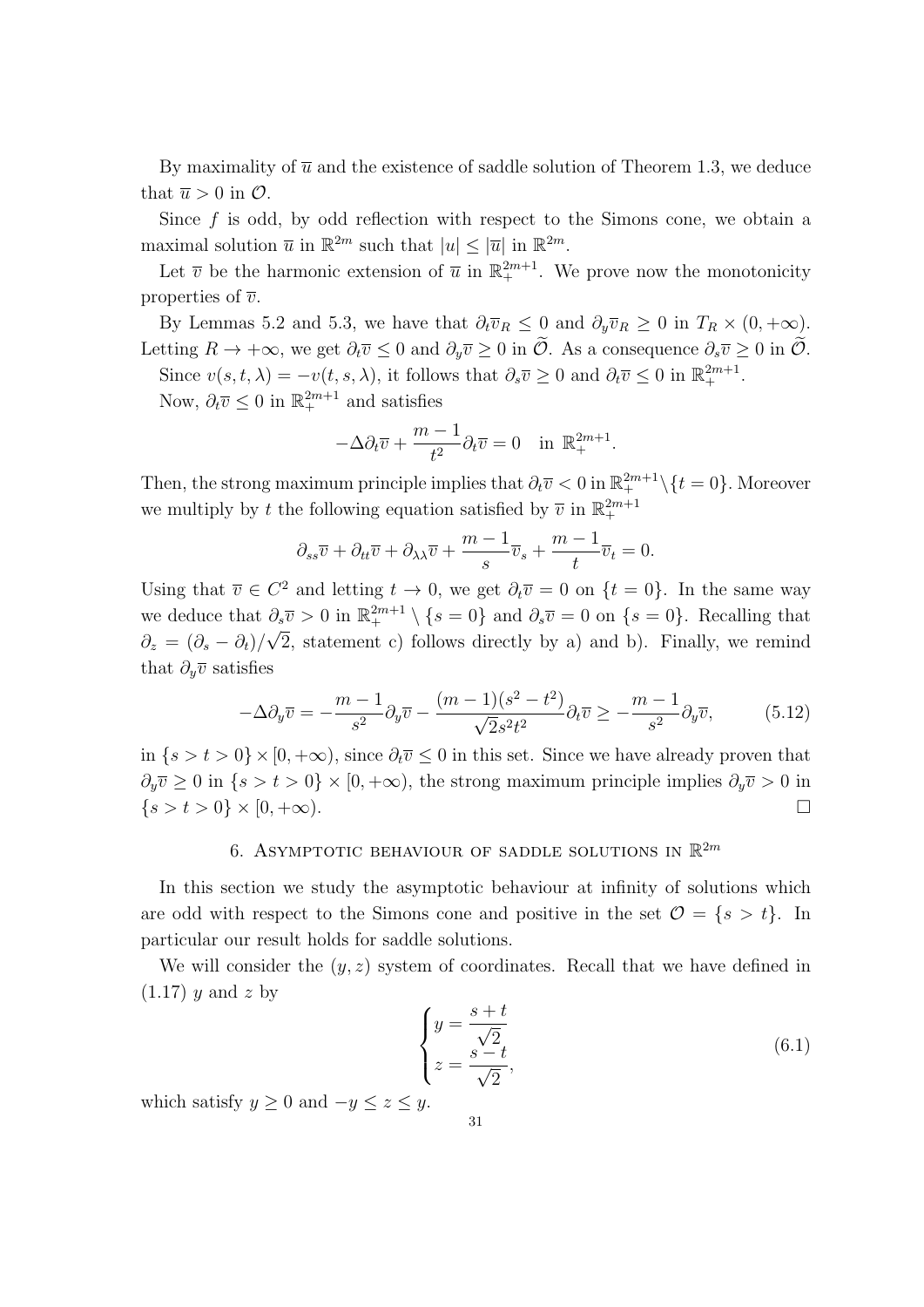By maximality of $\overline{u}$ and the existence of saddle solution of Theorem 1.3, we deduce that $\overline{u} > 0$ in $\mathcal{O}$.

Since $f$ is odd, by odd reflection with respect to the Simons cone, we obtain a maximal solution $\overline{u}$ in $\mathbb{R}^{2m}$ such that $|u| \leq |\overline{u}|$ in $\mathbb{R}^{2m}$.

Let $\overline{v}$ be the harmonic extension of $\overline{u}$ in $\mathbb{R}^{2m+1}_+$. We prove now the monotonicity properties of $\overline{v}$.

By Lemmas 5.2 and 5.3, we have that $\partial_t \overline{v}_R \leq 0$ and $\partial_y \overline{v}_R \geq 0$ in $T_R \times (0, +\infty)$. Letting $R \to +\infty$, we get $\partial_t \overline{v} \leq 0$ and $\partial_y \overline{v} \geq 0$ in $\widetilde{\mathcal{O}}$. As a consequence $\partial_s \overline{v} \geq 0$ in $\widetilde{\mathcal{O}}$.

Since $v(s, t, \lambda) = -v(t, s, \lambda)$, it follows that $\partial_s \overline{v} \geq 0$ and $\partial_t \overline{v} \leq 0$ in $\mathbb{R}^{2m+1}_+$.

Now, $\partial_t \overline{v} \leq 0$ in $\mathbb{R}^{2m+1}_+$ and satisfies

$$-\Delta \partial_t \overline{v} + \frac{m-1}{t^2} \partial_t \overline{v} = 0 \quad \text{in } \mathbb{R}^{2m+1}_+.$$

Then, the strong maximum principle implies that $\partial_t \overline{v} < 0$ in $\mathbb{R}^{2m+1}_+ \setminus \{t = 0\}$. Moreover we multiply by $t$ the following equation satisfied by $\overline{v}$ in $\mathbb{R}^{2m+1}_+$

$$\partial_{ss} \overline{v} + \partial_{tt} \overline{v} + \partial_{\lambda\lambda} \overline{v} + \frac{m-1}{s} \overline{v}_s + \frac{m-1}{t} \overline{v}_t = 0.$$

Using that $\overline{v} \in C^2$ and letting $t \to 0$, we get $\partial_t \overline{v} = 0$ on $\{t = 0\}$. In the same way we deduce that $\partial_s \overline{v} > 0$ in $\mathbb{R}^{2m+1}_+ \setminus \{s = 0\}$ and $\partial_s \overline{v} = 0$ on $\{s = 0\}$. Recalling that $\partial_z = (\partial_s - \partial_t)/\sqrt{2}$, statement c) follows directly by a) and b). Finally, we remind that $\partial_y \overline{v}$ satisfies

$$-\Delta \partial_y \overline{v} = -\frac{m-1}{s^2} \partial_y \overline{v} - \frac{(m-1)(s^2 - t^2)}{\sqrt{2} s^2 t^2} \partial_t \overline{v} \geq -\frac{m-1}{s^2} \partial_y \overline{v}, \tag{5.12}$$

in $\{s > t > 0\} \times [0, +\infty)$, since $\partial_t \overline{v} \leq 0$ in this set. Since we have already proven that $\partial_y \overline{v} \geq 0$ in $\{s > t > 0\} \times [0, +\infty)$, the strong maximum principle implies $\partial_y \overline{v} > 0$ in $\{s > t > 0\} \times [0, +\infty)$. □

## 6. Asymptotic behaviour of saddle solutions in $\mathbb{R}^{2m}$

In this section we study the asymptotic behaviour at infinity of solutions which are odd with respect to the Simons cone and positive in the set $\mathcal{O} = \{s > t\}$. In particular our result holds for saddle solutions.

We will consider the $(y, z)$ system of coordinates. Recall that we have defined in (1.17) $y$ and $z$ by

$$\begin{cases} y = \dfrac{s+t}{\sqrt{2}} \\ z = \dfrac{s-t}{\sqrt{2}}, \end{cases} \tag{6.1}$$

which satisfy $y \geq 0$ and $-y \leq z \leq y$.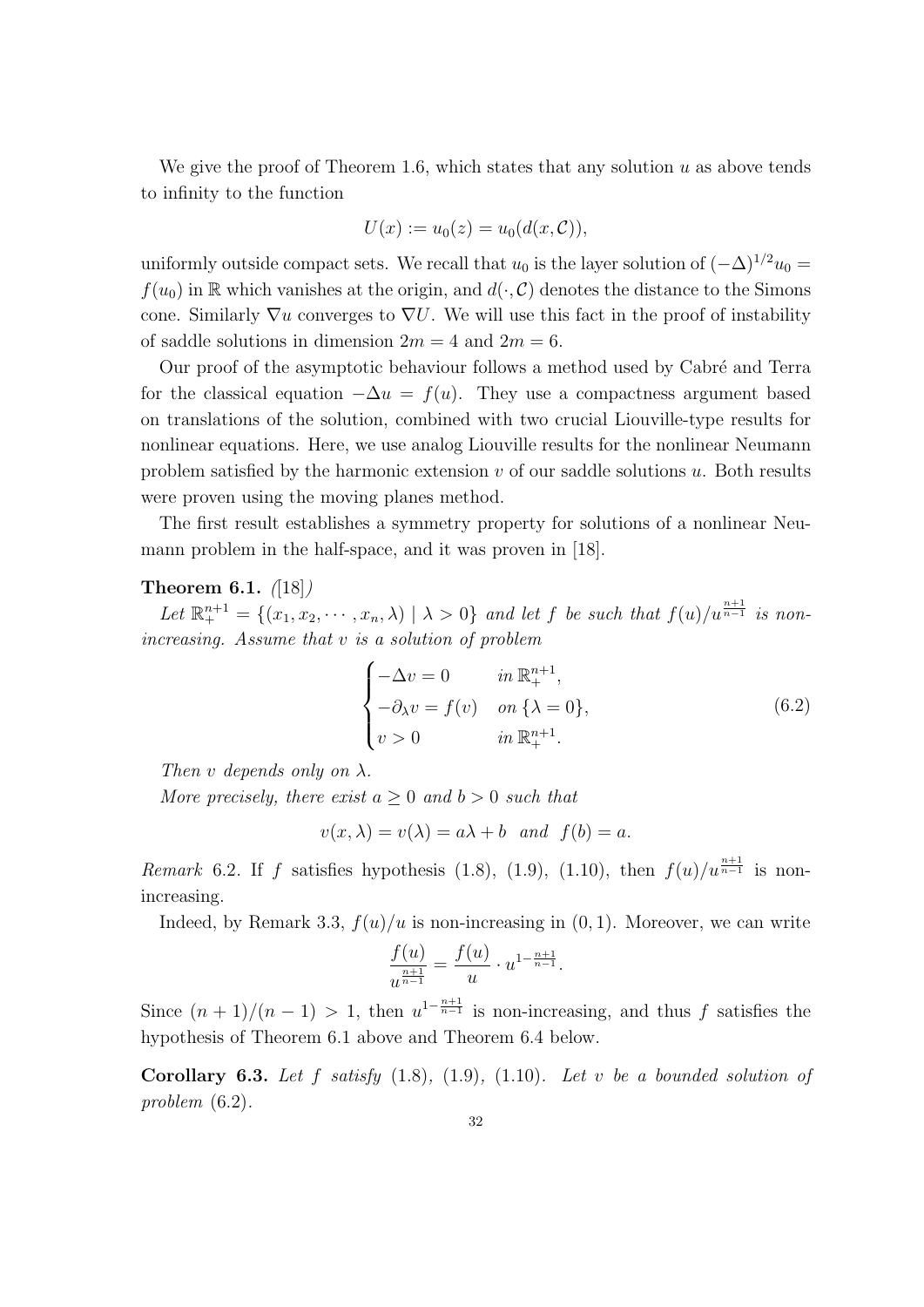We give the proof of Theorem 1.6, which states that any solution $u$ as above tends to infinity to the function

$$U(x) := u_0(z) = u_0(d(x, \mathcal{C})),$$

uniformly outside compact sets. We recall that $u_0$ is the layer solution of $(-\Delta)^{1/2}u_0 = f(u_0)$ in $\mathbb{R}$ which vanishes at the origin, and $d(\cdot, \mathcal{C})$ denotes the distance to the Simons cone. Similarly $\nabla u$ converges to $\nabla U$. We will use this fact in the proof of instability of saddle solutions in dimension $2m = 4$ and $2m = 6$.

Our proof of the asymptotic behaviour follows a method used by Cabré and Terra for the classical equation $-\Delta u = f(u)$. They use a compactness argument based on translations of the solution, combined with two crucial Liouville-type results for nonlinear equations. Here, we use analog Liouville results for the nonlinear Neumann problem satisfied by the harmonic extension $v$ of our saddle solutions $u$. Both results were proven using the moving planes method.

The first result establishes a symmetry property for solutions of a nonlinear Neumann problem in the half-space, and it was proven in [18].

**Theorem 6.1.** *([18])*
*Let $\mathbb{R}^{n+1}_+ = \{(x_1, x_2, \cdots, x_n, \lambda) \mid \lambda > 0\}$ and let $f$ be such that $f(u)/u^{\frac{n+1}{n-1}}$ is non-increasing. Assume that $v$ is a solution of problem*

$$\begin{cases} -\Delta v = 0 & \text{in } \mathbb{R}^{n+1}_+, \\ -\partial_\lambda v = f(v) & \text{on } \{\lambda = 0\}, \\ v > 0 & \text{in } \mathbb{R}^{n+1}_+. \end{cases} \tag{6.2}$$

*Then $v$ depends only on $\lambda$.*

*More precisely, there exist $a \geq 0$ and $b > 0$ such that*

$$v(x, \lambda) = v(\lambda) = a\lambda + b \quad \text{and} \quad f(b) = a.$$

*Remark* 6.2. If $f$ satisfies hypothesis (1.8), (1.9), (1.10), then $f(u)/u^{\frac{n+1}{n-1}}$ is non-increasing.

Indeed, by Remark 3.3, $f(u)/u$ is non-increasing in $(0, 1)$. Moreover, we can write

$$\frac{f(u)}{u^{\frac{n+1}{n-1}}} = \frac{f(u)}{u} \cdot u^{1-\frac{n+1}{n-1}}.$$

Since $(n+1)/(n-1) > 1$, then $u^{1-\frac{n+1}{n-1}}$ is non-increasing, and thus $f$ satisfies the hypothesis of Theorem 6.1 above and Theorem 6.4 below.

**Corollary 6.3.** *Let $f$ satisfy (1.8), (1.9), (1.10). Let $v$ be a bounded solution of problem (6.2).*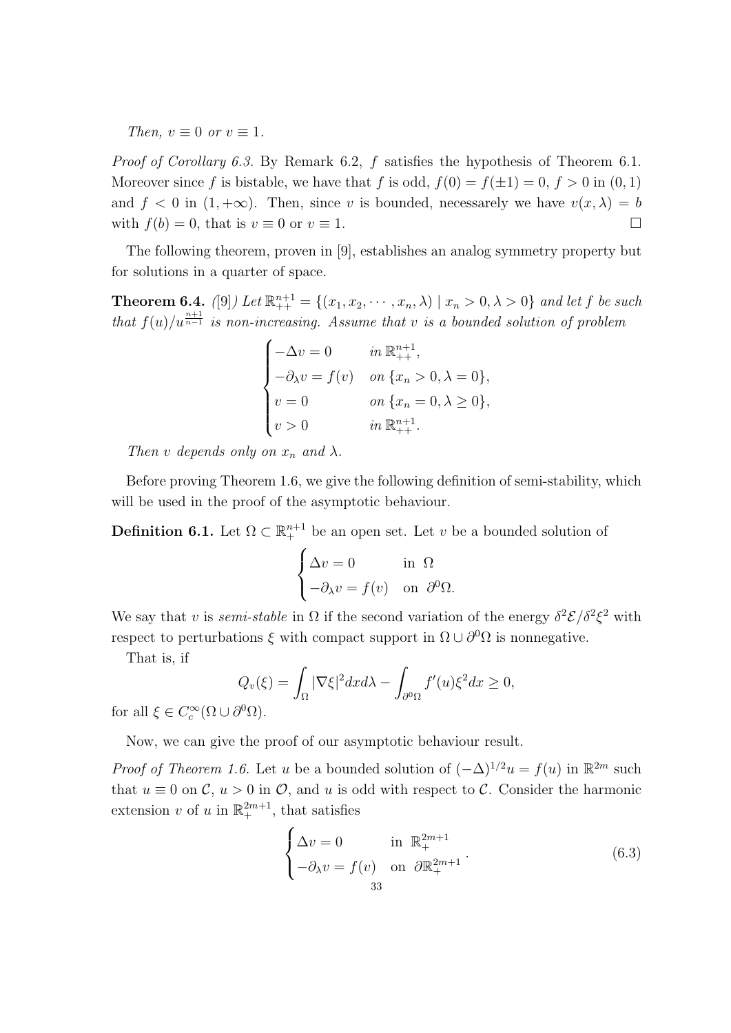*Then, $v \equiv 0$ or $v \equiv 1$.*

*Proof of Corollary 6.3.* By Remark 6.2, $f$ satisfies the hypothesis of Theorem 6.1. Moreover since $f$ is bistable, we have that $f$ is odd, $f(0) = f(\pm 1) = 0$, $f > 0$ in $(0,1)$ and $f < 0$ in $(1, +\infty)$. Then, since $v$ is bounded, necessarely we have $v(x,\lambda) = b$ with $f(b) = 0$, that is $v \equiv 0$ or $v \equiv 1$. $\square$

The following theorem, proven in [9], establishes an analog symmetry property but for solutions in a quarter of space.

**Theorem 6.4.** *([9]) Let $\mathbb{R}^{n+1}_{++} = \{(x_1, x_2, \cdots, x_n, \lambda) \mid x_n > 0, \lambda > 0\}$ and let $f$ be such that $f(u)/u^{\frac{n+1}{n-1}}$ is non-increasing. Assume that $v$ is a bounded solution of problem*

$$
\begin{cases}
-\Delta v = 0 & \text{in } \mathbb{R}^{n+1}_{++}, \\
-\partial_\lambda v = f(v) & \text{on } \{x_n > 0, \lambda = 0\}, \\
v = 0 & \text{on } \{x_n = 0, \lambda \geq 0\}, \\
v > 0 & \text{in } \mathbb{R}^{n+1}_{++}.
\end{cases}
$$

*Then $v$ depends only on $x_n$ and $\lambda$.*

Before proving Theorem 1.6, we give the following definition of semi-stability, which will be used in the proof of the asymptotic behaviour.

**Definition 6.1.** Let $\Omega \subset \mathbb{R}^{n+1}_{+}$ be an open set. Let $v$ be a bounded solution of

$$
\begin{cases}
\Delta v = 0 & \text{in } \Omega \\
-\partial_\lambda v = f(v) & \text{on } \partial^0 \Omega.
\end{cases}
$$

We say that $v$ is *semi-stable* in $\Omega$ if the second variation of the energy $\delta^2 \mathcal{E}/\delta^2 \xi^2$ with respect to perturbations $\xi$ with compact support in $\Omega \cup \partial^0 \Omega$ is nonnegative.

That is, if

$$
Q_v(\xi) = \int_\Omega |\nabla \xi|^2 dx d\lambda - \int_{\partial^0 \Omega} f'(u) \xi^2 dx \geq 0,
$$

for all $\xi \in C^\infty_c(\Omega \cup \partial^0 \Omega)$.

Now, we can give the proof of our asymptotic behaviour result.

*Proof of Theorem 1.6.* Let $u$ be a bounded solution of $(-\Delta)^{1/2} u = f(u)$ in $\mathbb{R}^{2m}$ such that $u \equiv 0$ on $\mathcal{C}$, $u > 0$ in $\mathcal{O}$, and $u$ is odd with respect to $\mathcal{C}$. Consider the harmonic extension $v$ of $u$ in $\mathbb{R}^{2m+1}_{+}$, that satisfies

$$
\begin{cases}
\Delta v = 0 & \text{in } \mathbb{R}^{2m+1}_{+} \\
-\partial_\lambda v = f(v) & \text{on } \partial \mathbb{R}^{2m+1}_{+}
\end{cases}. \tag{6.3}
$$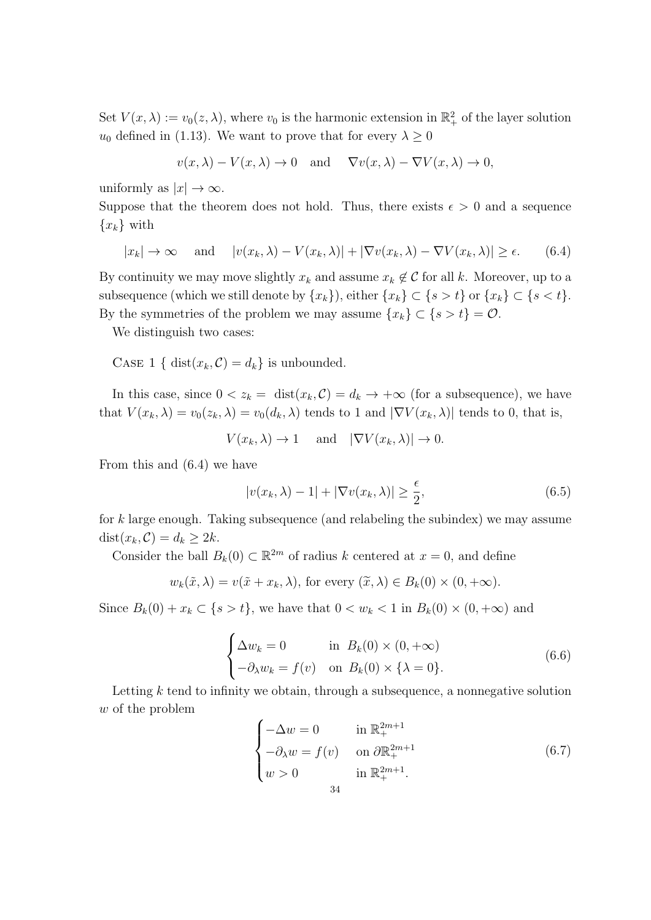Set $V(x, \lambda) := v_0(z, \lambda)$, where $v_0$ is the harmonic extension in $\mathbb{R}^2_+$ of the layer solution $u_0$ defined in (1.13). We want to prove that for every $\lambda \geq 0$

$$v(x, \lambda) - V(x, \lambda) \to 0 \quad \text{and} \quad \nabla v(x, \lambda) - \nabla V(x, \lambda) \to 0,$$

uniformly as $|x| \to \infty$.

Suppose that the theorem does not hold. Thus, there exists $\epsilon > 0$ and a sequence $\{x_k\}$ with

$$|x_k| \to \infty \quad \text{and} \quad |v(x_k, \lambda) - V(x_k, \lambda)| + |\nabla v(x_k, \lambda) - \nabla V(x_k, \lambda)| \geq \epsilon. \tag{6.4}$$

By continuity we may move slightly $x_k$ and assume $x_k \notin \mathcal{C}$ for all $k$. Moreover, up to a subsequence (which we still denote by $\{x_k\}$), either $\{x_k\} \subset \{s > t\}$ or $\{x_k\} \subset \{s < t\}$. By the symmetries of the problem we may assume $\{x_k\} \subset \{s > t\} = \mathcal{O}$.

We distinguish two cases:

Case 1 $\{ \operatorname{dist}(x_k, \mathcal{C}) = d_k\}$ is unbounded.

In this case, since $0 < z_k = \operatorname{dist}(x_k, \mathcal{C}) = d_k \to +\infty$ (for a subsequence), we have that $V(x_k, \lambda) = v_0(z_k, \lambda) = v_0(d_k, \lambda)$ tends to 1 and $|\nabla V(x_k, \lambda)|$ tends to 0, that is,

$$V(x_k, \lambda) \to 1 \quad \text{and} \quad |\nabla V(x_k, \lambda)| \to 0.$$

From this and (6.4) we have

$$|v(x_k, \lambda) - 1| + |\nabla v(x_k, \lambda)| \geq \frac{\epsilon}{2}, \tag{6.5}$$

for $k$ large enough. Taking subsequence (and relabeling the subindex) we may assume $\operatorname{dist}(x_k, \mathcal{C}) = d_k \geq 2k$.

Consider the ball $B_k(0) \subset \mathbb{R}^{2m}$ of radius $k$ centered at $x = 0$, and define

$$w_k(\tilde{x}, \lambda) = v(\tilde{x} + x_k, \lambda), \text{ for every } (\widetilde{x}, \lambda) \in B_k(0) \times (0, +\infty).$$

Since $B_k(0) + x_k \subset \{s > t\}$, we have that $0 < w_k < 1$ in $B_k(0) \times (0, +\infty)$ and

$$\begin{cases} \Delta w_k = 0 & \text{in } \; B_k(0) \times (0, +\infty) \\ -\partial_\lambda w_k = f(v) & \text{on } \; B_k(0) \times \{\lambda = 0\}. \end{cases} \tag{6.6}$$

Letting $k$ tend to infinity we obtain, through a subsequence, a nonnegative solution $w$ of the problem

$$\begin{cases} -\Delta w = 0 & \text{in } \mathbb{R}^{2m+1}_+ \\ -\partial_\lambda w = f(v) & \text{on } \partial\mathbb{R}^{2m+1}_+ \\ w > 0 & \text{in } \mathbb{R}^{2m+1}_+. \end{cases} \tag{6.7}$$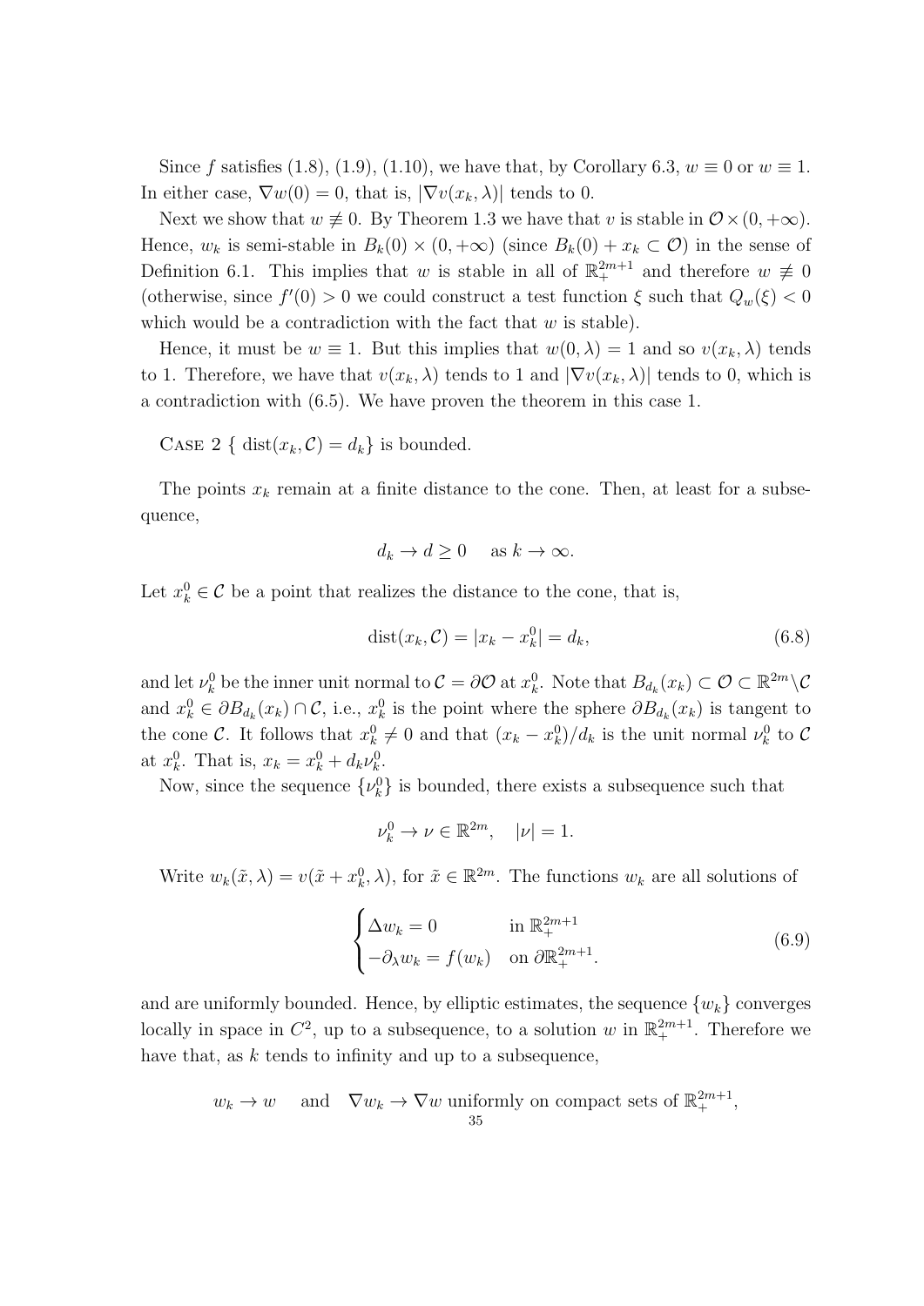Since $f$ satisfies (1.8), (1.9), (1.10), we have that, by Corollary 6.3, $w \equiv 0$ or $w \equiv 1$. In either case, $\nabla w(0) = 0$, that is, $|\nabla v(x_k, \lambda)|$ tends to 0.

Next we show that $w \not\equiv 0$. By Theorem 1.3 we have that $v$ is stable in $\mathcal{O} \times (0, +\infty)$. Hence, $w_k$ is semi-stable in $B_k(0) \times (0, +\infty)$ (since $B_k(0) + x_k \subset \mathcal{O}$) in the sense of Definition 6.1. This implies that $w$ is stable in all of $\mathbb{R}^{2m+1}_+$ and therefore $w \not\equiv 0$ (otherwise, since $f'(0) > 0$ we could construct a test function $\xi$ such that $Q_w(\xi) < 0$ which would be a contradiction with the fact that $w$ is stable).

Hence, it must be $w \equiv 1$. But this implies that $w(0, \lambda) = 1$ and so $v(x_k, \lambda)$ tends to 1. Therefore, we have that $v(x_k, \lambda)$ tends to 1 and $|\nabla v(x_k, \lambda)|$ tends to 0, which is a contradiction with (6.5). We have proven the theorem in this case 1.

Case 2 $\{ \operatorname{dist}(x_k, \mathcal{C}) = d_k \}$ is bounded.

The points $x_k$ remain at a finite distance to the cone. Then, at least for a subsequence,

$$d_k \to d \geq 0 \quad \text{as } k \to \infty.$$

Let $x_k^0 \in \mathcal{C}$ be a point that realizes the distance to the cone, that is,

$$\operatorname{dist}(x_k, \mathcal{C}) = |x_k - x_k^0| = d_k, \tag{6.8}$$

and let $\nu_k^0$ be the inner unit normal to $\mathcal{C} = \partial \mathcal{O}$ at $x_k^0$. Note that $B_{d_k}(x_k) \subset \mathcal{O} \subset \mathbb{R}^{2m} \setminus \mathcal{C}$ and $x_k^0 \in \partial B_{d_k}(x_k) \cap \mathcal{C}$, i.e., $x_k^0$ is the point where the sphere $\partial B_{d_k}(x_k)$ is tangent to the cone $\mathcal{C}$. It follows that $x_k^0 \neq 0$ and that $(x_k - x_k^0)/d_k$ is the unit normal $\nu_k^0$ to $\mathcal{C}$ at $x_k^0$. That is, $x_k = x_k^0 + d_k \nu_k^0$.

Now, since the sequence $\{\nu_k^0\}$ is bounded, there exists a subsequence such that

$$\nu_k^0 \to \nu \in \mathbb{R}^{2m}, \quad |\nu| = 1.$$

Write $w_k(\tilde{x}, \lambda) = v(\tilde{x} + x_k^0, \lambda)$, for $\tilde{x} \in \mathbb{R}^{2m}$. The functions $w_k$ are all solutions of

$$\begin{cases} \Delta w_k = 0 & \text{in } \mathbb{R}^{2m+1}_+ \\ -\partial_\lambda w_k = f(w_k) & \text{on } \partial \mathbb{R}^{2m+1}_+. \end{cases} \tag{6.9}$$

and are uniformly bounded. Hence, by elliptic estimates, the sequence $\{w_k\}$ converges locally in space in $C^2$, up to a subsequence, to a solution $w$ in $\mathbb{R}^{2m+1}_+$. Therefore we have that, as $k$ tends to infinity and up to a subsequence,

$$w_k \to w \quad \text{and} \quad \nabla w_k \to \nabla w \text{ uniformly on compact sets of } \mathbb{R}^{2m+1}_+,$$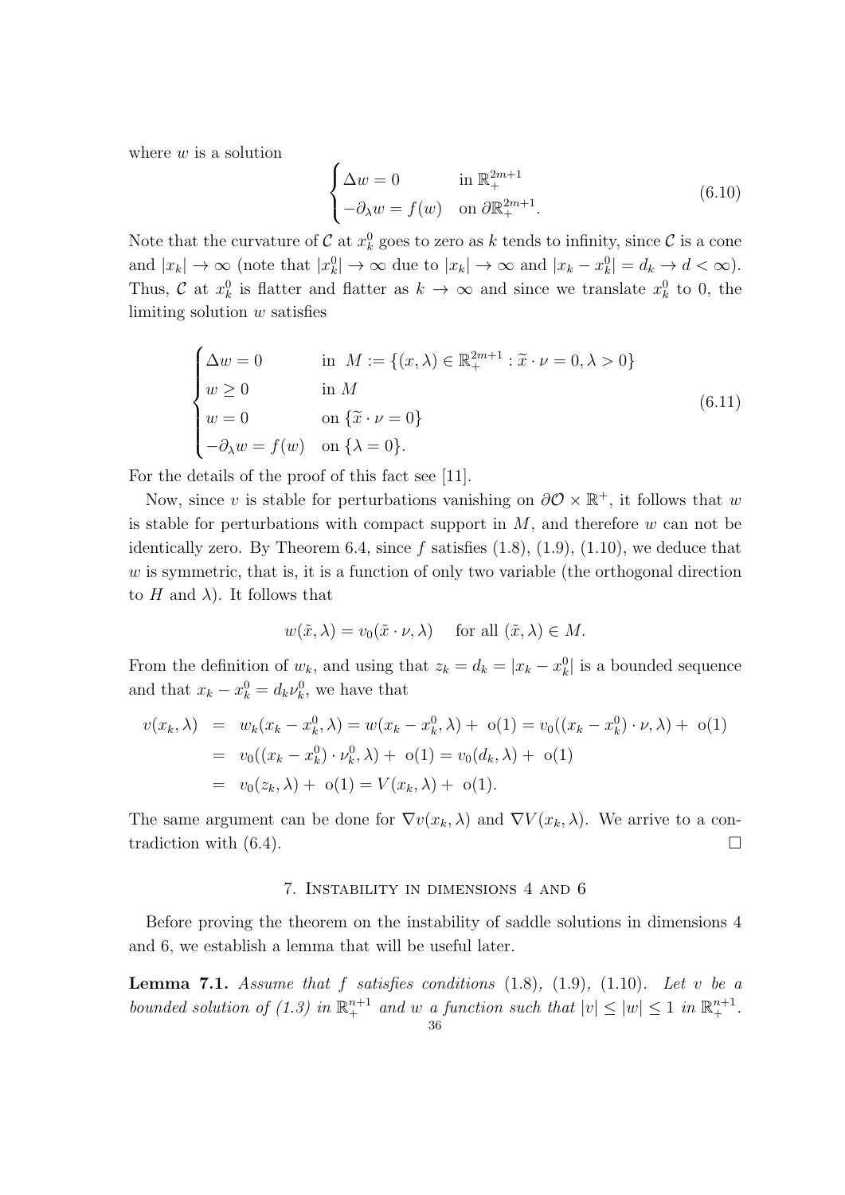where $w$ is a solution

$$
\begin{cases} \Delta w = 0 & \text{in } \mathbb{R}^{2m+1}_+ \\ -\partial_\lambda w = f(w) & \text{on } \partial\mathbb{R}^{2m+1}_+. \end{cases} \tag{6.10}
$$

Note that the curvature of $\mathcal{C}$ at $x_k^0$ goes to zero as $k$ tends to infinity, since $\mathcal{C}$ is a cone and $|x_k| \to \infty$ (note that $|x_k^0| \to \infty$ due to $|x_k| \to \infty$ and $|x_k - x_k^0| = d_k \to d < \infty$). Thus, $\mathcal{C}$ at $x_k^0$ is flatter and flatter as $k \to \infty$ and since we translate $x_k^0$ to 0, the limiting solution $w$ satisfies

$$
\begin{cases} \Delta w = 0 & \text{in } M := \{(x,\lambda) \in \mathbb{R}^{2m+1}_+ : \widetilde{x} \cdot \nu = 0, \lambda > 0\} \\ w \geq 0 & \text{in } M \\ w = 0 & \text{on } \{\widetilde{x} \cdot \nu = 0\} \\ -\partial_\lambda w = f(w) & \text{on } \{\lambda = 0\}. \end{cases} \tag{6.11}
$$

For the details of the proof of this fact see [11].

Now, since $v$ is stable for perturbations vanishing on $\partial\mathcal{O} \times \mathbb{R}^+$, it follows that $w$ is stable for perturbations with compact support in $M$, and therefore $w$ can not be identically zero. By Theorem 6.4, since $f$ satisfies (1.8), (1.9), (1.10), we deduce that $w$ is symmetric, that is, it is a function of only two variable (the orthogonal direction to $H$ and $\lambda$). It follows that

$$
w(\tilde{x}, \lambda) = v_0(\tilde{x} \cdot \nu, \lambda) \quad \text{ for all } (\tilde{x}, \lambda) \in M.
$$

From the definition of $w_k$, and using that $z_k = d_k = |x_k - x_k^0|$ is a bounded sequence and that $x_k - x_k^0 = d_k \nu_k^0$, we have that

$$
\begin{aligned}
v(x_k, \lambda) &= w_k(x_k - x_k^0, \lambda) = w(x_k - x_k^0, \lambda) + \text{ o}(1) = v_0((x_k - x_k^0) \cdot \nu, \lambda) + \text{ o}(1) \\
&= v_0((x_k - x_k^0) \cdot \nu_k^0, \lambda) + \text{ o}(1) = v_0(d_k, \lambda) + \text{ o}(1) \\
&= v_0(z_k, \lambda) + \text{ o}(1) = V(x_k, \lambda) + \text{ o}(1).
\end{aligned}
$$

The same argument can be done for $\nabla v(x_k, \lambda)$ and $\nabla V(x_k, \lambda)$. We arrive to a contradiction with (6.4). $\square$

## 7. Instability in dimensions 4 and 6

Before proving the theorem on the instability of saddle solutions in dimensions 4 and 6, we establish a lemma that will be useful later.

**Lemma 7.1.** *Assume that $f$ satisfies conditions (1.8), (1.9), (1.10). Let $v$ be a bounded solution of (1.3) in $\mathbb{R}^{n+1}_+$ and $w$ a function such that $|v| \leq |w| \leq 1$ in $\mathbb{R}^{n+1}_+$.*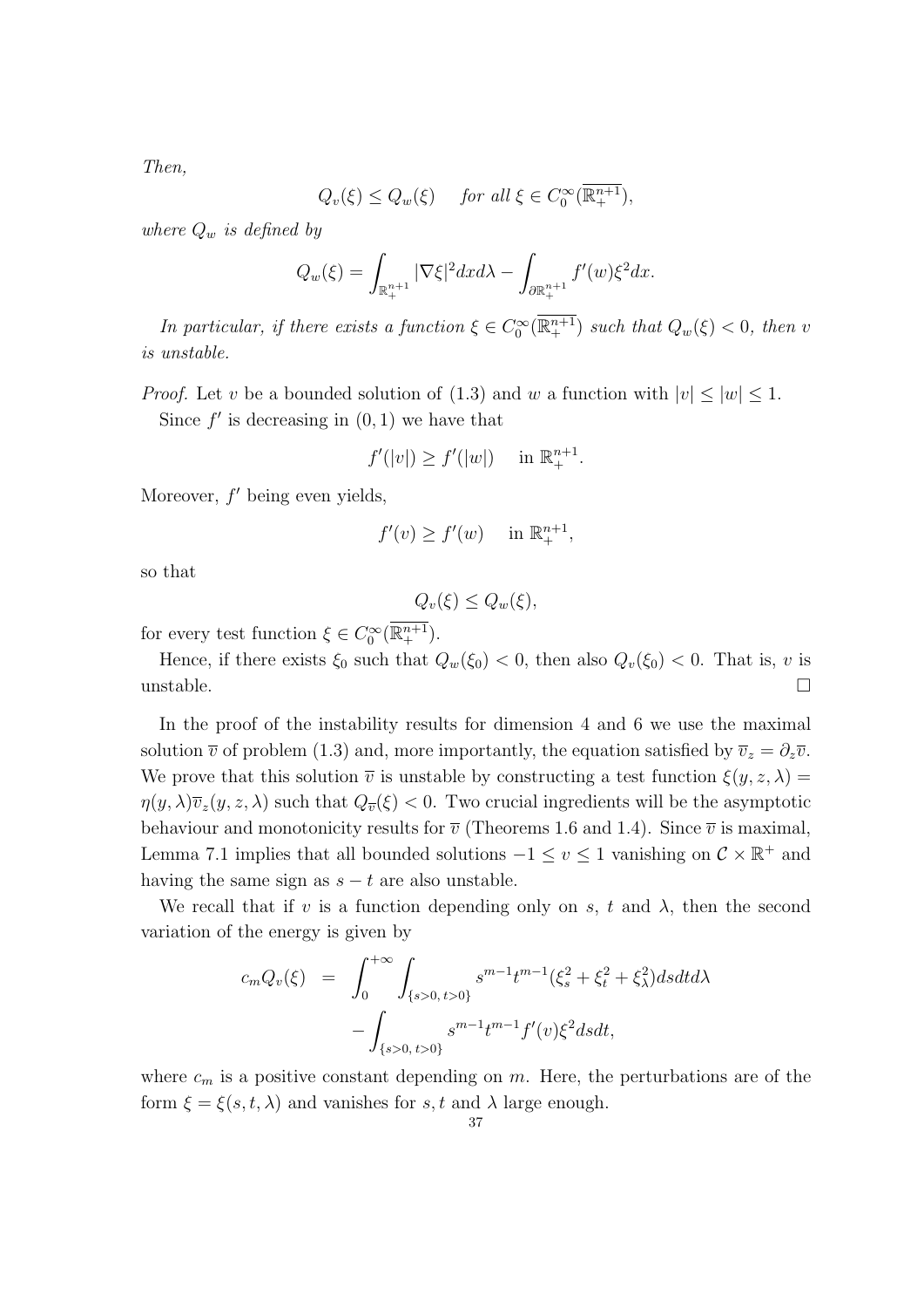*Then,*

$$Q_v(\xi) \le Q_w(\xi) \quad \textit{for all } \xi \in C_0^\infty(\overline{\mathbb{R}^{n+1}_+}),$$

*where $Q_w$ is defined by*

$$Q_w(\xi) = \int_{\mathbb{R}^{n+1}_+} |\nabla \xi|^2 dx d\lambda - \int_{\partial \mathbb{R}^{n+1}_+} f'(w)\xi^2 dx.$$

*In particular, if there exists a function $\xi \in C_0^\infty(\overline{\mathbb{R}^{n+1}_+})$ such that $Q_w(\xi) < 0$, then $v$ is unstable.*

*Proof.* Let $v$ be a bounded solution of (1.3) and $w$ a function with $|v| \le |w| \le 1$.

Since $f'$ is decreasing in $(0,1)$ we have that

$$f'(|v|) \ge f'(|w|) \quad \text{in } \mathbb{R}^{n+1}_+.$$

Moreover, $f'$ being even yields,

$$f'(v) \ge f'(w) \quad \text{in } \mathbb{R}^{n+1}_+,$$

so that

$$Q_v(\xi) \le Q_w(\xi),$$

for every test function $\xi \in C_0^\infty(\overline{\mathbb{R}^{n+1}_+})$.

Hence, if there exists $\xi_0$ such that $Q_w(\xi_0) < 0$, then also $Q_v(\xi_0) < 0$. That is, $v$ is unstable. □

In the proof of the instability results for dimension 4 and 6 we use the maximal solution $\overline{v}$ of problem (1.3) and, more importantly, the equation satisfied by $\overline{v}_z = \partial_z \overline{v}$. We prove that this solution $\overline{v}$ is unstable by constructing a test function $\xi(y,z,\lambda) = \eta(y,\lambda)\overline{v}_z(y,z,\lambda)$ such that $Q_{\overline{v}}(\xi) < 0$. Two crucial ingredients will be the asymptotic behaviour and monotonicity results for $\overline{v}$ (Theorems 1.6 and 1.4). Since $\overline{v}$ is maximal, Lemma 7.1 implies that all bounded solutions $-1 \le v \le 1$ vanishing on $\mathcal{C} \times \mathbb{R}^+$ and having the same sign as $s - t$ are also unstable.

We recall that if $v$ is a function depending only on $s$, $t$ and $\lambda$, then the second variation of the energy is given by

$$\begin{aligned} c_m Q_v(\xi) &= \int_0^{+\infty} \int_{\{s>0,\, t>0\}} s^{m-1} t^{m-1} (\xi_s^2 + \xi_t^2 + \xi_\lambda^2) ds dt d\lambda \\ &\quad - \int_{\{s>0,\, t>0\}} s^{m-1} t^{m-1} f'(v) \xi^2 ds dt, \end{aligned}$$

where $c_m$ is a positive constant depending on $m$. Here, the perturbations are of the form $\xi = \xi(s,t,\lambda)$ and vanishes for $s, t$ and $\lambda$ large enough.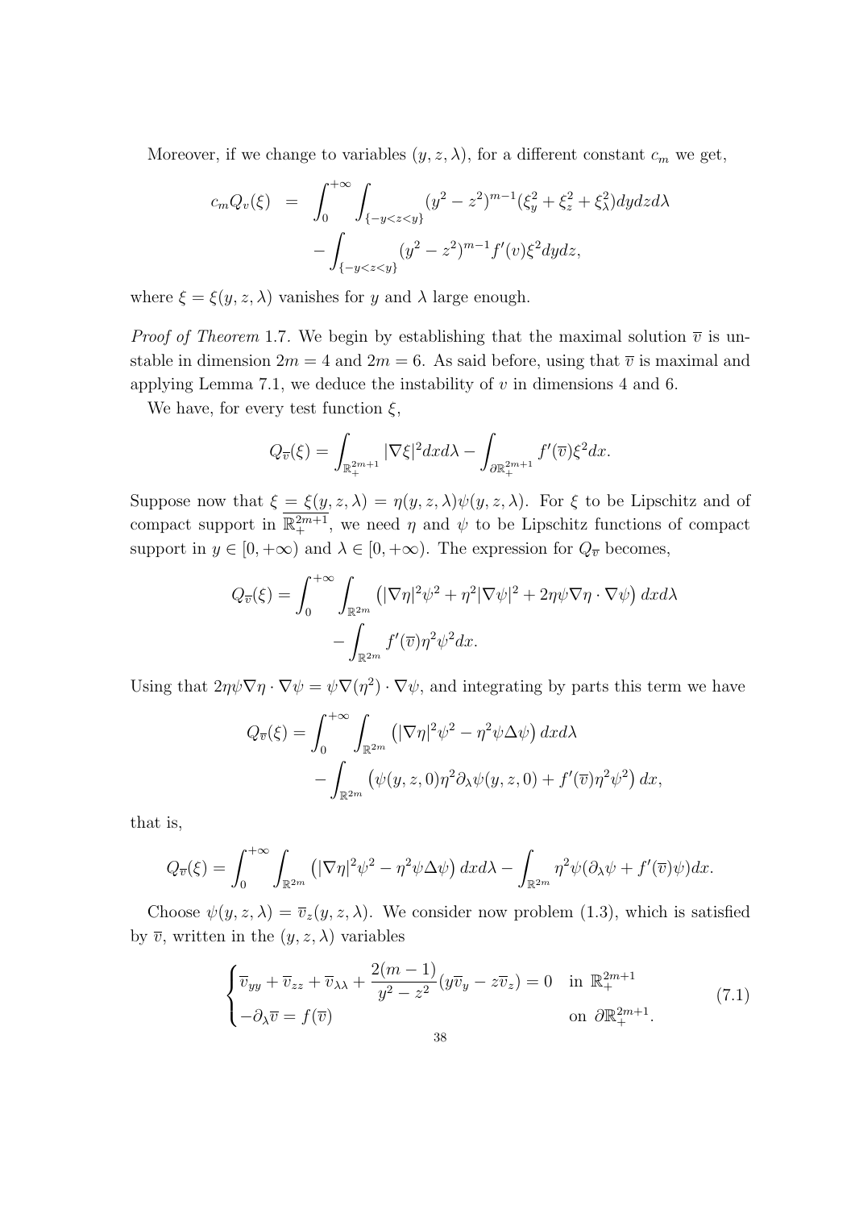Moreover, if we change to variables $(y, z, \lambda)$, for a different constant $c_m$ we get,

$$
\begin{aligned}
c_m Q_v(\xi) &= \int_0^{+\infty} \int_{\{-y<z<y\}} (y^2 - z^2)^{m-1} (\xi_y^2 + \xi_z^2 + \xi_\lambda^2) dy dz d\lambda \\
&\quad - \int_{\{-y<z<y\}} (y^2 - z^2)^{m-1} f'(v) \xi^2 dy dz,
\end{aligned}
$$

where $\xi = \xi(y, z, \lambda)$ vanishes for $y$ and $\lambda$ large enough.

*Proof of Theorem* 1.7. We begin by establishing that the maximal solution $\overline{v}$ is unstable in dimension $2m = 4$ and $2m = 6$. As said before, using that $\overline{v}$ is maximal and applying Lemma 7.1, we deduce the instability of $v$ in dimensions 4 and 6.

We have, for every test function $\xi$,

$$
Q_{\overline{v}}(\xi) = \int_{\mathbb{R}_+^{2m+1}} |\nabla \xi|^2 dx d\lambda - \int_{\partial \mathbb{R}_+^{2m+1}} f'(\overline{v}) \xi^2 dx.
$$

Suppose now that $\xi = \xi(y, z, \lambda) = \eta(y, z, \lambda) \psi(y, z, \lambda)$. For $\xi$ to be Lipschitz and of compact support in $\overline{\mathbb{R}_+^{2m+1}}$, we need $\eta$ and $\psi$ to be Lipschitz functions of compact support in $y \in [0, +\infty)$ and $\lambda \in [0, +\infty)$. The expression for $Q_{\overline{v}}$ becomes,

$$
\begin{aligned}
Q_{\overline{v}}(\xi) = \int_0^{+\infty} \int_{\mathbb{R}^{2m}} & \left( |\nabla \eta|^2 \psi^2 + \eta^2 |\nabla \psi|^2 + 2\eta\psi \nabla\eta \cdot \nabla\psi \right) dx d\lambda \\
& - \int_{\mathbb{R}^{2m}} f'(\overline{v}) \eta^2 \psi^2 dx.
\end{aligned}
$$

Using that $2\eta\psi\nabla\eta \cdot \nabla\psi = \psi\nabla(\eta^2) \cdot \nabla\psi$, and integrating by parts this term we have

$$
\begin{aligned}
Q_{\overline{v}}(\xi) = \int_0^{+\infty} \int_{\mathbb{R}^{2m}} & \left( |\nabla \eta|^2 \psi^2 - \eta^2 \psi \Delta \psi \right) dx d\lambda \\
& - \int_{\mathbb{R}^{2m}} \left( \psi(y, z, 0) \eta^2 \partial_\lambda \psi(y, z, 0) + f'(\overline{v}) \eta^2 \psi^2 \right) dx,
\end{aligned}
$$

that is,

$$
Q_{\overline{v}}(\xi) = \int_0^{+\infty} \int_{\mathbb{R}^{2m}} \left( |\nabla \eta|^2 \psi^2 - \eta^2 \psi \Delta \psi \right) dx d\lambda - \int_{\mathbb{R}^{2m}} \eta^2 \psi (\partial_\lambda \psi + f'(\overline{v}) \psi) dx.
$$

Choose $\psi(y, z, \lambda) = \overline{v}_z(y, z, \lambda)$. We consider now problem (1.3), which is satisfied by $\overline{v}$, written in the $(y, z, \lambda)$ variables

$$
\begin{cases}
\overline{v}_{yy} + \overline{v}_{zz} + \overline{v}_{\lambda\lambda} + \dfrac{2(m-1)}{y^2 - z^2} (y \overline{v}_y - z \overline{v}_z) = 0 & \text{in } \mathbb{R}_+^{2m+1} \\
-\partial_\lambda \overline{v} = f(\overline{v}) & \text{on } \partial \mathbb{R}_+^{2m+1}.
\end{cases}
\tag{7.1}
$$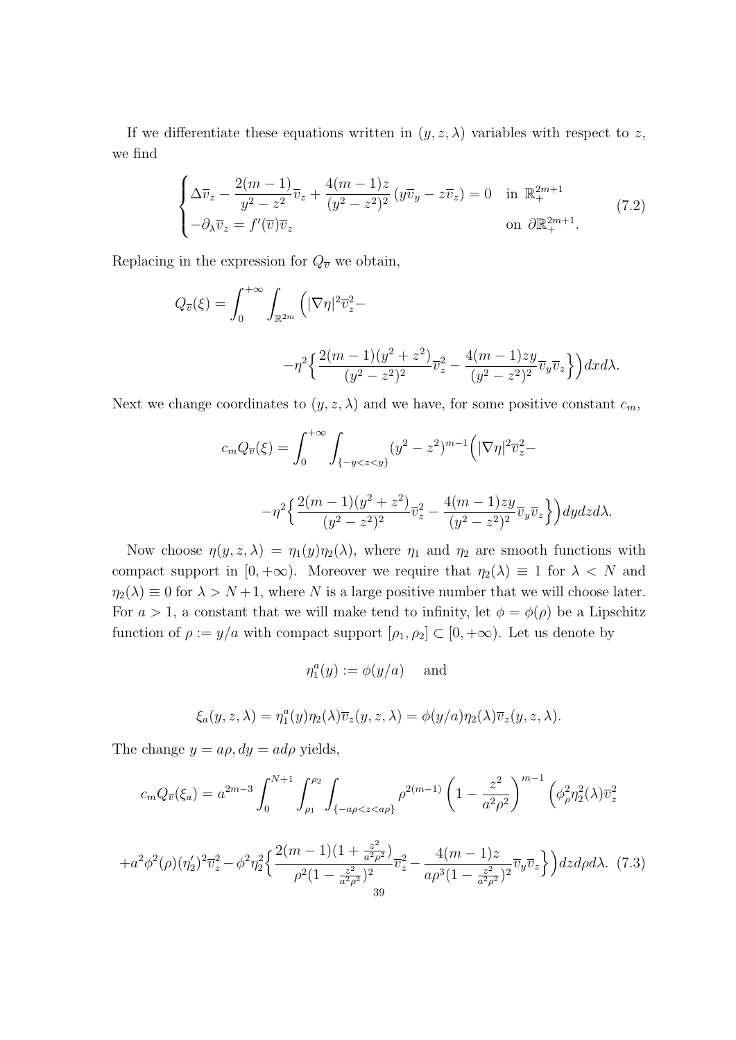If we differentiate these equations written in $(y, z, \lambda)$ variables with respect to $z$, we find

$$
\begin{cases}
\Delta \overline{v}_z - \dfrac{2(m-1)}{y^2 - z^2}\overline{v}_z + \dfrac{4(m-1)z}{(y^2-z^2)^2}\left(y\overline{v}_y - z\overline{v}_z\right) = 0 & \text{in } \mathbb{R}^{2m+1}_+ \\
-\partial_\lambda \overline{v}_z = f'(\overline{v})\overline{v}_z & \text{on } \partial\mathbb{R}^{2m+1}_+.
\end{cases}
\tag{7.2}
$$

Replacing in the expression for $Q_{\overline{v}}$ we obtain,

$$
Q_{\overline{v}}(\xi) = \int_0^{+\infty}\int_{\mathbb{R}^{2m}} \Big( |\nabla \eta|^2 \overline{v}_z^2 - \\
-\eta^2 \Big\{ \frac{2(m-1)(y^2+z^2)}{(y^2-z^2)^2}\overline{v}_z^2 - \frac{4(m-1)zy}{(y^2-z^2)^2}\overline{v}_y\overline{v}_z \Big\} \Big) dx d\lambda.
$$

Next we change coordinates to $(y, z, \lambda)$ and we have, for some positive constant $c_m$,

$$
c_m Q_{\overline{v}}(\xi) = \int_0^{+\infty}\int_{\{-y<z<y\}} (y^2 - z^2)^{m-1}\Big( |\nabla \eta|^2 \overline{v}_z^2 - \\
-\eta^2 \Big\{ \frac{2(m-1)(y^2+z^2)}{(y^2-z^2)^2}\overline{v}_z^2 - \frac{4(m-1)zy}{(y^2-z^2)^2}\overline{v}_y\overline{v}_z \Big\} \Big) dy dz d\lambda.
$$

Now choose $\eta(y, z, \lambda) = \eta_1(y)\eta_2(\lambda)$, where $\eta_1$ and $\eta_2$ are smooth functions with compact support in $[0, +\infty)$. Moreover we require that $\eta_2(\lambda) \equiv 1$ for $\lambda < N$ and $\eta_2(\lambda) \equiv 0$ for $\lambda > N+1$, where $N$ is a large positive number that we will choose later. For $a > 1$, a constant that we will make tend to infinity, let $\phi = \phi(\rho)$ be a Lipschitz function of $\rho := y/a$ with compact support $[\rho_1, \rho_2] \subset [0, +\infty)$. Let us denote by

$$
\eta_1^a(y) := \phi(y/a) \quad \text{ and}
$$

$$
\xi_a(y, z, \lambda) = \eta_1^a(y)\eta_2(\lambda)\overline{v}_z(y, z, \lambda) = \phi(y/a)\eta_2(\lambda)\overline{v}_z(y, z, \lambda).
$$

The change $y = a\rho, dy = a d\rho$ yields,

$$
c_m Q_{\overline{v}}(\xi_a) = a^{2m-3}\int_0^{N+1}\int_{\rho_1}^{\rho_2}\int_{\{-a\rho<z<a\rho\}} \rho^{2(m-1)}\left(1 - \frac{z^2}{a^2\rho^2}\right)^{m-1}\Big(\phi_\rho^2\eta_2^2(\lambda)\overline{v}_z^2 \\
+ a^2\phi^2(\rho)(\eta_2')^2\overline{v}_z^2 - \phi^2\eta_2^2\Big\{ \frac{2(m-1)(1+\frac{z^2}{a^2\rho^2})}{\rho^2(1-\frac{z^2}{a^2\rho^2})^2}\overline{v}_z^2 - \frac{4(m-1)z}{a\rho^3(1-\frac{z^2}{a^2\rho^2})^2}\overline{v}_y\overline{v}_z \Big\}\Big) dz d\rho d\lambda. \tag{7.3}
$$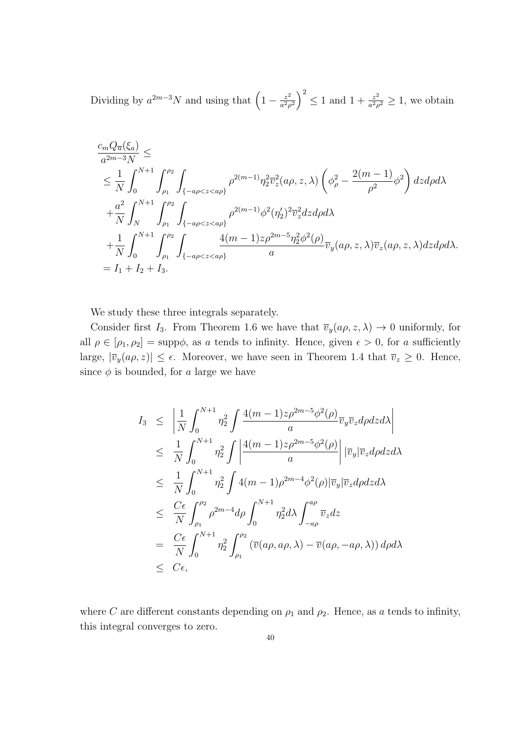Dividing by $a^{2m-3}N$ and using that $\left(1 - \frac{z^2}{a^2\rho^2}\right)^2 \leq 1$ and $1 + \frac{z^2}{a^2\rho^2} \geq 1$, we obtain

$$
\begin{aligned}
&\frac{c_m Q_{\overline{u}}(\xi_a)}{a^{2m-3}N} \leq \\
&\leq \frac{1}{N}\int_0^{N+1}\int_{\rho_1}^{\rho_2}\int_{\{-a\rho<z<a\rho\}} \rho^{2(m-1)}\eta_2^2 \overline{v}_z^2(a\rho, z, \lambda)\left(\phi_\rho^2 - \frac{2(m-1)}{\rho^2}\phi^2\right) dz d\rho d\lambda \\
&+\frac{a^2}{N}\int_N^{N+1}\int_{\rho_1}^{\rho_2}\int_{\{-a\rho<z<a\rho\}} \rho^{2(m-1)}\phi^2(\eta_2')^2\overline{v}_z^2 dz d\rho d\lambda \\
&+\frac{1}{N}\int_0^{N+1}\int_{\rho_1}^{\rho_2}\int_{\{-a\rho<z<a\rho\}} \frac{4(m-1)z\rho^{2m-5}\eta_2^2\phi^2(\rho)}{a}\overline{v}_y(a\rho, z, \lambda)\overline{v}_z(a\rho, z, \lambda) dz d\rho d\lambda. \\
&= I_1 + I_2 + I_3.
\end{aligned}
$$

We study these three integrals separately.

Consider first $I_3$. From Theorem 1.6 we have that $\overline{v}_y(a\rho, z, \lambda) \to 0$ uniformly, for all $\rho \in [\rho_1, \rho_2] = \operatorname{supp}\phi$, as $a$ tends to infinity. Hence, given $\epsilon > 0$, for $a$ sufficiently large, $|\overline{v}_y(a\rho, z)| \leq \epsilon$. Moreover, we have seen in Theorem 1.4 that $\overline{v}_z \geq 0$. Hence, since $\phi$ is bounded, for $a$ large we have

$$
\begin{aligned}
I_3 &\leq \left|\frac{1}{N}\int_0^{N+1}\eta_2^2\int \frac{4(m-1)z\rho^{2m-5}\phi^2(\rho)}{a}\overline{v}_y\overline{v}_z d\rho dz d\lambda\right| \\
&\leq \frac{1}{N}\int_0^{N+1}\eta_2^2\int\left|\frac{4(m-1)z\rho^{2m-5}\phi^2(\rho)}{a}\right||\overline{v}_y|\overline{v}_z d\rho dz d\lambda \\
&\leq \frac{1}{N}\int_0^{N+1}\eta_2^2\int 4(m-1)\rho^{2m-4}\phi^2(\rho)|\overline{v}_y|\overline{v}_z d\rho dz d\lambda \\
&\leq \frac{C\epsilon}{N}\int_{\rho_1}^{\rho_2}\rho^{2m-4}d\rho\int_0^{N+1}\eta_2^2 d\lambda\int_{-a\rho}^{a\rho}\overline{v}_z dz \\
&= \frac{C\epsilon}{N}\int_0^{N+1}\eta_2^2\int_{\rho_1}^{\rho_2}\left(\overline{v}(a\rho, a\rho, \lambda) - \overline{v}(a\rho, -a\rho, \lambda)\right) d\rho d\lambda \\
&\leq C\epsilon,
\end{aligned}
$$

where $C$ are different constants depending on $\rho_1$ and $\rho_2$. Hence, as $a$ tends to infinity, this integral converges to zero.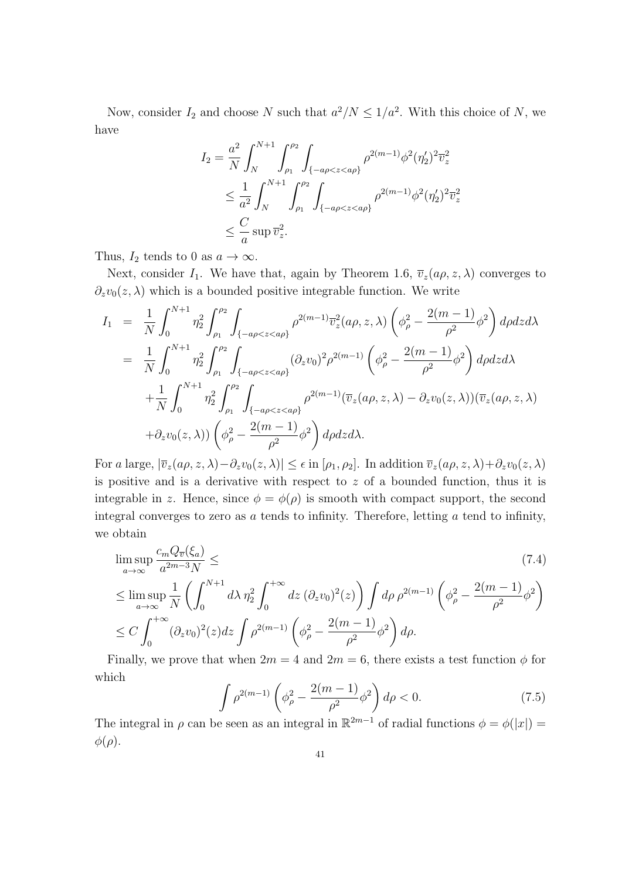Now, consider $I_2$ and choose $N$ such that $a^2/N \le 1/a^2$. With this choice of $N$, we have

$$\begin{aligned} I_2 &= \frac{a^2}{N}\int_N^{N+1}\int_{\rho_1}^{\rho_2}\int_{\{-a\rho<z<a\rho\}} \rho^{2(m-1)}\phi^2(\eta_2')^2\overline{v}_z^2 \\ &\le \frac{1}{a^2}\int_N^{N+1}\int_{\rho_1}^{\rho_2}\int_{\{-a\rho<z<a\rho\}} \rho^{2(m-1)}\phi^2(\eta_2')^2\overline{v}_z^2 \\ &\le \frac{C}{a}\sup \overline{v}_z^2. \end{aligned}$$

Thus, $I_2$ tends to 0 as $a \to \infty$.

Next, consider $I_1$. We have that, again by Theorem 1.6, $\overline{v}_z(a\rho, z, \lambda)$ converges to $\partial_z v_0(z,\lambda)$ which is a bounded positive integrable function. We write

$$\begin{aligned} I_1 &= \frac{1}{N}\int_0^{N+1}\eta_2^2\int_{\rho_1}^{\rho_2}\int_{\{-a\rho<z<a\rho\}} \rho^{2(m-1)}\overline{v}_z^2(a\rho,z,\lambda)\left(\phi_\rho^2 - \frac{2(m-1)}{\rho^2}\phi^2\right)d\rho dz d\lambda \\ &= \frac{1}{N}\int_0^{N+1}\eta_2^2\int_{\rho_1}^{\rho_2}\int_{\{-a\rho<z<a\rho\}} (\partial_z v_0)^2\rho^{2(m-1)}\left(\phi_\rho^2 - \frac{2(m-1)}{\rho^2}\phi^2\right)d\rho dz d\lambda \\ &\quad + \frac{1}{N}\int_0^{N+1}\eta_2^2\int_{\rho_1}^{\rho_2}\int_{\{-a\rho<z<a\rho\}} \rho^{2(m-1)}(\overline{v}_z(a\rho,z,\lambda) - \partial_z v_0(z,\lambda))(\overline{v}_z(a\rho,z,\lambda) \\ &\quad + \partial_z v_0(z,\lambda))\left(\phi_\rho^2 - \frac{2(m-1)}{\rho^2}\phi^2\right)d\rho dz d\lambda. \end{aligned}$$

For $a$ large, $|\overline{v}_z(a\rho,z,\lambda) - \partial_z v_0(z,\lambda)| \le \epsilon$ in $[\rho_1,\rho_2]$. In addition $\overline{v}_z(a\rho,z,\lambda) + \partial_z v_0(z,\lambda)$ is positive and is a derivative with respect to $z$ of a bounded function, thus it is integrable in $z$. Hence, since $\phi = \phi(\rho)$ is smooth with compact support, the second integral converges to zero as $a$ tends to infinity. Therefore, letting $a$ tend to infinity, we obtain

$$\begin{aligned} &\limsup_{a\to\infty}\frac{c_m Q_{\overline{v}}(\xi_a)}{a^{2m-3}N} \le \qquad (7.4) \\ &\le \limsup_{a\to\infty}\frac{1}{N}\left(\int_0^{N+1}d\lambda\,\eta_2^2\int_0^{+\infty}dz\,(\partial_z v_0)^2(z)\right)\int d\rho\,\rho^{2(m-1)}\left(\phi_\rho^2 - \frac{2(m-1)}{\rho^2}\phi^2\right) \\ &\le C\int_0^{+\infty}(\partial_z v_0)^2(z)dz\int \rho^{2(m-1)}\left(\phi_\rho^2 - \frac{2(m-1)}{\rho^2}\phi^2\right)d\rho. \end{aligned}$$

Finally, we prove that when $2m = 4$ and $2m = 6$, there exists a test function $\phi$ for which

$$\int \rho^{2(m-1)}\left(\phi_\rho^2 - \frac{2(m-1)}{\rho^2}\phi^2\right)d\rho < 0. \qquad (7.5)$$

The integral in $\rho$ can be seen as an integral in $\mathbb{R}^{2m-1}$ of radial functions $\phi = \phi(|x|) = \phi(\rho)$.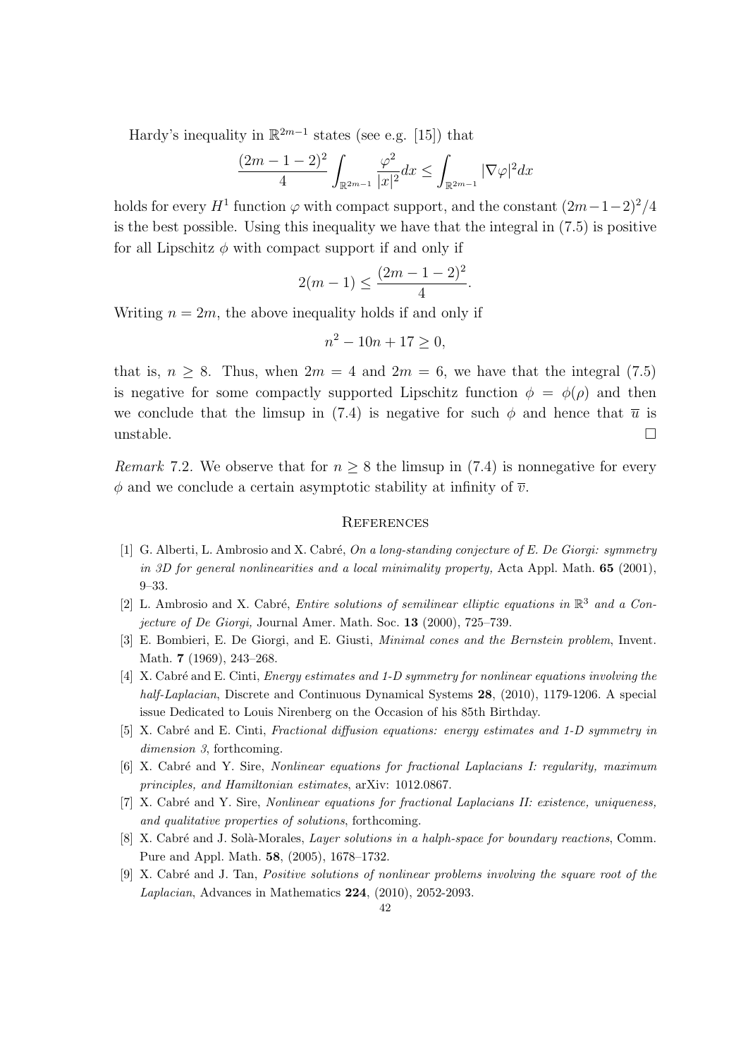Hardy's inequality in $\mathbb{R}^{2m-1}$ states (see e.g. [15]) that

$$\frac{(2m-1-2)^2}{4}\int_{\mathbb{R}^{2m-1}}\frac{\varphi^2}{|x|^2}dx \le \int_{\mathbb{R}^{2m-1}}|\nabla\varphi|^2 dx$$

holds for every $H^1$ function $\varphi$ with compact support, and the constant $(2m-1-2)^2/4$ is the best possible. Using this inequality we have that the integral in (7.5) is positive for all Lipschitz $\phi$ with compact support if and only if

$$2(m-1) \le \frac{(2m-1-2)^2}{4}.$$

Writing $n = 2m$, the above inequality holds if and only if

$$n^2 - 10n + 17 \ge 0,$$

that is, $n \ge 8$. Thus, when $2m = 4$ and $2m = 6$, we have that the integral (7.5) is negative for some compactly supported Lipschitz function $\phi = \phi(\rho)$ and then we conclude that the limsup in (7.4) is negative for such $\phi$ and hence that $\overline{u}$ is unstable. $\square$

*Remark* 7.2. We observe that for $n \ge 8$ the limsup in (7.4) is nonnegative for every $\phi$ and we conclude a certain asymptotic stability at infinity of $\overline{v}$.

## References

[1] G. Alberti, L. Ambrosio and X. Cabré, *On a long-standing conjecture of E. De Giorgi: symmetry in 3D for general nonlinearities and a local minimality property,* Acta Appl. Math. **65** (2001), 9–33.

[2] L. Ambrosio and X. Cabré, *Entire solutions of semilinear elliptic equations in $\mathbb{R}^3$ and a Conjecture of De Giorgi,* Journal Amer. Math. Soc. **13** (2000), 725–739.

[3] E. Bombieri, E. De Giorgi, and E. Giusti, *Minimal cones and the Bernstein problem*, Invent. Math. **7** (1969), 243–268.

[4] X. Cabré and E. Cinti, *Energy estimates and 1-D symmetry for nonlinear equations involving the half-Laplacian*, Discrete and Continuous Dynamical Systems **28**, (2010), 1179-1206. A special issue Dedicated to Louis Nirenberg on the Occasion of his 85th Birthday.

[5] X. Cabré and E. Cinti, *Fractional diffusion equations: energy estimates and 1-D symmetry in dimension 3*, forthcoming.

[6] X. Cabré and Y. Sire, *Nonlinear equations for fractional Laplacians I: regularity, maximum principles, and Hamiltonian estimates*, arXiv: 1012.0867.

[7] X. Cabré and Y. Sire, *Nonlinear equations for fractional Laplacians II: existence, uniqueness, and qualitative properties of solutions*, forthcoming.

[8] X. Cabré and J. Solà-Morales, *Layer solutions in a halph-space for boundary reactions*, Comm. Pure and Appl. Math. **58**, (2005), 1678–1732.

[9] X. Cabré and J. Tan, *Positive solutions of nonlinear problems involving the square root of the Laplacian*, Advances in Mathematics **224**, (2010), 2052-2093.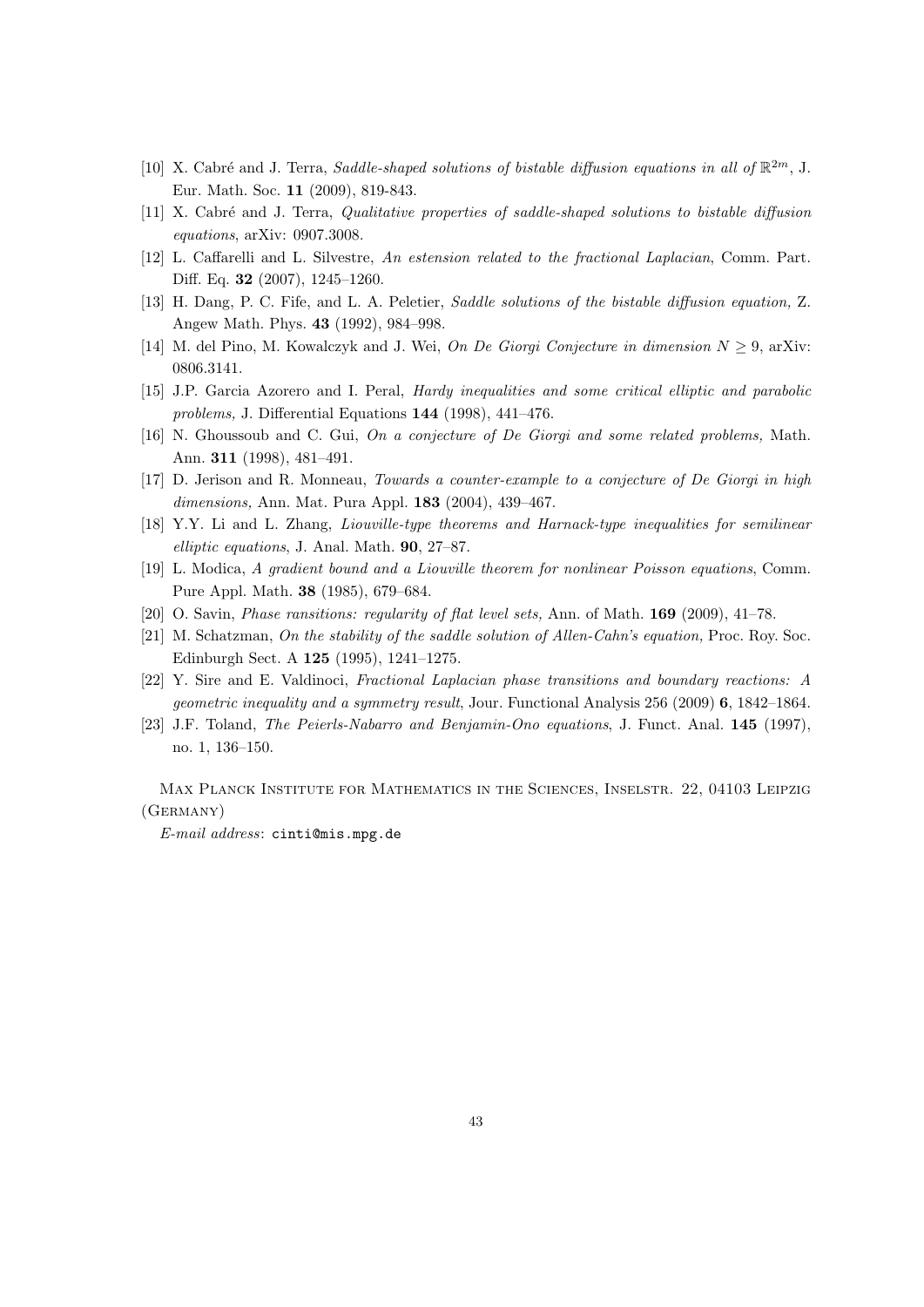[10] X. Cabré and J. Terra, *Saddle-shaped solutions of bistable diffusion equations in all of $\mathbb{R}^{2m}$*, J. Eur. Math. Soc. **11** (2009), 819-843.

[11] X. Cabré and J. Terra, *Qualitative properties of saddle-shaped solutions to bistable diffusion equations*, arXiv: 0907.3008.

[12] L. Caffarelli and L. Silvestre, *An estension related to the fractional Laplacian*, Comm. Part. Diff. Eq. **32** (2007), 1245–1260.

[13] H. Dang, P. C. Fife, and L. A. Peletier, *Saddle solutions of the bistable diffusion equation,* Z. Angew Math. Phys. **43** (1992), 984–998.

[14] M. del Pino, M. Kowalczyk and J. Wei, *On De Giorgi Conjecture in dimension $N \geq 9$*, arXiv: 0806.3141.

[15] J.P. Garcia Azorero and I. Peral, *Hardy inequalities and some critical elliptic and parabolic problems,* J. Differential Equations **144** (1998), 441–476.

[16] N. Ghoussoub and C. Gui, *On a conjecture of De Giorgi and some related problems,* Math. Ann. **311** (1998), 481–491.

[17] D. Jerison and R. Monneau, *Towards a counter-example to a conjecture of De Giorgi in high dimensions*, Ann. Mat. Pura Appl. **183** (2004), 439–467.

[18] Y.Y. Li and L. Zhang, *Liouville-type theorems and Harnack-type inequalities for semilinear elliptic equations*, J. Anal. Math. **90**, 27–87.

[19] L. Modica, *A gradient bound and a Liouville theorem for nonlinear Poisson equations*, Comm. Pure Appl. Math. **38** (1985), 679–684.

[20] O. Savin, *Phase ransitions: regularity of flat level sets,* Ann. of Math. **169** (2009), 41–78.

[21] M. Schatzman, *On the stability of the saddle solution of Allen-Cahn's equation,* Proc. Roy. Soc. Edinburgh Sect. A **125** (1995), 1241–1275.

[22] Y. Sire and E. Valdinoci, *Fractional Laplacian phase transitions and boundary reactions: A geometric inequality and a symmetry result*, Jour. Functional Analysis 256 (2009) **6**, 1842–1864.

[23] J.F. Toland, *The Peierls-Nabarro and Benjamin-Ono equations*, J. Funct. Anal. **145** (1997), no. 1, 136–150.

Max Planck Institute for Mathematics in the Sciences, Inselstr. 22, 04103 Leipzig (Germany)

*E-mail address*: cinti@mis.mpg.de